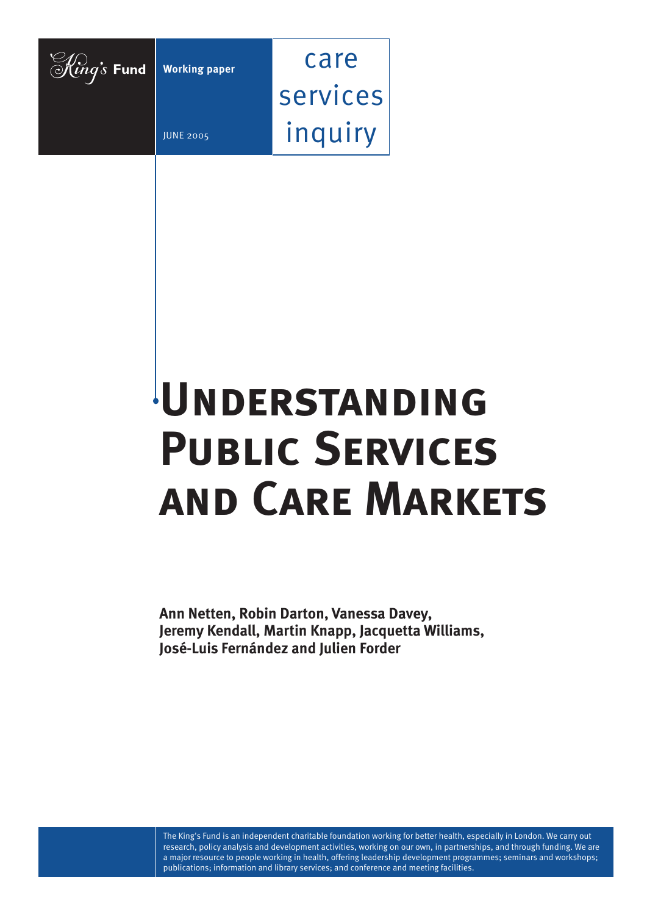King's Fund

Working paper

JUNE 2005

care services inquiry

# Understanding Public Services and Care Markets

**Ann Netten, Robin Darton, Vanessa Davey, Jeremy Kendall, Martin Knapp, Jacquetta Williams, José-Luis Fernández and Julien Forder**

The King's Fund is an independent charitable foundation working for better health, especially in London. We carry out research, policy analysis and development activities, working on our own, in partnerships, and through funding. We are a major resource to people working in health, offering leadership development programmes; seminars and workshops; publications; information and library services; and conference and meeting facilities.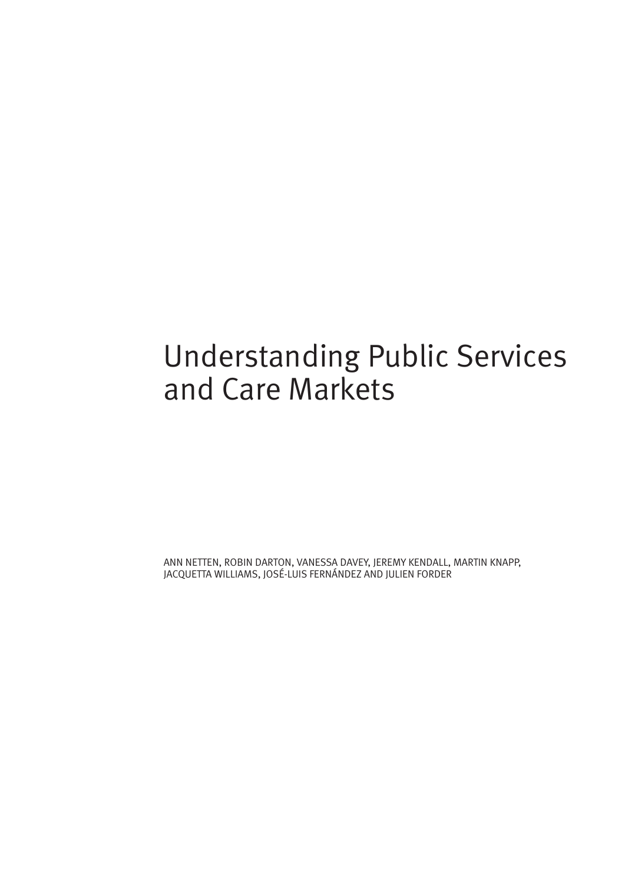# Understanding Public Services and Care Markets

ANN NETTEN, ROBIN DARTON, VANESSA DAVEY, JEREMY KENDALL, MARTIN KNAPP, JACQUETTA WILLIAMS, JOSÉ-LUIS FERNÁNDEZ AND JULIEN FORDER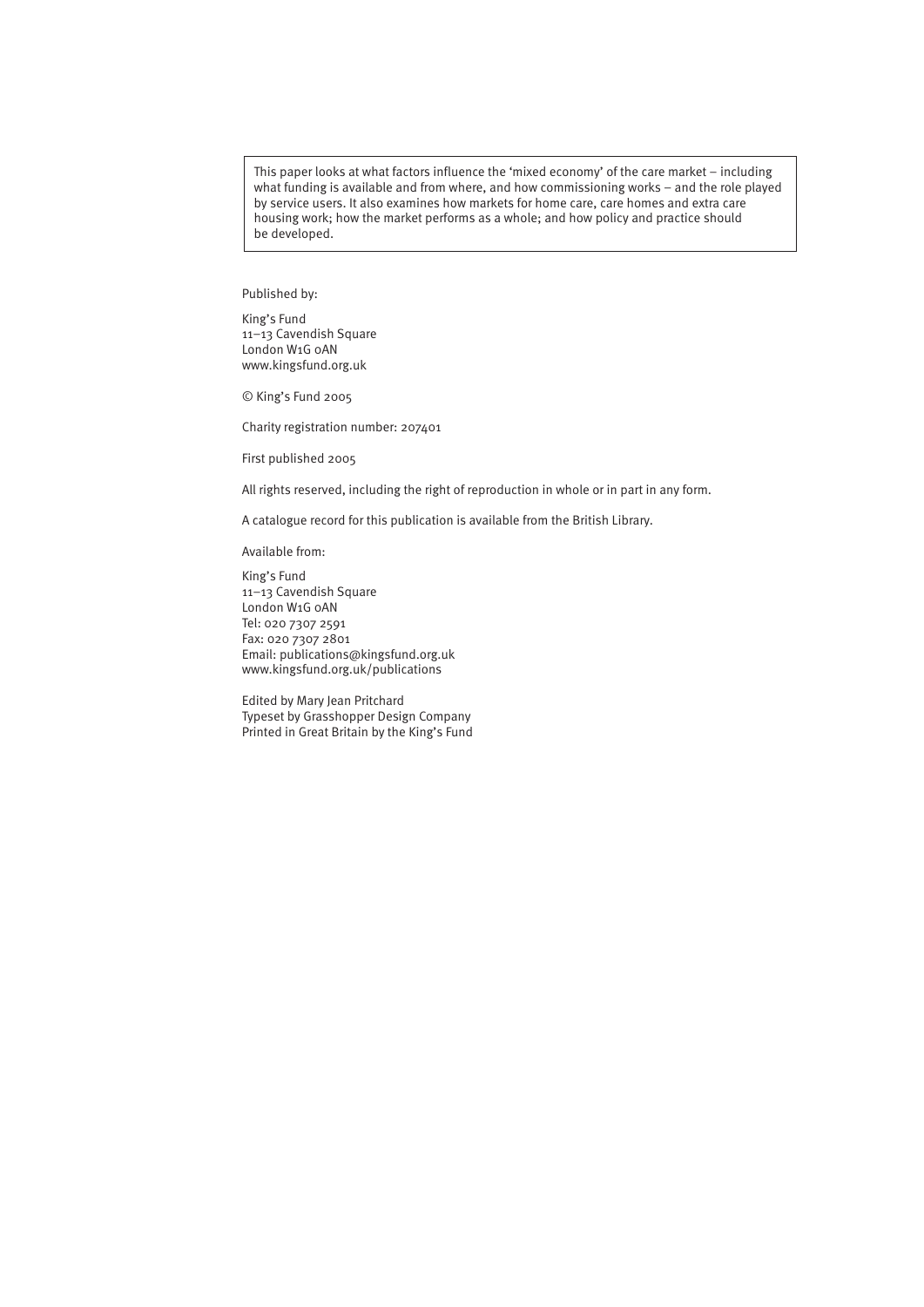This paper looks at what factors influence the 'mixed economy' of the care market – including what funding is available and from where, and how commissioning works – and the role played by service users. It also examines how markets for home care, care homes and extra care housing work; how the market performs as a whole; and how policy and practice should be developed.

Published by:

King's Fund
11–13 Cavendish Square
London W1G 0AN
www.kingsfund.org.uk

© King's Fund 2005

Charity registration number: 207401

First published 2005

All rights reserved, including the right of reproduction in whole or in part in any form.

A catalogue record for this publication is available from the British Library.

Available from:

King's Fund
11–13 Cavendish Square
London W1G 0AN
Tel: 020 7307 2591
Fax: 020 7307 2801
Email: publications@kingsfund.org.uk
www.kingsfund.org.uk/publications

Edited by Mary Jean Pritchard
Typeset by Grasshopper Design Company
Printed in Great Britain by the King's Fund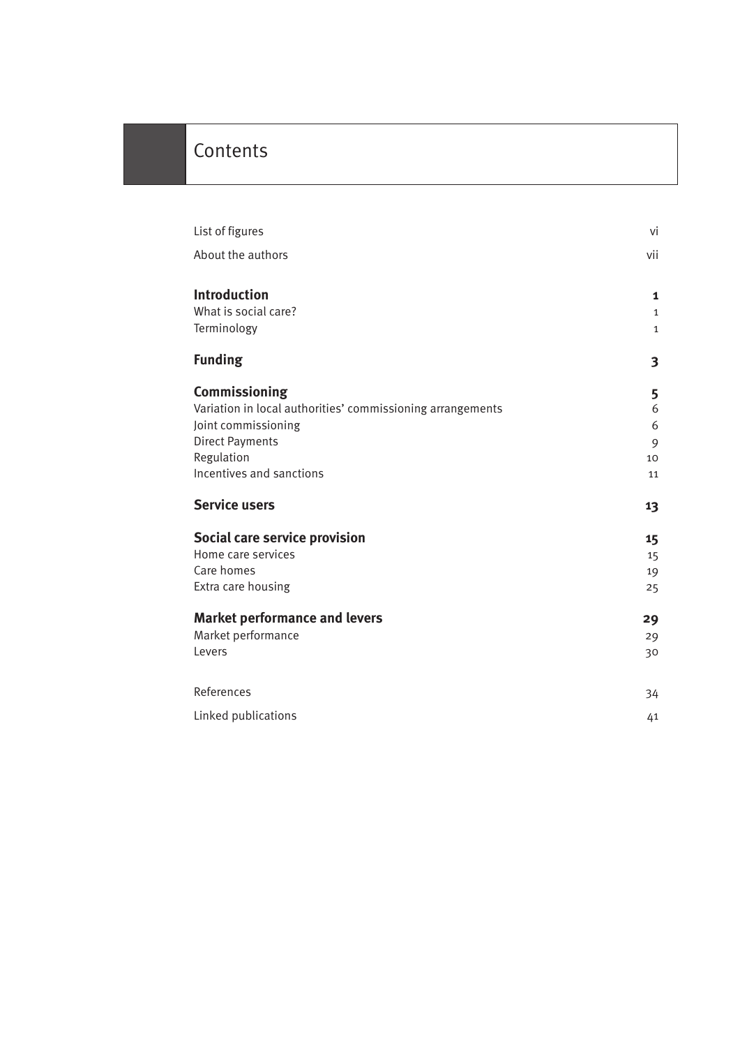# Contents

| | |
|---|---|
| List of figures | vi |
| About the authors | vii |
| **Introduction** | **1** |
| What is social care? | 1 |
| Terminology | 1 |
| **Funding** | **3** |
| **Commissioning** | **5** |
| Variation in local authorities' commissioning arrangements | 6 |
| Joint commissioning | 6 |
| Direct Payments | 9 |
| Regulation | 10 |
| Incentives and sanctions | 11 |
| **Service users** | **13** |
| **Social care service provision** | **15** |
| Home care services | 15 |
| Care homes | 19 |
| Extra care housing | 25 |
| **Market performance and levers** | **29** |
| Market performance | 29 |
| Levers | 30 |
| References | 34 |
| Linked publications | 41 |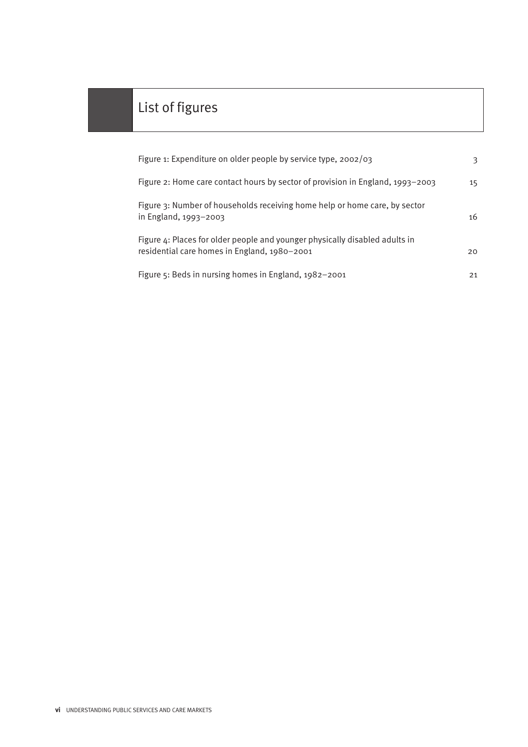# List of figures

Figure 1: Expenditure on older people by service type, 2002/03 — 3

Figure 2: Home care contact hours by sector of provision in England, 1993–2003 — 15

Figure 3: Number of households receiving home help or home care, by sector in England, 1993–2003 — 16

Figure 4: Places for older people and younger physically disabled adults in residential care homes in England, 1980–2001 — 20

Figure 5: Beds in nursing homes in England, 1982–2001 — 21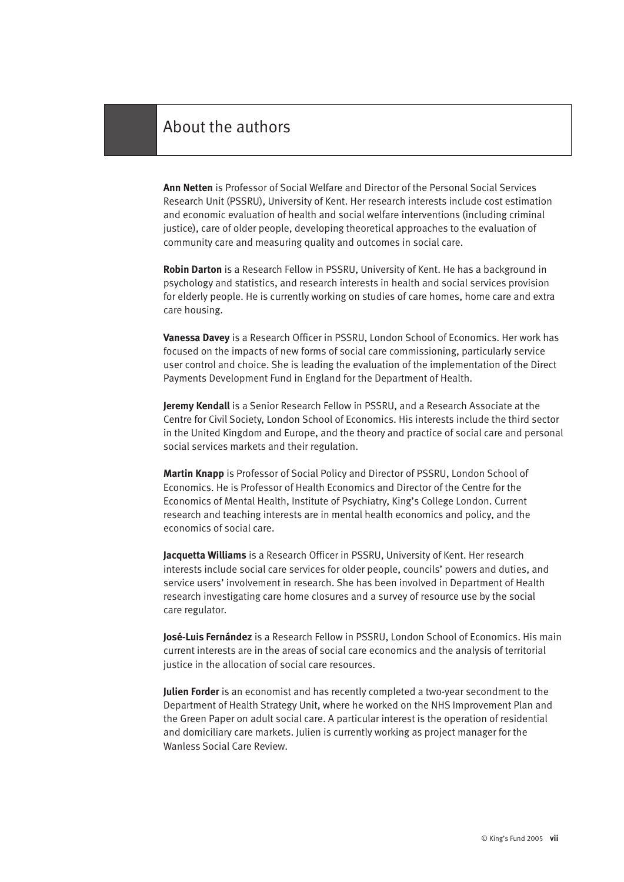# About the authors

**Ann Netten** is Professor of Social Welfare and Director of the Personal Social Services Research Unit (PSSRU), University of Kent. Her research interests include cost estimation and economic evaluation of health and social welfare interventions (including criminal justice), care of older people, developing theoretical approaches to the evaluation of community care and measuring quality and outcomes in social care.

**Robin Darton** is a Research Fellow in PSSRU, University of Kent. He has a background in psychology and statistics, and research interests in health and social services provision for elderly people. He is currently working on studies of care homes, home care and extra care housing.

**Vanessa Davey** is a Research Officer in PSSRU, London School of Economics. Her work has focused on the impacts of new forms of social care commissioning, particularly service user control and choice. She is leading the evaluation of the implementation of the Direct Payments Development Fund in England for the Department of Health.

**Jeremy Kendall** is a Senior Research Fellow in PSSRU, and a Research Associate at the Centre for Civil Society, London School of Economics. His interests include the third sector in the United Kingdom and Europe, and the theory and practice of social care and personal social services markets and their regulation.

**Martin Knapp** is Professor of Social Policy and Director of PSSRU, London School of Economics. He is Professor of Health Economics and Director of the Centre for the Economics of Mental Health, Institute of Psychiatry, King's College London. Current research and teaching interests are in mental health economics and policy, and the economics of social care.

**Jacquetta Williams** is a Research Officer in PSSRU, University of Kent. Her research interests include social care services for older people, councils' powers and duties, and service users' involvement in research. She has been involved in Department of Health research investigating care home closures and a survey of resource use by the social care regulator.

**José-Luis Fernández** is a Research Fellow in PSSRU, London School of Economics. His main current interests are in the areas of social care economics and the analysis of territorial justice in the allocation of social care resources.

**Julien Forder** is an economist and has recently completed a two-year secondment to the Department of Health Strategy Unit, where he worked on the NHS Improvement Plan and the Green Paper on adult social care. A particular interest is the operation of residential and domiciliary care markets. Julien is currently working as project manager for the Wanless Social Care Review.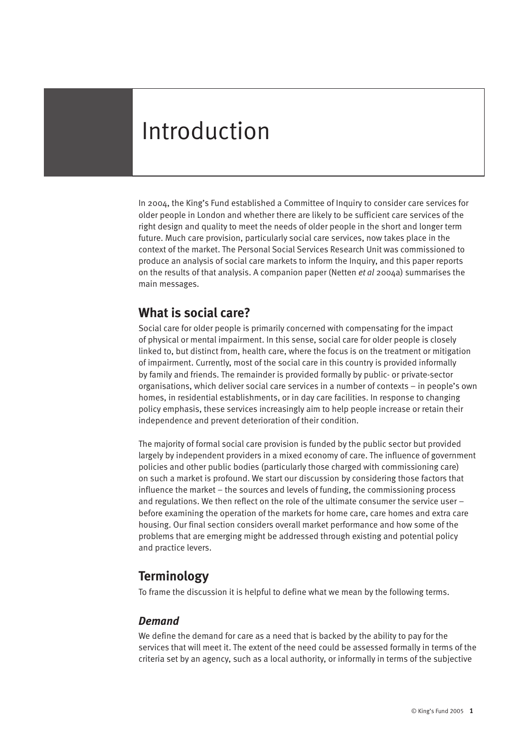# Introduction

In 2004, the King's Fund established a Committee of Inquiry to consider care services for older people in London and whether there are likely to be sufficient care services of the right design and quality to meet the needs of older people in the short and longer term future. Much care provision, particularly social care services, now takes place in the context of the market. The Personal Social Services Research Unit was commissioned to produce an analysis of social care markets to inform the Inquiry, and this paper reports on the results of that analysis. A companion paper (Netten *et al* 2004a) summarises the main messages.

## What is social care?

Social care for older people is primarily concerned with compensating for the impact of physical or mental impairment. In this sense, social care for older people is closely linked to, but distinct from, health care, where the focus is on the treatment or mitigation of impairment. Currently, most of the social care in this country is provided informally by family and friends. The remainder is provided formally by public- or private-sector organisations, which deliver social care services in a number of contexts – in people's own homes, in residential establishments, or in day care facilities. In response to changing policy emphasis, these services increasingly aim to help people increase or retain their independence and prevent deterioration of their condition.

The majority of formal social care provision is funded by the public sector but provided largely by independent providers in a mixed economy of care. The influence of government policies and other public bodies (particularly those charged with commissioning care) on such a market is profound. We start our discussion by considering those factors that influence the market – the sources and levels of funding, the commissioning process and regulations. We then reflect on the role of the ultimate consumer the service user – before examining the operation of the markets for home care, care homes and extra care housing. Our final section considers overall market performance and how some of the problems that are emerging might be addressed through existing and potential policy and practice levers.

## Terminology

To frame the discussion it is helpful to define what we mean by the following terms.

### *Demand*

We define the demand for care as a need that is backed by the ability to pay for the services that will meet it. The extent of the need could be assessed formally in terms of the criteria set by an agency, such as a local authority, or informally in terms of the subjective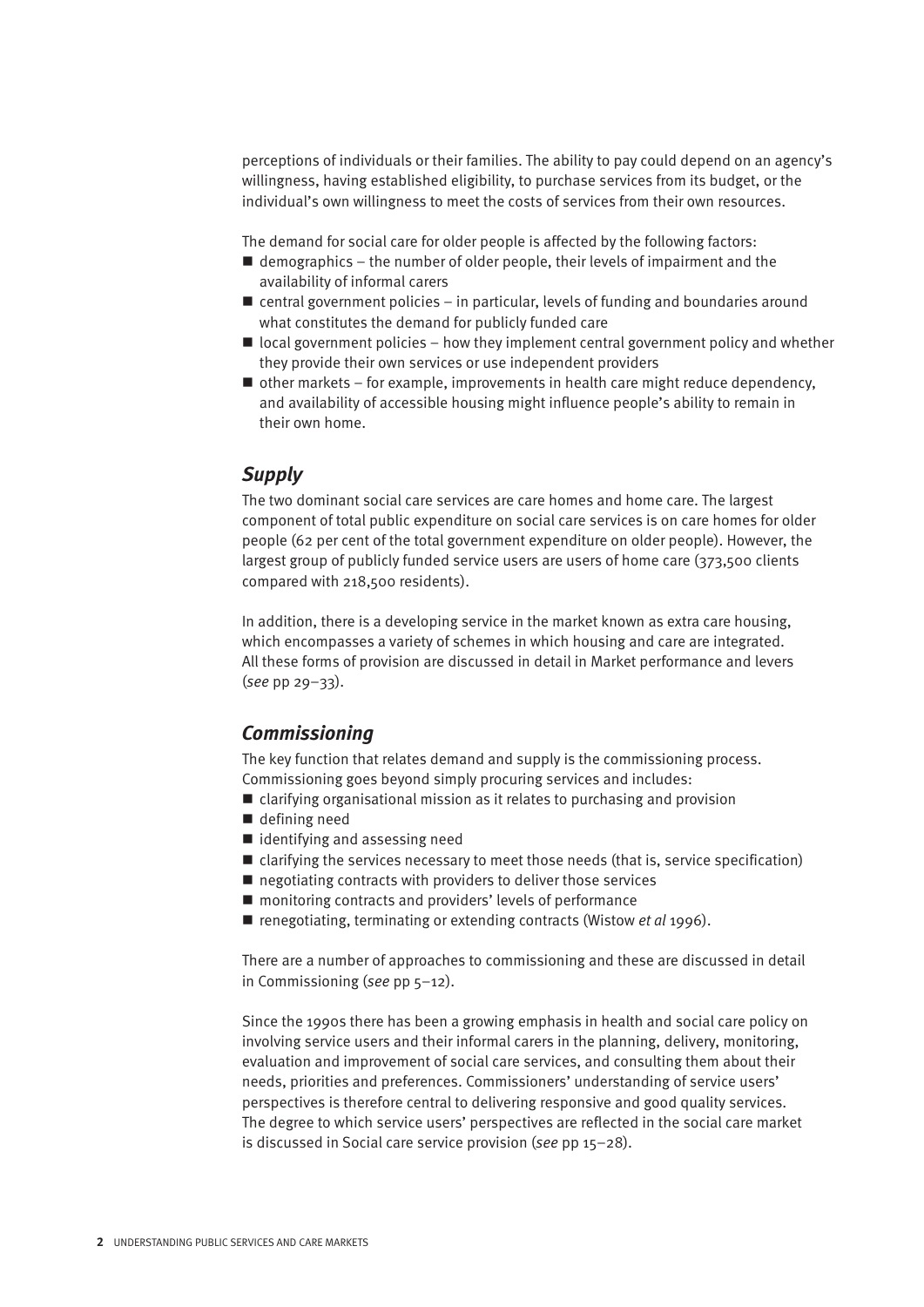perceptions of individuals or their families. The ability to pay could depend on an agency's willingness, having established eligibility, to purchase services from its budget, or the individual's own willingness to meet the costs of services from their own resources.

The demand for social care for older people is affected by the following factors:

- demographics – the number of older people, their levels of impairment and the availability of informal carers
- central government policies – in particular, levels of funding and boundaries around what constitutes the demand for publicly funded care
- local government policies – how they implement central government policy and whether they provide their own services or use independent providers
- other markets – for example, improvements in health care might reduce dependency, and availability of accessible housing might influence people's ability to remain in their own home.

## *Supply*

The two dominant social care services are care homes and home care. The largest component of total public expenditure on social care services is on care homes for older people (62 per cent of the total government expenditure on older people). However, the largest group of publicly funded service users are users of home care (373,500 clients compared with 218,500 residents).

In addition, there is a developing service in the market known as extra care housing, which encompasses a variety of schemes in which housing and care are integrated. All these forms of provision are discussed in detail in Market performance and levers (*see* pp 29–33).

## *Commissioning*

The key function that relates demand and supply is the commissioning process. Commissioning goes beyond simply procuring services and includes:

- clarifying organisational mission as it relates to purchasing and provision
- defining need
- identifying and assessing need
- clarifying the services necessary to meet those needs (that is, service specification)
- negotiating contracts with providers to deliver those services
- monitoring contracts and providers' levels of performance
- renegotiating, terminating or extending contracts (Wistow *et al* 1996).

There are a number of approaches to commissioning and these are discussed in detail in Commissioning (*see* pp 5–12).

Since the 1990s there has been a growing emphasis in health and social care policy on involving service users and their informal carers in the planning, delivery, monitoring, evaluation and improvement of social care services, and consulting them about their needs, priorities and preferences. Commissioners' understanding of service users' perspectives is therefore central to delivering responsive and good quality services. The degree to which service users' perspectives are reflected in the social care market is discussed in Social care service provision (*see* pp 15–28).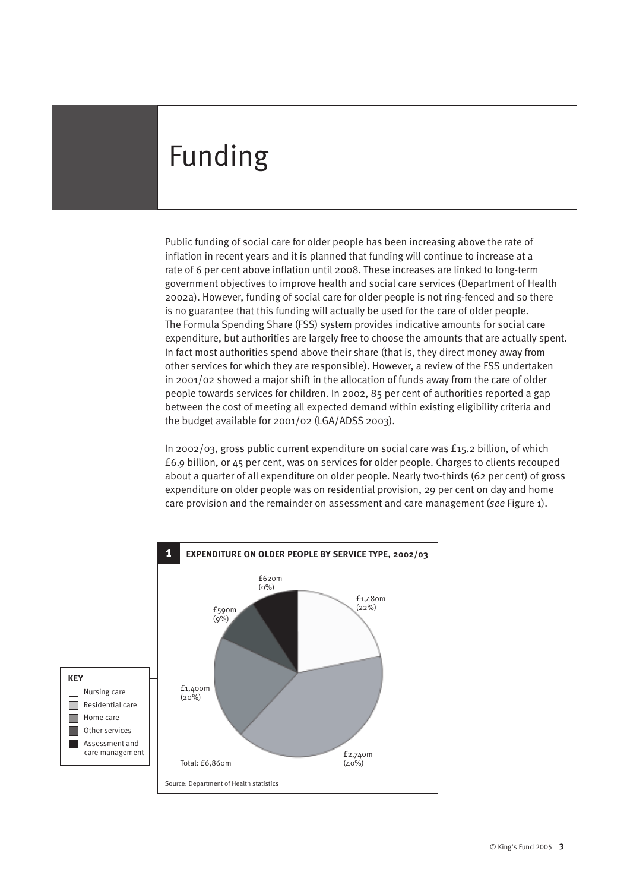# Funding

Public funding of social care for older people has been increasing above the rate of inflation in recent years and it is planned that funding will continue to increase at a rate of 6 per cent above inflation until 2008. These increases are linked to long-term government objectives to improve health and social care services (Department of Health 2002a). However, funding of social care for older people is not ring-fenced and so there is no guarantee that this funding will actually be used for the care of older people. The Formula Spending Share (FSS) system provides indicative amounts for social care expenditure, but authorities are largely free to choose the amounts that are actually spent. In fact most authorities spend above their share (that is, they direct money away from other services for which they are responsible). However, a review of the FSS undertaken in 2001/02 showed a major shift in the allocation of funds away from the care of older people towards services for children. In 2002, 85 per cent of authorities reported a gap between the cost of meeting all expected demand within existing eligibility criteria and the budget available for 2001/02 (LGA/ADSS 2003).

In 2002/03, gross public current expenditure on social care was £15.2 billion, of which £6.9 billion, or 45 per cent, was on services for older people. Charges to clients recouped about a quarter of all expenditure on older people. Nearly two-thirds (62 per cent) of gross expenditure on older people was on residential provision, 29 per cent on day and home care provision and the remainder on assessment and care management (*see* Figure 1).

**1 EXPENDITURE ON OLDER PEOPLE BY SERVICE TYPE, 2002/03**

| Service type | Expenditure | Share |
|---|---|---|
| Nursing care | £1,480m | 22% |
| Residential care | £2,740m | 40% |
| Home care | £1,400m | 20% |
| Other services | £590m | 9% |
| Assessment and care management | £620m | 9% |

Total: £6,860m

Source: Department of Health statistics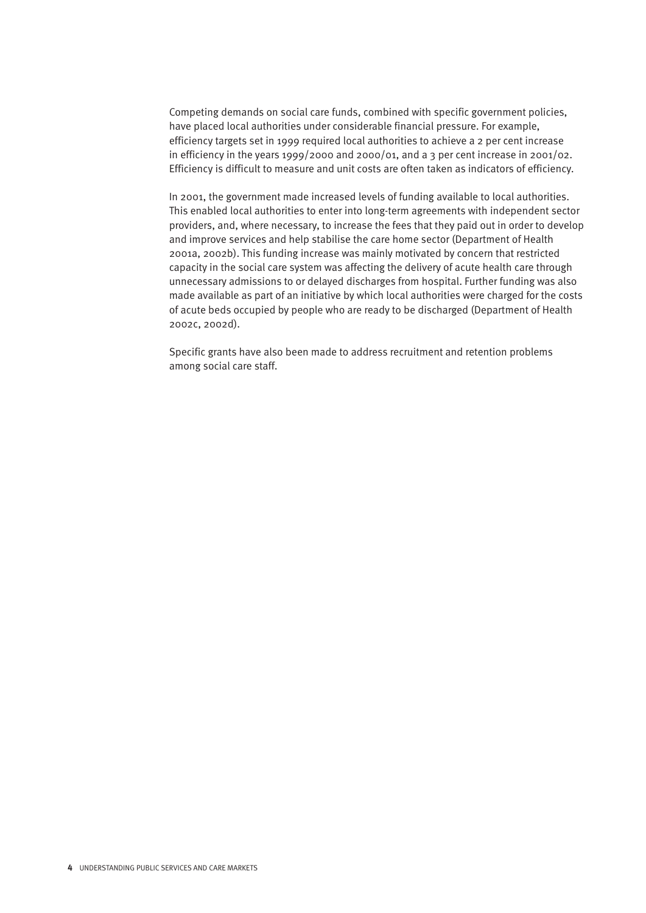Competing demands on social care funds, combined with specific government policies, have placed local authorities under considerable financial pressure. For example, efficiency targets set in 1999 required local authorities to achieve a 2 per cent increase in efficiency in the years 1999/2000 and 2000/01, and a 3 per cent increase in 2001/02. Efficiency is difficult to measure and unit costs are often taken as indicators of efficiency.

In 2001, the government made increased levels of funding available to local authorities. This enabled local authorities to enter into long-term agreements with independent sector providers, and, where necessary, to increase the fees that they paid out in order to develop and improve services and help stabilise the care home sector (Department of Health 2001a, 2002b). This funding increase was mainly motivated by concern that restricted capacity in the social care system was affecting the delivery of acute health care through unnecessary admissions to or delayed discharges from hospital. Further funding was also made available as part of an initiative by which local authorities were charged for the costs of acute beds occupied by people who are ready to be discharged (Department of Health 2002c, 2002d).

Specific grants have also been made to address recruitment and retention problems among social care staff.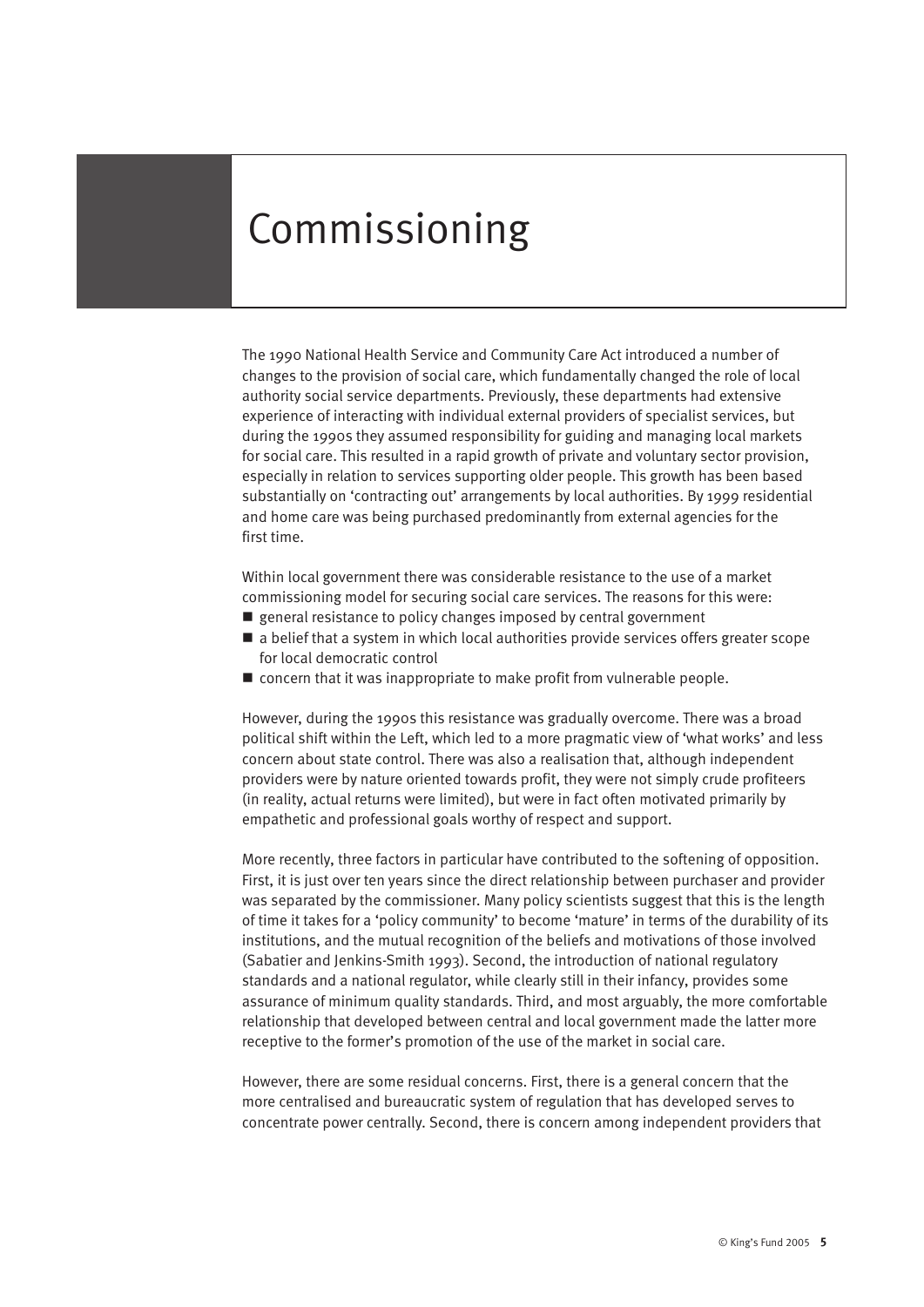# Commissioning

The 1990 National Health Service and Community Care Act introduced a number of changes to the provision of social care, which fundamentally changed the role of local authority social service departments. Previously, these departments had extensive experience of interacting with individual external providers of specialist services, but during the 1990s they assumed responsibility for guiding and managing local markets for social care. This resulted in a rapid growth of private and voluntary sector provision, especially in relation to services supporting older people. This growth has been based substantially on 'contracting out' arrangements by local authorities. By 1999 residential and home care was being purchased predominantly from external agencies for the first time.

Within local government there was considerable resistance to the use of a market commissioning model for securing social care services. The reasons for this were:

- general resistance to policy changes imposed by central government
- a belief that a system in which local authorities provide services offers greater scope for local democratic control
- concern that it was inappropriate to make profit from vulnerable people.

However, during the 1990s this resistance was gradually overcome. There was a broad political shift within the Left, which led to a more pragmatic view of 'what works' and less concern about state control. There was also a realisation that, although independent providers were by nature oriented towards profit, they were not simply crude profiteers (in reality, actual returns were limited), but were in fact often motivated primarily by empathetic and professional goals worthy of respect and support.

More recently, three factors in particular have contributed to the softening of opposition. First, it is just over ten years since the direct relationship between purchaser and provider was separated by the commissioner. Many policy scientists suggest that this is the length of time it takes for a 'policy community' to become 'mature' in terms of the durability of its institutions, and the mutual recognition of the beliefs and motivations of those involved (Sabatier and Jenkins-Smith 1993). Second, the introduction of national regulatory standards and a national regulator, while clearly still in their infancy, provides some assurance of minimum quality standards. Third, and most arguably, the more comfortable relationship that developed between central and local government made the latter more receptive to the former's promotion of the use of the market in social care.

However, there are some residual concerns. First, there is a general concern that the more centralised and bureaucratic system of regulation that has developed serves to concentrate power centrally. Second, there is concern among independent providers that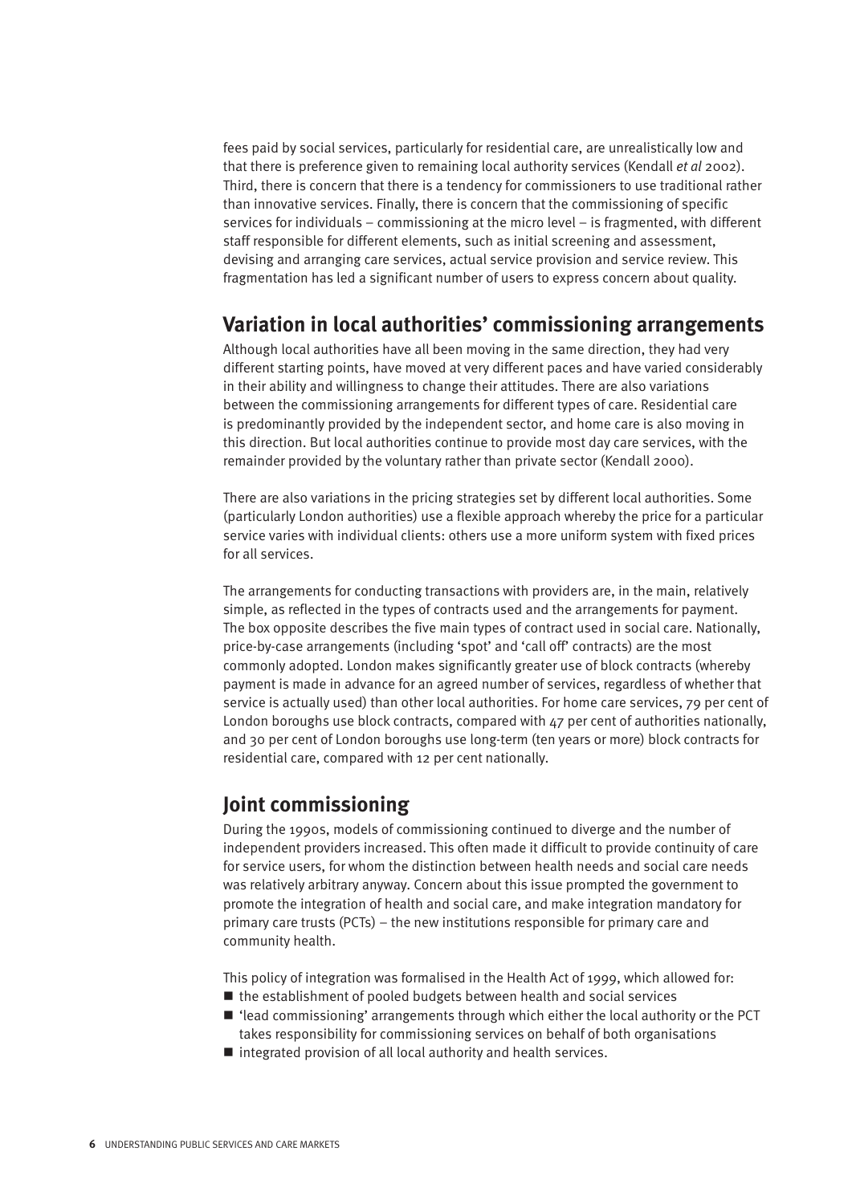fees paid by social services, particularly for residential care, are unrealistically low and that there is preference given to remaining local authority services (Kendall *et al* 2002). Third, there is concern that there is a tendency for commissioners to use traditional rather than innovative services. Finally, there is concern that the commissioning of specific services for individuals – commissioning at the micro level – is fragmented, with different staff responsible for different elements, such as initial screening and assessment, devising and arranging care services, actual service provision and service review. This fragmentation has led a significant number of users to express concern about quality.

## Variation in local authorities' commissioning arrangements

Although local authorities have all been moving in the same direction, they had very different starting points, have moved at very different paces and have varied considerably in their ability and willingness to change their attitudes. There are also variations between the commissioning arrangements for different types of care. Residential care is predominantly provided by the independent sector, and home care is also moving in this direction. But local authorities continue to provide most day care services, with the remainder provided by the voluntary rather than private sector (Kendall 2000).

There are also variations in the pricing strategies set by different local authorities. Some (particularly London authorities) use a flexible approach whereby the price for a particular service varies with individual clients: others use a more uniform system with fixed prices for all services.

The arrangements for conducting transactions with providers are, in the main, relatively simple, as reflected in the types of contracts used and the arrangements for payment. The box opposite describes the five main types of contract used in social care. Nationally, price-by-case arrangements (including 'spot' and 'call off' contracts) are the most commonly adopted. London makes significantly greater use of block contracts (whereby payment is made in advance for an agreed number of services, regardless of whether that service is actually used) than other local authorities. For home care services, 79 per cent of London boroughs use block contracts, compared with 47 per cent of authorities nationally, and 30 per cent of London boroughs use long-term (ten years or more) block contracts for residential care, compared with 12 per cent nationally.

## Joint commissioning

During the 1990s, models of commissioning continued to diverge and the number of independent providers increased. This often made it difficult to provide continuity of care for service users, for whom the distinction between health needs and social care needs was relatively arbitrary anyway. Concern about this issue prompted the government to promote the integration of health and social care, and make integration mandatory for primary care trusts (PCTs) – the new institutions responsible for primary care and community health.

This policy of integration was formalised in the Health Act of 1999, which allowed for:

- the establishment of pooled budgets between health and social services
- 'lead commissioning' arrangements through which either the local authority or the PCT takes responsibility for commissioning services on behalf of both organisations
- integrated provision of all local authority and health services.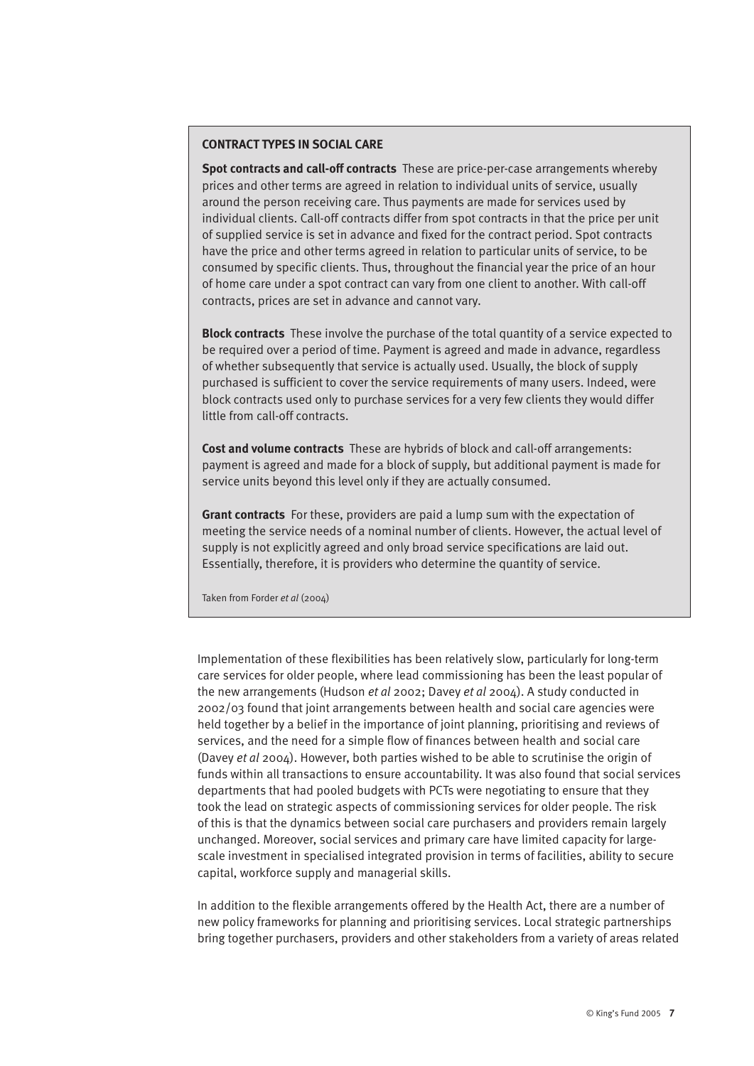**CONTRACT TYPES IN SOCIAL CARE**

**Spot contracts and call-off contracts** These are price-per-case arrangements whereby prices and other terms are agreed in relation to individual units of service, usually around the person receiving care. Thus payments are made for services used by individual clients. Call-off contracts differ from spot contracts in that the price per unit of supplied service is set in advance and fixed for the contract period. Spot contracts have the price and other terms agreed in relation to particular units of service, to be consumed by specific clients. Thus, throughout the financial year the price of an hour of home care under a spot contract can vary from one client to another. With call-off contracts, prices are set in advance and cannot vary.

**Block contracts** These involve the purchase of the total quantity of a service expected to be required over a period of time. Payment is agreed and made in advance, regardless of whether subsequently that service is actually used. Usually, the block of supply purchased is sufficient to cover the service requirements of many users. Indeed, were block contracts used only to purchase services for a very few clients they would differ little from call-off contracts.

**Cost and volume contracts** These are hybrids of block and call-off arrangements: payment is agreed and made for a block of supply, but additional payment is made for service units beyond this level only if they are actually consumed.

**Grant contracts** For these, providers are paid a lump sum with the expectation of meeting the service needs of a nominal number of clients. However, the actual level of supply is not explicitly agreed and only broad service specifications are laid out. Essentially, therefore, it is providers who determine the quantity of service.

Taken from Forder *et al* (2004)

Implementation of these flexibilities has been relatively slow, particularly for long-term care services for older people, where lead commissioning has been the least popular of the new arrangements (Hudson *et al* 2002; Davey *et al* 2004). A study conducted in 2002/03 found that joint arrangements between health and social care agencies were held together by a belief in the importance of joint planning, prioritising and reviews of services, and the need for a simple flow of finances between health and social care (Davey *et al* 2004). However, both parties wished to be able to scrutinise the origin of funds within all transactions to ensure accountability. It was also found that social services departments that had pooled budgets with PCTs were negotiating to ensure that they took the lead on strategic aspects of commissioning services for older people. The risk of this is that the dynamics between social care purchasers and providers remain largely unchanged. Moreover, social services and primary care have limited capacity for large-scale investment in specialised integrated provision in terms of facilities, ability to secure capital, workforce supply and managerial skills.

In addition to the flexible arrangements offered by the Health Act, there are a number of new policy frameworks for planning and prioritising services. Local strategic partnerships bring together purchasers, providers and other stakeholders from a variety of areas related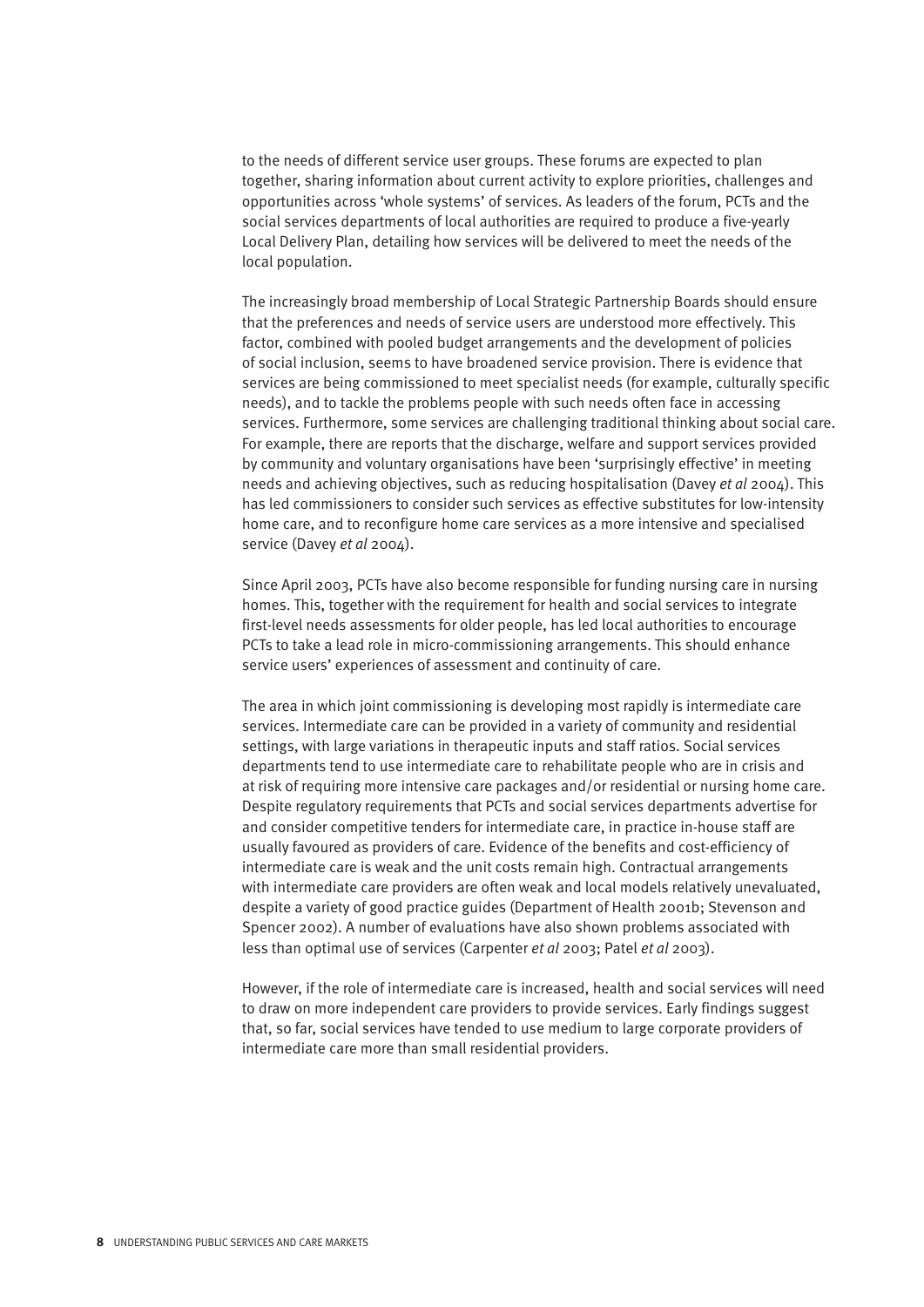to the needs of different service user groups. These forums are expected to plan together, sharing information about current activity to explore priorities, challenges and opportunities across 'whole systems' of services. As leaders of the forum, PCTs and the social services departments of local authorities are required to produce a five-yearly Local Delivery Plan, detailing how services will be delivered to meet the needs of the local population.

The increasingly broad membership of Local Strategic Partnership Boards should ensure that the preferences and needs of service users are understood more effectively. This factor, combined with pooled budget arrangements and the development of policies of social inclusion, seems to have broadened service provision. There is evidence that services are being commissioned to meet specialist needs (for example, culturally specific needs), and to tackle the problems people with such needs often face in accessing services. Furthermore, some services are challenging traditional thinking about social care. For example, there are reports that the discharge, welfare and support services provided by community and voluntary organisations have been 'surprisingly effective' in meeting needs and achieving objectives, such as reducing hospitalisation (Davey *et al* 2004). This has led commissioners to consider such services as effective substitutes for low-intensity home care, and to reconfigure home care services as a more intensive and specialised service (Davey *et al* 2004).

Since April 2003, PCTs have also become responsible for funding nursing care in nursing homes. This, together with the requirement for health and social services to integrate first-level needs assessments for older people, has led local authorities to encourage PCTs to take a lead role in micro-commissioning arrangements. This should enhance service users' experiences of assessment and continuity of care.

The area in which joint commissioning is developing most rapidly is intermediate care services. Intermediate care can be provided in a variety of community and residential settings, with large variations in therapeutic inputs and staff ratios. Social services departments tend to use intermediate care to rehabilitate people who are in crisis and at risk of requiring more intensive care packages and/or residential or nursing home care. Despite regulatory requirements that PCTs and social services departments advertise for and consider competitive tenders for intermediate care, in practice in-house staff are usually favoured as providers of care. Evidence of the benefits and cost-efficiency of intermediate care is weak and the unit costs remain high. Contractual arrangements with intermediate care providers are often weak and local models relatively unevaluated, despite a variety of good practice guides (Department of Health 2001b; Stevenson and Spencer 2002). A number of evaluations have also shown problems associated with less than optimal use of services (Carpenter *et al* 2003; Patel *et al* 2003).

However, if the role of intermediate care is increased, health and social services will need to draw on more independent care providers to provide services. Early findings suggest that, so far, social services have tended to use medium to large corporate providers of intermediate care more than small residential providers.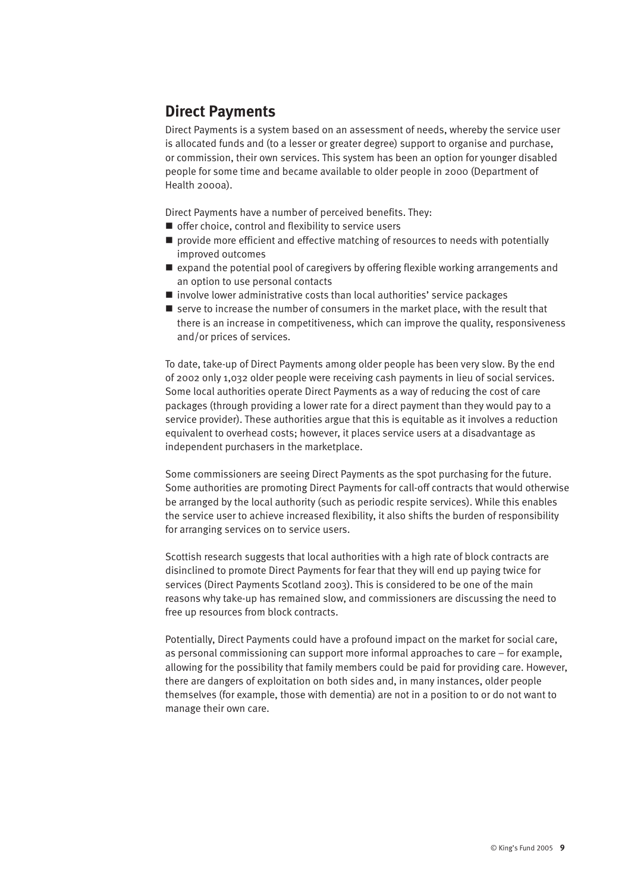## Direct Payments

Direct Payments is a system based on an assessment of needs, whereby the service user is allocated funds and (to a lesser or greater degree) support to organise and purchase, or commission, their own services. This system has been an option for younger disabled people for some time and became available to older people in 2000 (Department of Health 2000a).

Direct Payments have a number of perceived benefits. They:

- offer choice, control and flexibility to service users
- provide more efficient and effective matching of resources to needs with potentially improved outcomes
- expand the potential pool of caregivers by offering flexible working arrangements and an option to use personal contacts
- involve lower administrative costs than local authorities' service packages
- serve to increase the number of consumers in the market place, with the result that there is an increase in competitiveness, which can improve the quality, responsiveness and/or prices of services.

To date, take-up of Direct Payments among older people has been very slow. By the end of 2002 only 1,032 older people were receiving cash payments in lieu of social services. Some local authorities operate Direct Payments as a way of reducing the cost of care packages (through providing a lower rate for a direct payment than they would pay to a service provider). These authorities argue that this is equitable as it involves a reduction equivalent to overhead costs; however, it places service users at a disadvantage as independent purchasers in the marketplace.

Some commissioners are seeing Direct Payments as the spot purchasing for the future. Some authorities are promoting Direct Payments for call-off contracts that would otherwise be arranged by the local authority (such as periodic respite services). While this enables the service user to achieve increased flexibility, it also shifts the burden of responsibility for arranging services on to service users.

Scottish research suggests that local authorities with a high rate of block contracts are disinclined to promote Direct Payments for fear that they will end up paying twice for services (Direct Payments Scotland 2003). This is considered to be one of the main reasons why take-up has remained slow, and commissioners are discussing the need to free up resources from block contracts.

Potentially, Direct Payments could have a profound impact on the market for social care, as personal commissioning can support more informal approaches to care – for example, allowing for the possibility that family members could be paid for providing care. However, there are dangers of exploitation on both sides and, in many instances, older people themselves (for example, those with dementia) are not in a position to or do not want to manage their own care.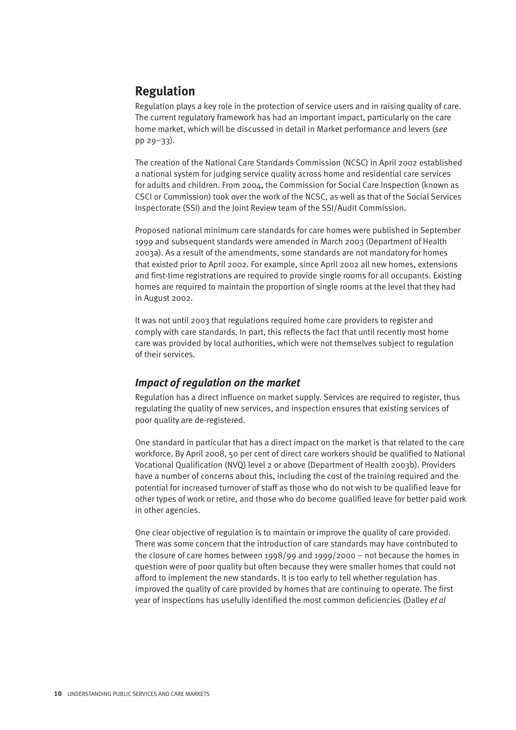## Regulation

Regulation plays a key role in the protection of service users and in raising quality of care. The current regulatory framework has had an important impact, particularly on the care home market, which will be discussed in detail in Market performance and levers (*see* pp 29–33).

The creation of the National Care Standards Commission (NCSC) in April 2002 established a national system for judging service quality across home and residential care services for adults and children. From 2004, the Commission for Social Care Inspection (known as CSCI or Commission) took over the work of the NCSC, as well as that of the Social Services Inspectorate (SSI) and the Joint Review team of the SSI/Audit Commission.

Proposed national minimum care standards for care homes were published in September 1999 and subsequent standards were amended in March 2003 (Department of Health 2003a). As a result of the amendments, some standards are not mandatory for homes that existed prior to April 2002. For example, since April 2002 all new homes, extensions and first-time registrations are required to provide single rooms for all occupants. Existing homes are required to maintain the proportion of single rooms at the level that they had in August 2002.

It was not until 2003 that regulations required home care providers to register and comply with care standards. In part, this reflects the fact that until recently most home care was provided by local authorities, which were not themselves subject to regulation of their services.

### *Impact of regulation on the market*

Regulation has a direct influence on market supply. Services are required to register, thus regulating the quality of new services, and inspection ensures that existing services of poor quality are de-registered.

One standard in particular that has a direct impact on the market is that related to the care workforce. By April 2008, 50 per cent of direct care workers should be qualified to National Vocational Qualification (NVQ) level 2 or above (Department of Health 2003b). Providers have a number of concerns about this, including the cost of the training required and the potential for increased turnover of staff as those who do not wish to be qualified leave for other types of work or retire, and those who do become qualified leave for better paid work in other agencies.

One clear objective of regulation is to maintain or improve the quality of care provided. There was some concern that the introduction of care standards may have contributed to the closure of care homes between 1998/99 and 1999/2000 – not because the homes in question were of poor quality but often because they were smaller homes that could not afford to implement the new standards. It is too early to tell whether regulation has improved the quality of care provided by homes that are continuing to operate. The first year of inspections has usefully identified the most common deficiencies (Dalley *et al*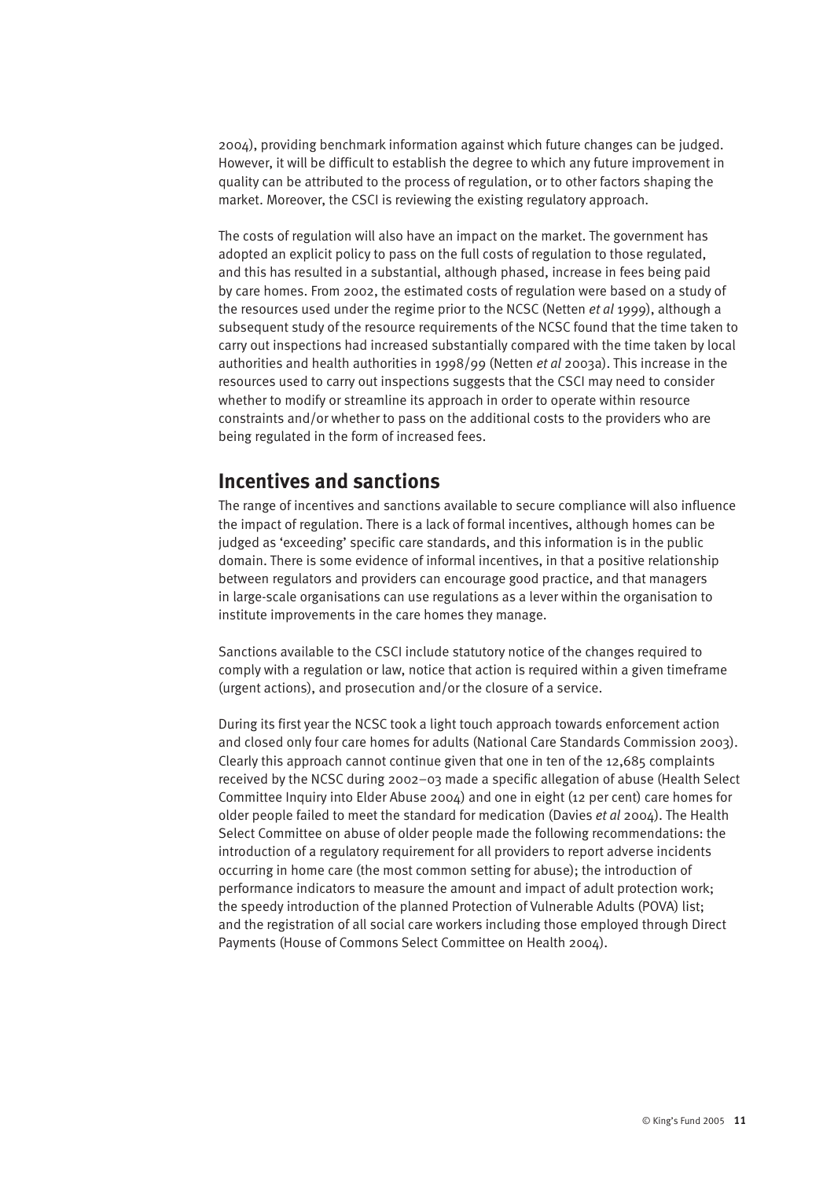2004), providing benchmark information against which future changes can be judged. However, it will be difficult to establish the degree to which any future improvement in quality can be attributed to the process of regulation, or to other factors shaping the market. Moreover, the CSCI is reviewing the existing regulatory approach.

The costs of regulation will also have an impact on the market. The government has adopted an explicit policy to pass on the full costs of regulation to those regulated, and this has resulted in a substantial, although phased, increase in fees being paid by care homes. From 2002, the estimated costs of regulation were based on a study of the resources used under the regime prior to the NCSC (Netten *et al* 1999), although a subsequent study of the resource requirements of the NCSC found that the time taken to carry out inspections had increased substantially compared with the time taken by local authorities and health authorities in 1998/99 (Netten *et al* 2003a). This increase in the resources used to carry out inspections suggests that the CSCI may need to consider whether to modify or streamline its approach in order to operate within resource constraints and/or whether to pass on the additional costs to the providers who are being regulated in the form of increased fees.

## Incentives and sanctions

The range of incentives and sanctions available to secure compliance will also influence the impact of regulation. There is a lack of formal incentives, although homes can be judged as 'exceeding' specific care standards, and this information is in the public domain. There is some evidence of informal incentives, in that a positive relationship between regulators and providers can encourage good practice, and that managers in large-scale organisations can use regulations as a lever within the organisation to institute improvements in the care homes they manage.

Sanctions available to the CSCI include statutory notice of the changes required to comply with a regulation or law, notice that action is required within a given timeframe (urgent actions), and prosecution and/or the closure of a service.

During its first year the NCSC took a light touch approach towards enforcement action and closed only four care homes for adults (National Care Standards Commission 2003). Clearly this approach cannot continue given that one in ten of the 12,685 complaints received by the NCSC during 2002–03 made a specific allegation of abuse (Health Select Committee Inquiry into Elder Abuse 2004) and one in eight (12 per cent) care homes for older people failed to meet the standard for medication (Davies *et al* 2004). The Health Select Committee on abuse of older people made the following recommendations: the introduction of a regulatory requirement for all providers to report adverse incidents occurring in home care (the most common setting for abuse); the introduction of performance indicators to measure the amount and impact of adult protection work; the speedy introduction of the planned Protection of Vulnerable Adults (POVA) list; and the registration of all social care workers including those employed through Direct Payments (House of Commons Select Committee on Health 2004).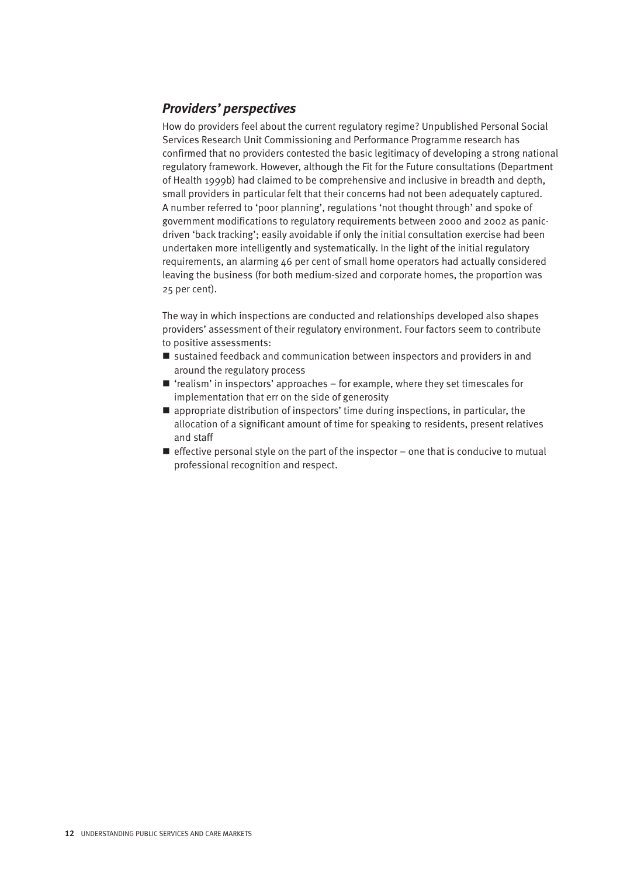### *Providers' perspectives*

How do providers feel about the current regulatory regime? Unpublished Personal Social Services Research Unit Commissioning and Performance Programme research has confirmed that no providers contested the basic legitimacy of developing a strong national regulatory framework. However, although the Fit for the Future consultations (Department of Health 1999b) had claimed to be comprehensive and inclusive in breadth and depth, small providers in particular felt that their concerns had not been adequately captured. A number referred to 'poor planning', regulations 'not thought through' and spoke of government modifications to regulatory requirements between 2000 and 2002 as panic-driven 'back tracking'; easily avoidable if only the initial consultation exercise had been undertaken more intelligently and systematically. In the light of the initial regulatory requirements, an alarming 46 per cent of small home operators had actually considered leaving the business (for both medium-sized and corporate homes, the proportion was 25 per cent).

The way in which inspections are conducted and relationships developed also shapes providers' assessment of their regulatory environment. Four factors seem to contribute to positive assessments:

- sustained feedback and communication between inspectors and providers in and around the regulatory process
- 'realism' in inspectors' approaches – for example, where they set timescales for implementation that err on the side of generosity
- appropriate distribution of inspectors' time during inspections, in particular, the allocation of a significant amount of time for speaking to residents, present relatives and staff
- effective personal style on the part of the inspector – one that is conducive to mutual professional recognition and respect.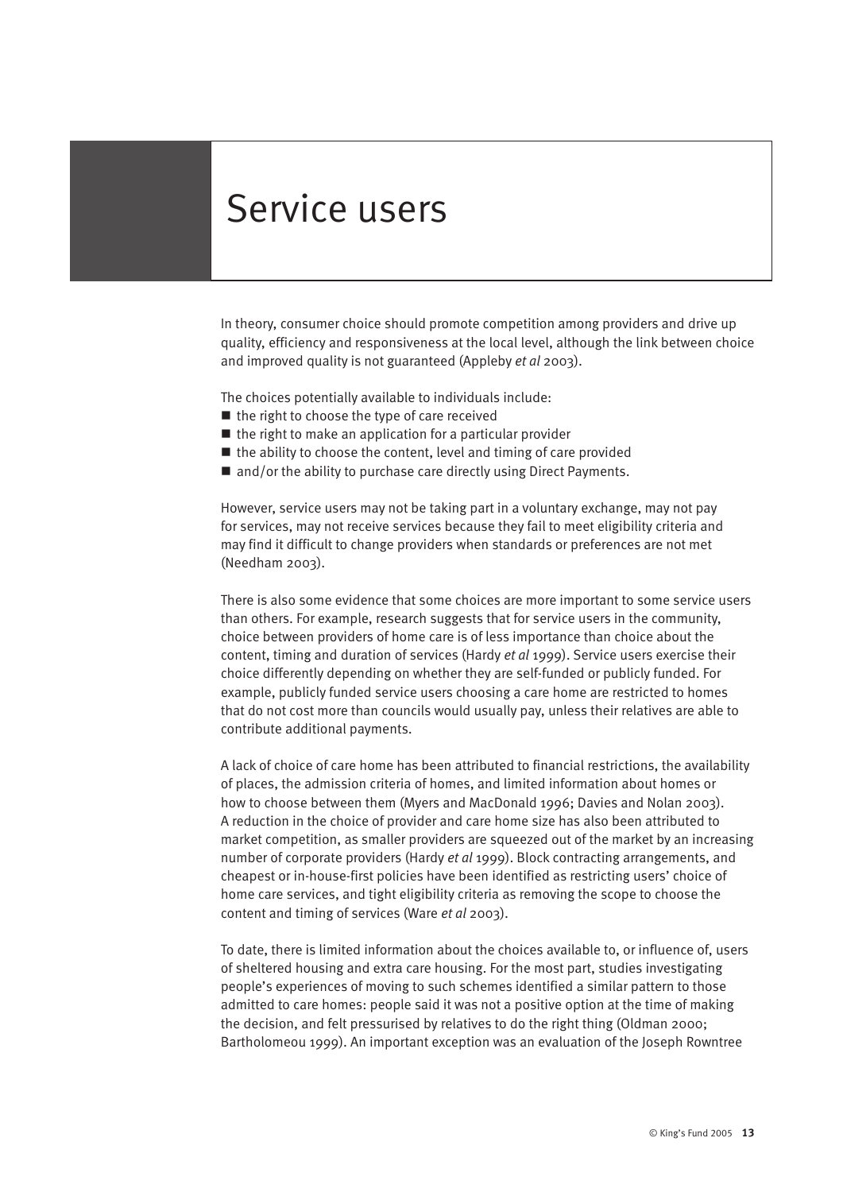# Service users

In theory, consumer choice should promote competition among providers and drive up quality, efficiency and responsiveness at the local level, although the link between choice and improved quality is not guaranteed (Appleby *et al* 2003).

The choices potentially available to individuals include:

- the right to choose the type of care received
- the right to make an application for a particular provider
- the ability to choose the content, level and timing of care provided
- and/or the ability to purchase care directly using Direct Payments.

However, service users may not be taking part in a voluntary exchange, may not pay for services, may not receive services because they fail to meet eligibility criteria and may find it difficult to change providers when standards or preferences are not met (Needham 2003).

There is also some evidence that some choices are more important to some service users than others. For example, research suggests that for service users in the community, choice between providers of home care is of less importance than choice about the content, timing and duration of services (Hardy *et al* 1999). Service users exercise their choice differently depending on whether they are self-funded or publicly funded. For example, publicly funded service users choosing a care home are restricted to homes that do not cost more than councils would usually pay, unless their relatives are able to contribute additional payments.

A lack of choice of care home has been attributed to financial restrictions, the availability of places, the admission criteria of homes, and limited information about homes or how to choose between them (Myers and MacDonald 1996; Davies and Nolan 2003). A reduction in the choice of provider and care home size has also been attributed to market competition, as smaller providers are squeezed out of the market by an increasing number of corporate providers (Hardy *et al* 1999). Block contracting arrangements, and cheapest or in-house-first policies have been identified as restricting users' choice of home care services, and tight eligibility criteria as removing the scope to choose the content and timing of services (Ware *et al* 2003).

To date, there is limited information about the choices available to, or influence of, users of sheltered housing and extra care housing. For the most part, studies investigating people's experiences of moving to such schemes identified a similar pattern to those admitted to care homes: people said it was not a positive option at the time of making the decision, and felt pressurised by relatives to do the right thing (Oldman 2000; Bartholomeou 1999). An important exception was an evaluation of the Joseph Rowntree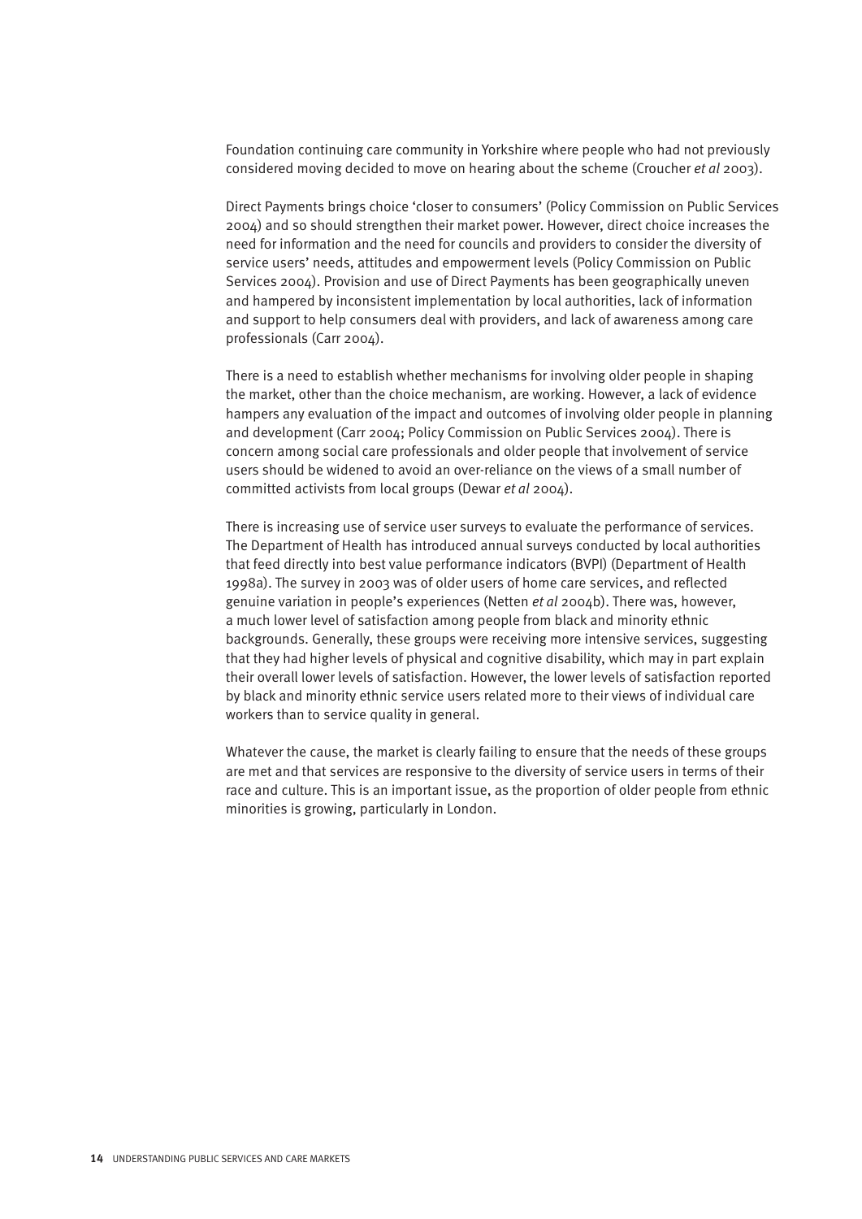Foundation continuing care community in Yorkshire where people who had not previously considered moving decided to move on hearing about the scheme (Croucher *et al* 2003).

Direct Payments brings choice 'closer to consumers' (Policy Commission on Public Services 2004) and so should strengthen their market power. However, direct choice increases the need for information and the need for councils and providers to consider the diversity of service users' needs, attitudes and empowerment levels (Policy Commission on Public Services 2004). Provision and use of Direct Payments has been geographically uneven and hampered by inconsistent implementation by local authorities, lack of information and support to help consumers deal with providers, and lack of awareness among care professionals (Carr 2004).

There is a need to establish whether mechanisms for involving older people in shaping the market, other than the choice mechanism, are working. However, a lack of evidence hampers any evaluation of the impact and outcomes of involving older people in planning and development (Carr 2004; Policy Commission on Public Services 2004). There is concern among social care professionals and older people that involvement of service users should be widened to avoid an over-reliance on the views of a small number of committed activists from local groups (Dewar *et al* 2004).

There is increasing use of service user surveys to evaluate the performance of services. The Department of Health has introduced annual surveys conducted by local authorities that feed directly into best value performance indicators (BVPI) (Department of Health 1998a). The survey in 2003 was of older users of home care services, and reflected genuine variation in people's experiences (Netten *et al* 2004b). There was, however, a much lower level of satisfaction among people from black and minority ethnic backgrounds. Generally, these groups were receiving more intensive services, suggesting that they had higher levels of physical and cognitive disability, which may in part explain their overall lower levels of satisfaction. However, the lower levels of satisfaction reported by black and minority ethnic service users related more to their views of individual care workers than to service quality in general.

Whatever the cause, the market is clearly failing to ensure that the needs of these groups are met and that services are responsive to the diversity of service users in terms of their race and culture. This is an important issue, as the proportion of older people from ethnic minorities is growing, particularly in London.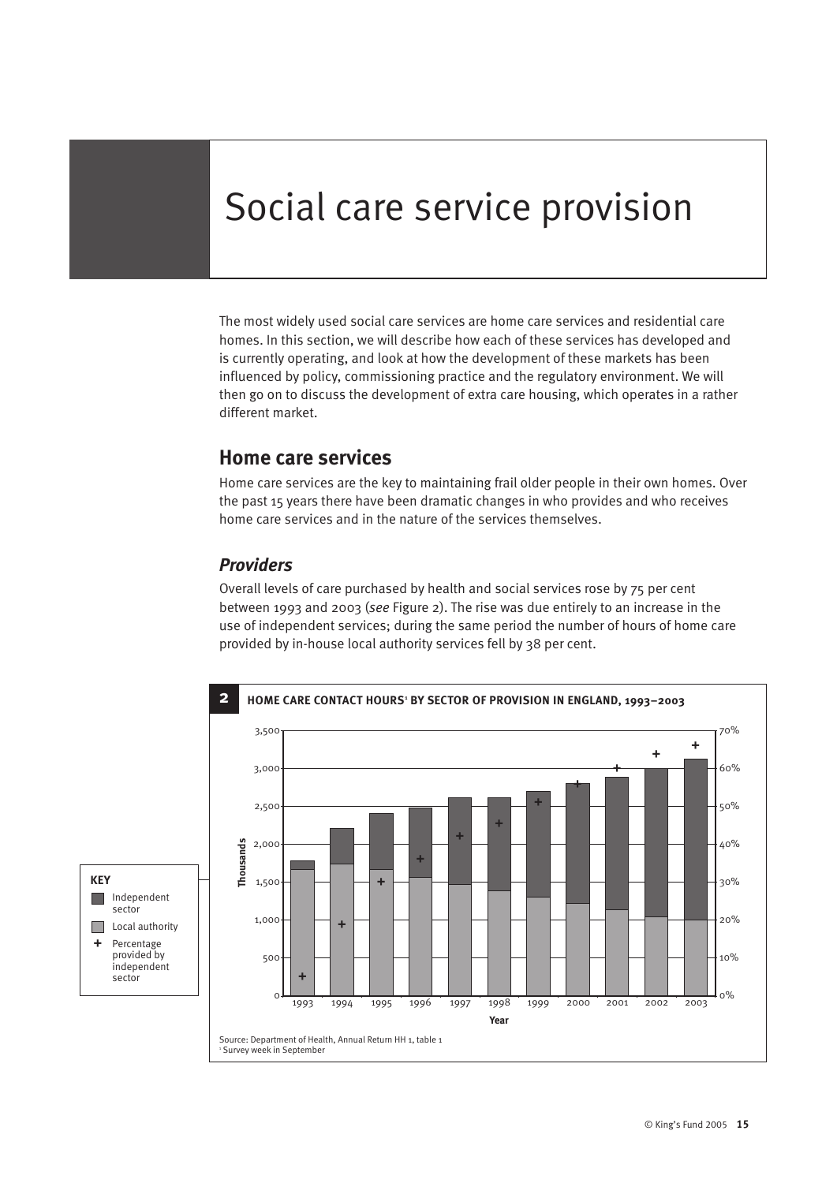# Social care service provision

The most widely used social care services are home care services and residential care homes. In this section, we will describe how each of these services has developed and is currently operating, and look at how the development of these markets has been influenced by policy, commissioning practice and the regulatory environment. We will then go on to discuss the development of extra care housing, which operates in a rather different market.

## Home care services

Home care services are the key to maintaining frail older people in their own homes. Over the past 15 years there have been dramatic changes in who provides and who receives home care services and in the nature of the services themselves.

### *Providers*

Overall levels of care purchased by health and social services rose by 75 per cent between 1993 and 2003 (*see* Figure 2). The rise was due entirely to an increase in the use of independent services; during the same period the number of hours of home care provided by in-house local authority services fell by 38 per cent.

**2 HOME CARE CONTACT HOURS[1] BY SECTOR OF PROVISION IN ENGLAND, 1993–2003**

KEY: Independent sector; Local authority; + Percentage provided by independent sector

Source: Department of Health, Annual Return HH 1, table 1

[1] Survey week in September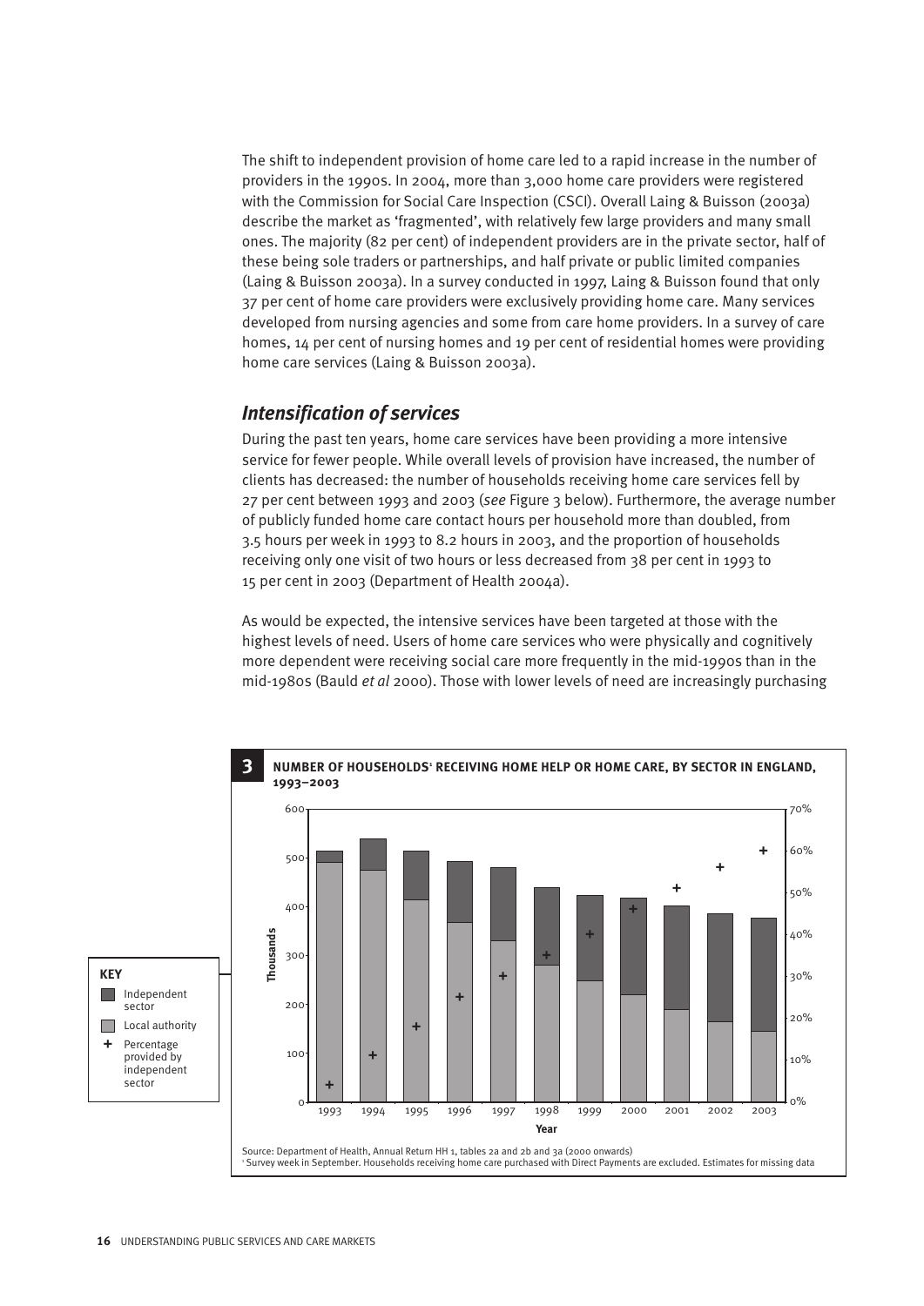The shift to independent provision of home care led to a rapid increase in the number of providers in the 1990s. In 2004, more than 3,000 home care providers were registered with the Commission for Social Care Inspection (CSCI). Overall Laing & Buisson (2003a) describe the market as 'fragmented', with relatively few large providers and many small ones. The majority (82 per cent) of independent providers are in the private sector, half of these being sole traders or partnerships, and half private or public limited companies (Laing & Buisson 2003a). In a survey conducted in 1997, Laing & Buisson found that only 37 per cent of home care providers were exclusively providing home care. Many services developed from nursing agencies and some from care home providers. In a survey of care homes, 14 per cent of nursing homes and 19 per cent of residential homes were providing home care services (Laing & Buisson 2003a).

## *Intensification of services*

During the past ten years, home care services have been providing a more intensive service for fewer people. While overall levels of provision have increased, the number of clients has decreased: the number of households receiving home care services fell by 27 per cent between 1993 and 2003 (*see* Figure 3 below). Furthermore, the average number of publicly funded home care contact hours per household more than doubled, from 3.5 hours per week in 1993 to 8.2 hours in 2003, and the proportion of households receiving only one visit of two hours or less decreased from 38 per cent in 1993 to 15 per cent in 2003 (Department of Health 2004a).

As would be expected, the intensive services have been targeted at those with the highest levels of need. Users of home care services who were physically and cognitively more dependent were receiving social care more frequently in the mid-1990s than in the mid-1980s (Bauld *et al* 2000). Those with lower levels of need are increasingly purchasing

**3 NUMBER OF HOUSEHOLDS[1] RECEIVING HOME HELP OR HOME CARE, BY SECTOR IN ENGLAND, 1993–2003**

Source: Department of Health, Annual Return HH 1, tables 2a and 2b and 3a (2000 onwards)

[1] Survey week in September. Households receiving home care purchased with Direct Payments are excluded. Estimates for missing data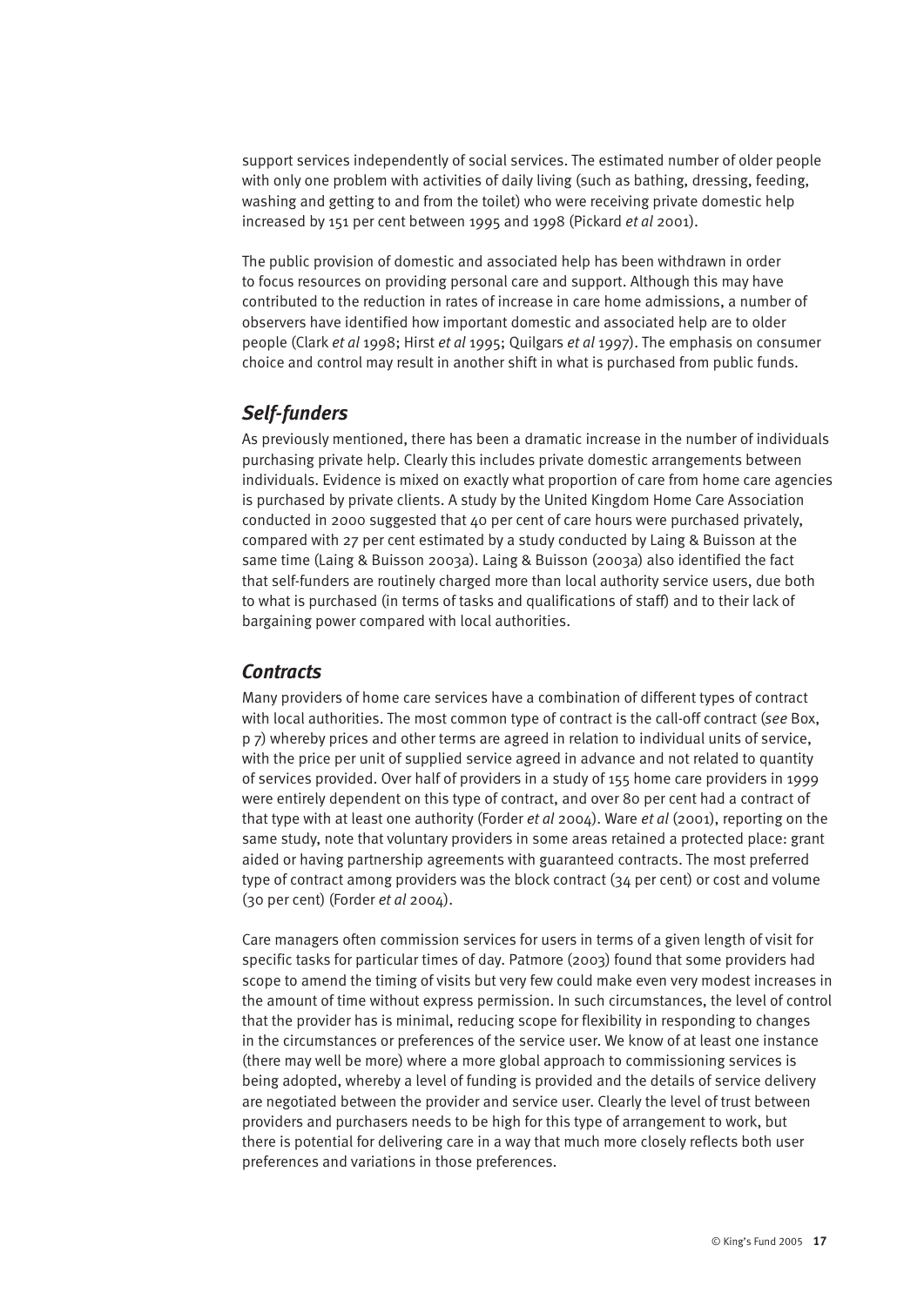support services independently of social services. The estimated number of older people with only one problem with activities of daily living (such as bathing, dressing, feeding, washing and getting to and from the toilet) who were receiving private domestic help increased by 151 per cent between 1995 and 1998 (Pickard *et al* 2001).

The public provision of domestic and associated help has been withdrawn in order to focus resources on providing personal care and support. Although this may have contributed to the reduction in rates of increase in care home admissions, a number of observers have identified how important domestic and associated help are to older people (Clark *et al* 1998; Hirst *et al* 1995; Quilgars *et al* 1997). The emphasis on consumer choice and control may result in another shift in what is purchased from public funds.

## *Self-funders*

As previously mentioned, there has been a dramatic increase in the number of individuals purchasing private help. Clearly this includes private domestic arrangements between individuals. Evidence is mixed on exactly what proportion of care from home care agencies is purchased by private clients. A study by the United Kingdom Home Care Association conducted in 2000 suggested that 40 per cent of care hours were purchased privately, compared with 27 per cent estimated by a study conducted by Laing & Buisson at the same time (Laing & Buisson 2003a). Laing & Buisson (2003a) also identified the fact that self-funders are routinely charged more than local authority service users, due both to what is purchased (in terms of tasks and qualifications of staff) and to their lack of bargaining power compared with local authorities.

## *Contracts*

Many providers of home care services have a combination of different types of contract with local authorities. The most common type of contract is the call-off contract (*see* Box, p 7) whereby prices and other terms are agreed in relation to individual units of service, with the price per unit of supplied service agreed in advance and not related to quantity of services provided. Over half of providers in a study of 155 home care providers in 1999 were entirely dependent on this type of contract, and over 80 per cent had a contract of that type with at least one authority (Forder *et al* 2004). Ware *et al* (2001), reporting on the same study, note that voluntary providers in some areas retained a protected place: grant aided or having partnership agreements with guaranteed contracts. The most preferred type of contract among providers was the block contract (34 per cent) or cost and volume (30 per cent) (Forder *et al* 2004).

Care managers often commission services for users in terms of a given length of visit for specific tasks for particular times of day. Patmore (2003) found that some providers had scope to amend the timing of visits but very few could make even very modest increases in the amount of time without express permission. In such circumstances, the level of control that the provider has is minimal, reducing scope for flexibility in responding to changes in the circumstances or preferences of the service user. We know of at least one instance (there may well be more) where a more global approach to commissioning services is being adopted, whereby a level of funding is provided and the details of service delivery are negotiated between the provider and service user. Clearly the level of trust between providers and purchasers needs to be high for this type of arrangement to work, but there is potential for delivering care in a way that much more closely reflects both user preferences and variations in those preferences.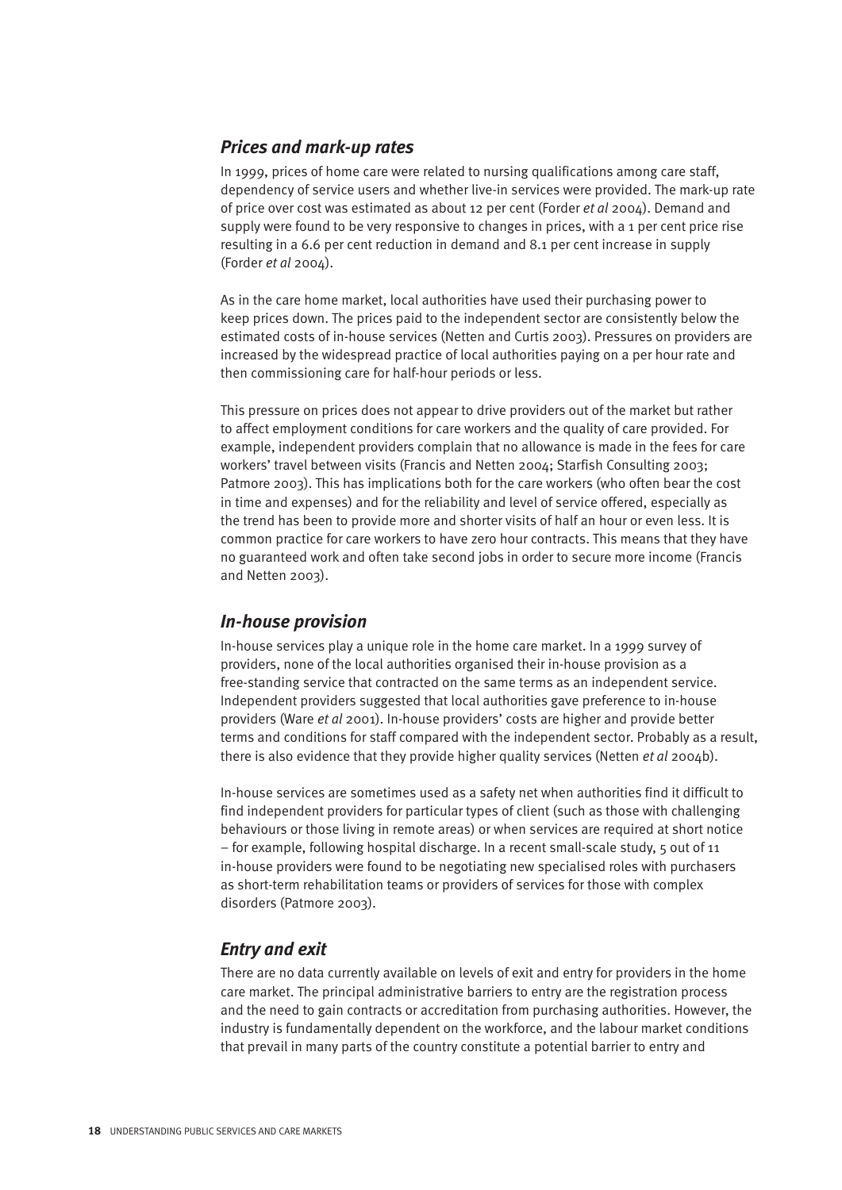### *Prices and mark-up rates*

In 1999, prices of home care were related to nursing qualifications among care staff, dependency of service users and whether live-in services were provided. The mark-up rate of price over cost was estimated as about 12 per cent (Forder *et al* 2004). Demand and supply were found to be very responsive to changes in prices, with a 1 per cent price rise resulting in a 6.6 per cent reduction in demand and 8.1 per cent increase in supply (Forder *et al* 2004).

As in the care home market, local authorities have used their purchasing power to keep prices down. The prices paid to the independent sector are consistently below the estimated costs of in-house services (Netten and Curtis 2003). Pressures on providers are increased by the widespread practice of local authorities paying on a per hour rate and then commissioning care for half-hour periods or less.

This pressure on prices does not appear to drive providers out of the market but rather to affect employment conditions for care workers and the quality of care provided. For example, independent providers complain that no allowance is made in the fees for care workers' travel between visits (Francis and Netten 2004; Starfish Consulting 2003; Patmore 2003). This has implications both for the care workers (who often bear the cost in time and expenses) and for the reliability and level of service offered, especially as the trend has been to provide more and shorter visits of half an hour or even less. It is common practice for care workers to have zero hour contracts. This means that they have no guaranteed work and often take second jobs in order to secure more income (Francis and Netten 2003).

### *In-house provision*

In-house services play a unique role in the home care market. In a 1999 survey of providers, none of the local authorities organised their in-house provision as a free-standing service that contracted on the same terms as an independent service. Independent providers suggested that local authorities gave preference to in-house providers (Ware *et al* 2001). In-house providers' costs are higher and provide better terms and conditions for staff compared with the independent sector. Probably as a result, there is also evidence that they provide higher quality services (Netten *et al* 2004b).

In-house services are sometimes used as a safety net when authorities find it difficult to find independent providers for particular types of client (such as those with challenging behaviours or those living in remote areas) or when services are required at short notice – for example, following hospital discharge. In a recent small-scale study, 5 out of 11 in-house providers were found to be negotiating new specialised roles with purchasers as short-term rehabilitation teams or providers of services for those with complex disorders (Patmore 2003).

### *Entry and exit*

There are no data currently available on levels of exit and entry for providers in the home care market. The principal administrative barriers to entry are the registration process and the need to gain contracts or accreditation from purchasing authorities. However, the industry is fundamentally dependent on the workforce, and the labour market conditions that prevail in many parts of the country constitute a potential barrier to entry and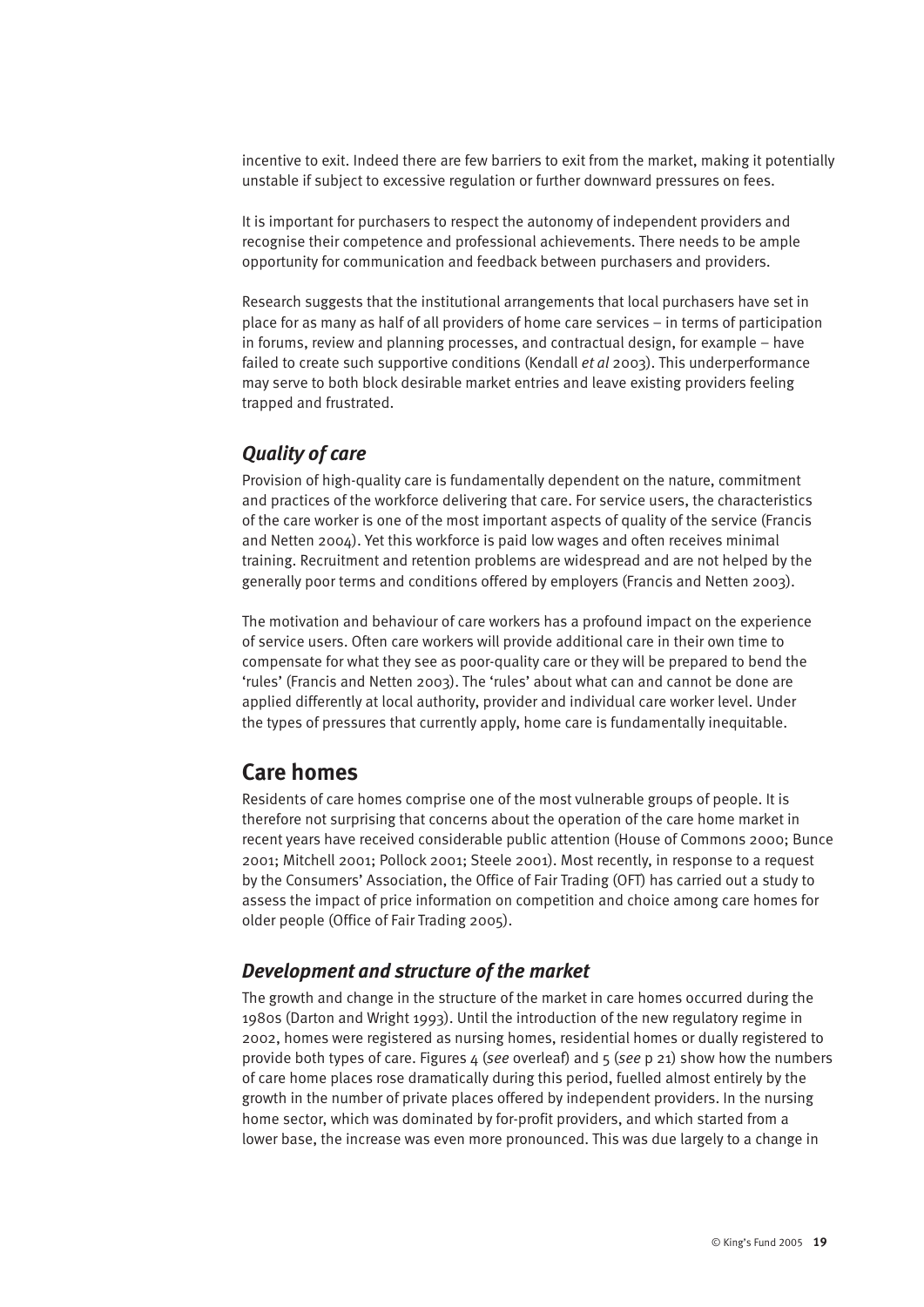incentive to exit. Indeed there are few barriers to exit from the market, making it potentially unstable if subject to excessive regulation or further downward pressures on fees.

It is important for purchasers to respect the autonomy of independent providers and recognise their competence and professional achievements. There needs to be ample opportunity for communication and feedback between purchasers and providers.

Research suggests that the institutional arrangements that local purchasers have set in place for as many as half of all providers of home care services – in terms of participation in forums, review and planning processes, and contractual design, for example – have failed to create such supportive conditions (Kendall *et al* 2003). This underperformance may serve to both block desirable market entries and leave existing providers feeling trapped and frustrated.

### *Quality of care*

Provision of high-quality care is fundamentally dependent on the nature, commitment and practices of the workforce delivering that care. For service users, the characteristics of the care worker is one of the most important aspects of quality of the service (Francis and Netten 2004). Yet this workforce is paid low wages and often receives minimal training. Recruitment and retention problems are widespread and are not helped by the generally poor terms and conditions offered by employers (Francis and Netten 2003).

The motivation and behaviour of care workers has a profound impact on the experience of service users. Often care workers will provide additional care in their own time to compensate for what they see as poor-quality care or they will be prepared to bend the 'rules' (Francis and Netten 2003). The 'rules' about what can and cannot be done are applied differently at local authority, provider and individual care worker level. Under the types of pressures that currently apply, home care is fundamentally inequitable.

## Care homes

Residents of care homes comprise one of the most vulnerable groups of people. It is therefore not surprising that concerns about the operation of the care home market in recent years have received considerable public attention (House of Commons 2000; Bunce 2001; Mitchell 2001; Pollock 2001; Steele 2001). Most recently, in response to a request by the Consumers' Association, the Office of Fair Trading (OFT) has carried out a study to assess the impact of price information on competition and choice among care homes for older people (Office of Fair Trading 2005).

### *Development and structure of the market*

The growth and change in the structure of the market in care homes occurred during the 1980s (Darton and Wright 1993). Until the introduction of the new regulatory regime in 2002, homes were registered as nursing homes, residential homes or dually registered to provide both types of care. Figures 4 (*see* overleaf) and 5 (*see* p 21) show how the numbers of care home places rose dramatically during this period, fuelled almost entirely by the growth in the number of private places offered by independent providers. In the nursing home sector, which was dominated by for-profit providers, and which started from a lower base, the increase was even more pronounced. This was due largely to a change in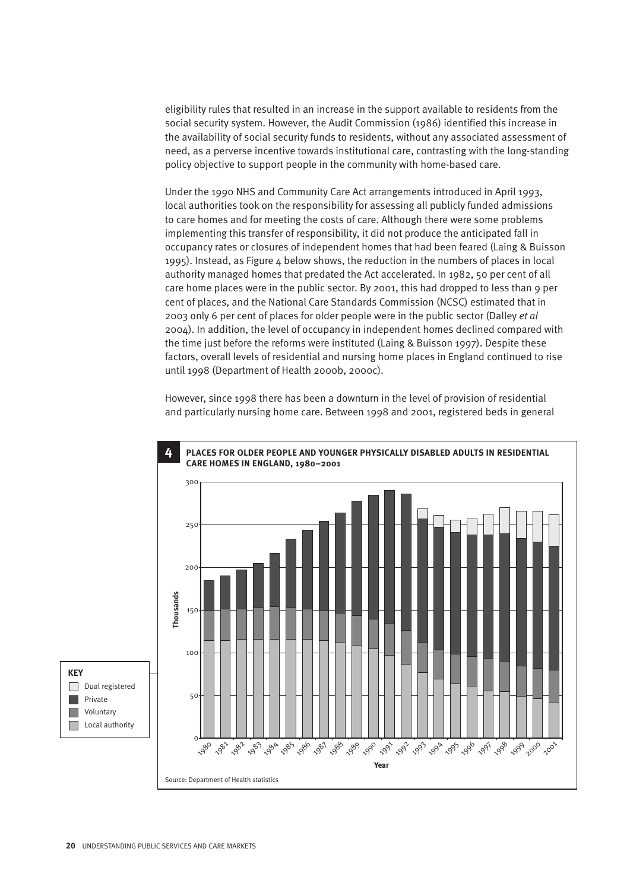eligibility rules that resulted in an increase in the support available to residents from the social security system. However, the Audit Commission (1986) identified this increase in the availability of social security funds to residents, without any associated assessment of need, as a perverse incentive towards institutional care, contrasting with the long-standing policy objective to support people in the community with home-based care.

Under the 1990 NHS and Community Care Act arrangements introduced in April 1993, local authorities took on the responsibility for assessing all publicly funded admissions to care homes and for meeting the costs of care. Although there were some problems implementing this transfer of responsibility, it did not produce the anticipated fall in occupancy rates or closures of independent homes that had been feared (Laing & Buisson 1995). Instead, as Figure 4 below shows, the reduction in the numbers of places in local authority managed homes that predated the Act accelerated. In 1982, 50 per cent of all care home places were in the public sector. By 2001, this had dropped to less than 9 per cent of places, and the National Care Standards Commission (NCSC) estimated that in 2003 only 6 per cent of places for older people were in the public sector (Dalley *et al* 2004). In addition, the level of occupancy in independent homes declined compared with the time just before the reforms were instituted (Laing & Buisson 1997). Despite these factors, overall levels of residential and nursing home places in England continued to rise until 1998 (Department of Health 2000b, 2000c).

However, since 1998 there has been a downturn in the level of provision of residential and particularly nursing home care. Between 1998 and 2001, registered beds in general

**4 PLACES FOR OLDER PEOPLE AND YOUNGER PHYSICALLY DISABLED ADULTS IN RESIDENTIAL CARE HOMES IN ENGLAND, 1980–2001**

Source: Department of Health statistics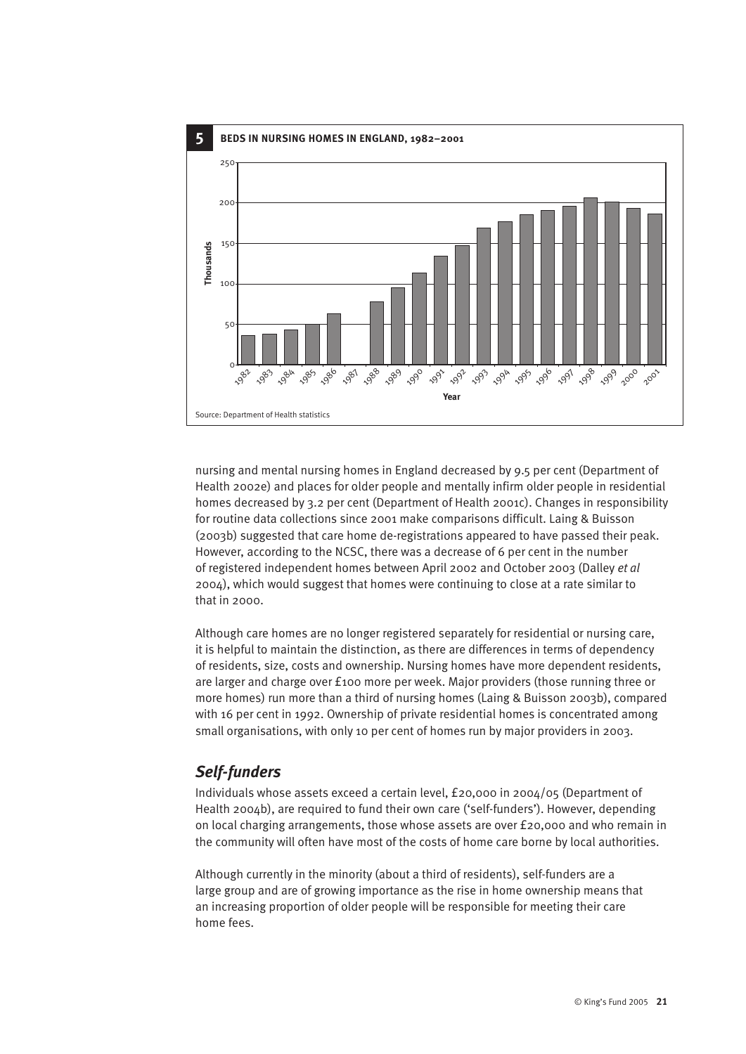**5 BEDS IN NURSING HOMES IN ENGLAND, 1982–2001**

Source: Department of Health statistics

nursing and mental nursing homes in England decreased by 9.5 per cent (Department of Health 2002e) and places for older people and mentally infirm older people in residential homes decreased by 3.2 per cent (Department of Health 2001c). Changes in responsibility for routine data collections since 2001 make comparisons difficult. Laing & Buisson (2003b) suggested that care home de-registrations appeared to have passed their peak. However, according to the NCSC, there was a decrease of 6 per cent in the number of registered independent homes between April 2002 and October 2003 (Dalley *et al* 2004), which would suggest that homes were continuing to close at a rate similar to that in 2000.

Although care homes are no longer registered separately for residential or nursing care, it is helpful to maintain the distinction, as there are differences in terms of dependency of residents, size, costs and ownership. Nursing homes have more dependent residents, are larger and charge over £100 more per week. Major providers (those running three or more homes) run more than a third of nursing homes (Laing & Buisson 2003b), compared with 16 per cent in 1992. Ownership of private residential homes is concentrated among small organisations, with only 10 per cent of homes run by major providers in 2003.

## *Self-funders*

Individuals whose assets exceed a certain level, £20,000 in 2004/05 (Department of Health 2004b), are required to fund their own care ('self-funders'). However, depending on local charging arrangements, those whose assets are over £20,000 and who remain in the community will often have most of the costs of home care borne by local authorities.

Although currently in the minority (about a third of residents), self-funders are a large group and are of growing importance as the rise in home ownership means that an increasing proportion of older people will be responsible for meeting their care home fees.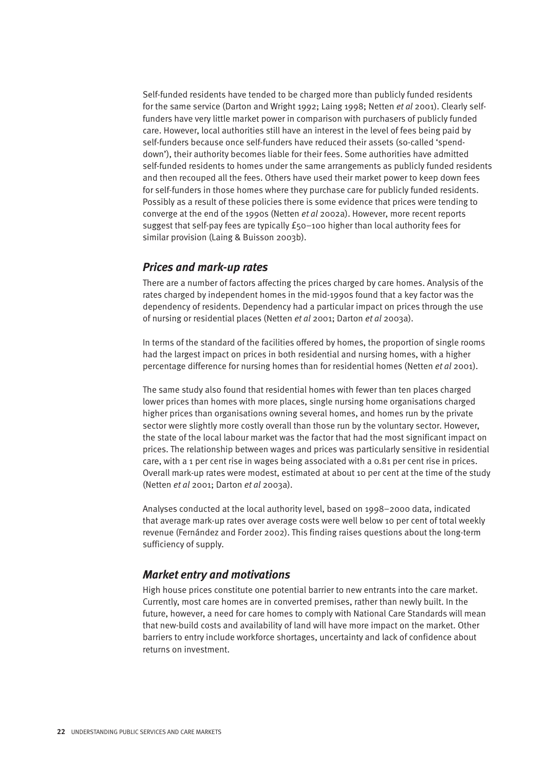Self-funded residents have tended to be charged more than publicly funded residents for the same service (Darton and Wright 1992; Laing 1998; Netten *et al* 2001). Clearly self-funders have very little market power in comparison with purchasers of publicly funded care. However, local authorities still have an interest in the level of fees being paid by self-funders because once self-funders have reduced their assets (so-called 'spend-down'), their authority becomes liable for their fees. Some authorities have admitted self-funded residents to homes under the same arrangements as publicly funded residents and then recouped all the fees. Others have used their market power to keep down fees for self-funders in those homes where they purchase care for publicly funded residents. Possibly as a result of these policies there is some evidence that prices were tending to converge at the end of the 1990s (Netten *et al* 2002a). However, more recent reports suggest that self-pay fees are typically £50–100 higher than local authority fees for similar provision (Laing & Buisson 2003b).

## *Prices and mark-up rates*

There are a number of factors affecting the prices charged by care homes. Analysis of the rates charged by independent homes in the mid-1990s found that a key factor was the dependency of residents. Dependency had a particular impact on prices through the use of nursing or residential places (Netten *et al* 2001; Darton *et al* 2003a).

In terms of the standard of the facilities offered by homes, the proportion of single rooms had the largest impact on prices in both residential and nursing homes, with a higher percentage difference for nursing homes than for residential homes (Netten *et al* 2001).

The same study also found that residential homes with fewer than ten places charged lower prices than homes with more places, single nursing home organisations charged higher prices than organisations owning several homes, and homes run by the private sector were slightly more costly overall than those run by the voluntary sector. However, the state of the local labour market was the factor that had the most significant impact on prices. The relationship between wages and prices was particularly sensitive in residential care, with a 1 per cent rise in wages being associated with a 0.81 per cent rise in prices. Overall mark-up rates were modest, estimated at about 10 per cent at the time of the study (Netten *et al* 2001; Darton *et al* 2003a).

Analyses conducted at the local authority level, based on 1998–2000 data, indicated that average mark-up rates over average costs were well below 10 per cent of total weekly revenue (Fernández and Forder 2002). This finding raises questions about the long-term sufficiency of supply.

## *Market entry and motivations*

High house prices constitute one potential barrier to new entrants into the care market. Currently, most care homes are in converted premises, rather than newly built. In the future, however, a need for care homes to comply with National Care Standards will mean that new-build costs and availability of land will have more impact on the market. Other barriers to entry include workforce shortages, uncertainty and lack of confidence about returns on investment.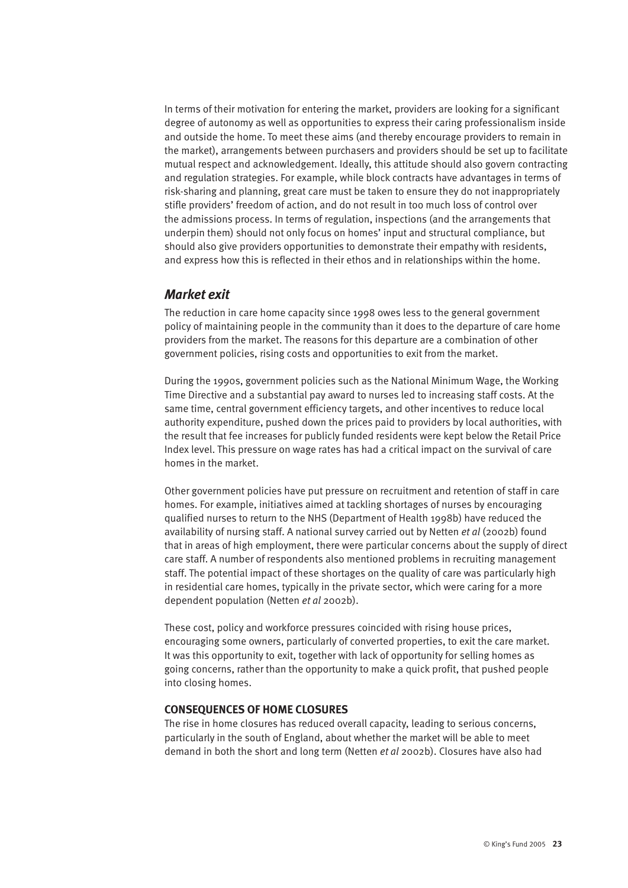In terms of their motivation for entering the market, providers are looking for a significant degree of autonomy as well as opportunities to express their caring professionalism inside and outside the home. To meet these aims (and thereby encourage providers to remain in the market), arrangements between purchasers and providers should be set up to facilitate mutual respect and acknowledgement. Ideally, this attitude should also govern contracting and regulation strategies. For example, while block contracts have advantages in terms of risk-sharing and planning, great care must be taken to ensure they do not inappropriately stifle providers' freedom of action, and do not result in too much loss of control over the admissions process. In terms of regulation, inspections (and the arrangements that underpin them) should not only focus on homes' input and structural compliance, but should also give providers opportunities to demonstrate their empathy with residents, and express how this is reflected in their ethos and in relationships within the home.

## *Market exit*

The reduction in care home capacity since 1998 owes less to the general government policy of maintaining people in the community than it does to the departure of care home providers from the market. The reasons for this departure are a combination of other government policies, rising costs and opportunities to exit from the market.

During the 1990s, government policies such as the National Minimum Wage, the Working Time Directive and a substantial pay award to nurses led to increasing staff costs. At the same time, central government efficiency targets, and other incentives to reduce local authority expenditure, pushed down the prices paid to providers by local authorities, with the result that fee increases for publicly funded residents were kept below the Retail Price Index level. This pressure on wage rates has had a critical impact on the survival of care homes in the market.

Other government policies have put pressure on recruitment and retention of staff in care homes. For example, initiatives aimed at tackling shortages of nurses by encouraging qualified nurses to return to the NHS (Department of Health 1998b) have reduced the availability of nursing staff. A national survey carried out by Netten *et al* (2002b) found that in areas of high employment, there were particular concerns about the supply of direct care staff. A number of respondents also mentioned problems in recruiting management staff. The potential impact of these shortages on the quality of care was particularly high in residential care homes, typically in the private sector, which were caring for a more dependent population (Netten *et al* 2002b).

These cost, policy and workforce pressures coincided with rising house prices, encouraging some owners, particularly of converted properties, to exit the care market. It was this opportunity to exit, together with lack of opportunity for selling homes as going concerns, rather than the opportunity to make a quick profit, that pushed people into closing homes.

### CONSEQUENCES OF HOME CLOSURES

The rise in home closures has reduced overall capacity, leading to serious concerns, particularly in the south of England, about whether the market will be able to meet demand in both the short and long term (Netten *et al* 2002b). Closures have also had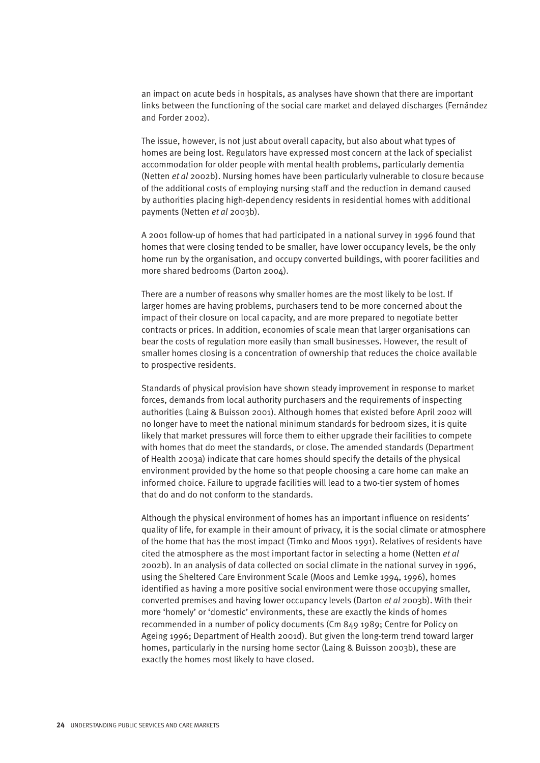an impact on acute beds in hospitals, as analyses have shown that there are important links between the functioning of the social care market and delayed discharges (Fernández and Forder 2002).

The issue, however, is not just about overall capacity, but also about what types of homes are being lost. Regulators have expressed most concern at the lack of specialist accommodation for older people with mental health problems, particularly dementia (Netten *et al* 2002b). Nursing homes have been particularly vulnerable to closure because of the additional costs of employing nursing staff and the reduction in demand caused by authorities placing high-dependency residents in residential homes with additional payments (Netten *et al* 2003b).

A 2001 follow-up of homes that had participated in a national survey in 1996 found that homes that were closing tended to be smaller, have lower occupancy levels, be the only home run by the organisation, and occupy converted buildings, with poorer facilities and more shared bedrooms (Darton 2004).

There are a number of reasons why smaller homes are the most likely to be lost. If larger homes are having problems, purchasers tend to be more concerned about the impact of their closure on local capacity, and are more prepared to negotiate better contracts or prices. In addition, economies of scale mean that larger organisations can bear the costs of regulation more easily than small businesses. However, the result of smaller homes closing is a concentration of ownership that reduces the choice available to prospective residents.

Standards of physical provision have shown steady improvement in response to market forces, demands from local authority purchasers and the requirements of inspecting authorities (Laing & Buisson 2001). Although homes that existed before April 2002 will no longer have to meet the national minimum standards for bedroom sizes, it is quite likely that market pressures will force them to either upgrade their facilities to compete with homes that do meet the standards, or close. The amended standards (Department of Health 2003a) indicate that care homes should specify the details of the physical environment provided by the home so that people choosing a care home can make an informed choice. Failure to upgrade facilities will lead to a two-tier system of homes that do and do not conform to the standards.

Although the physical environment of homes has an important influence on residents' quality of life, for example in their amount of privacy, it is the social climate or atmosphere of the home that has the most impact (Timko and Moos 1991). Relatives of residents have cited the atmosphere as the most important factor in selecting a home (Netten *et al* 2002b). In an analysis of data collected on social climate in the national survey in 1996, using the Sheltered Care Environment Scale (Moos and Lemke 1994, 1996), homes identified as having a more positive social environment were those occupying smaller, converted premises and having lower occupancy levels (Darton *et al* 2003b). With their more 'homely' or 'domestic' environments, these are exactly the kinds of homes recommended in a number of policy documents (Cm 849 1989; Centre for Policy on Ageing 1996; Department of Health 2001d). But given the long-term trend toward larger homes, particularly in the nursing home sector (Laing & Buisson 2003b), these are exactly the homes most likely to have closed.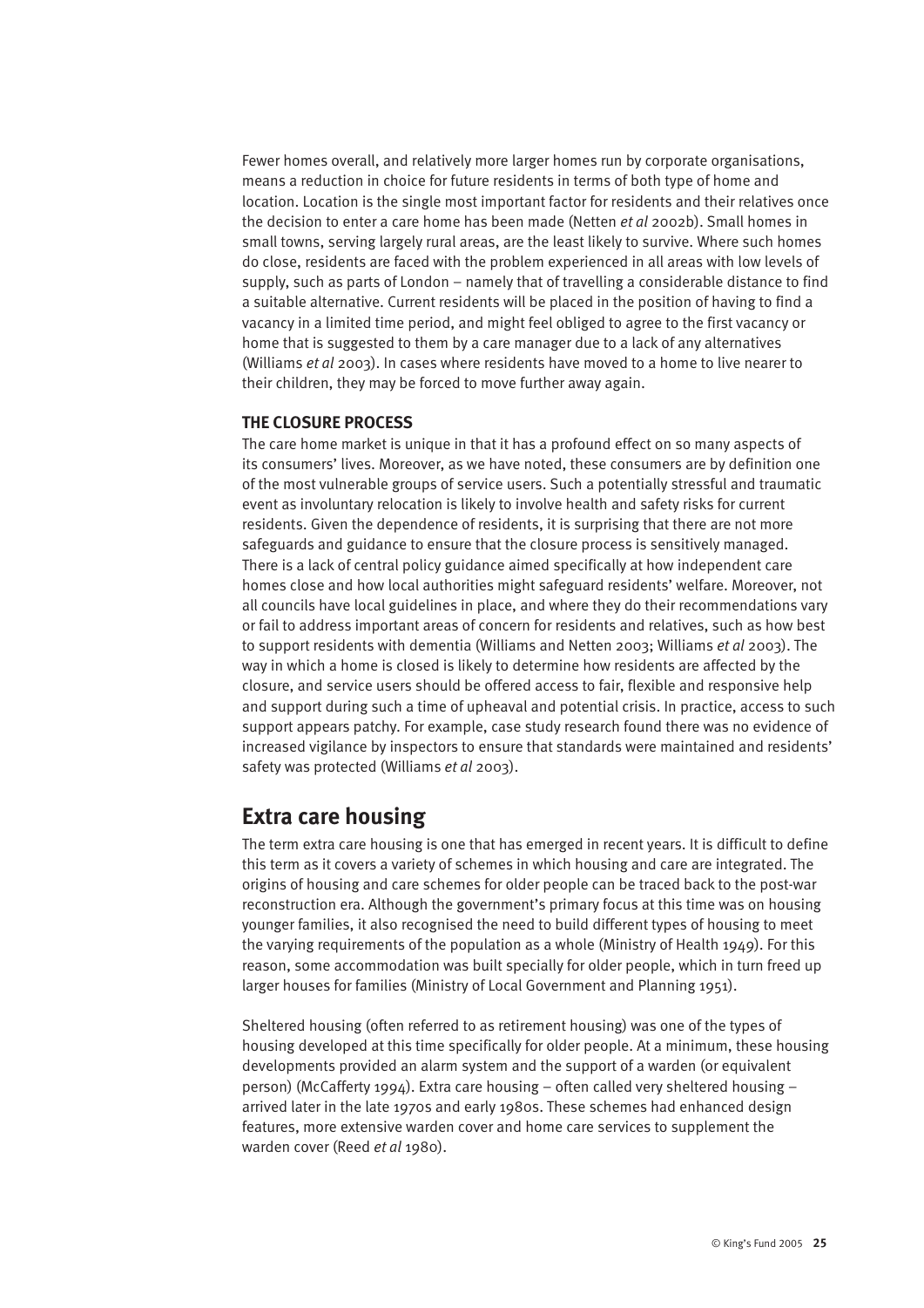Fewer homes overall, and relatively more larger homes run by corporate organisations, means a reduction in choice for future residents in terms of both type of home and location. Location is the single most important factor for residents and their relatives once the decision to enter a care home has been made (Netten *et al* 2002b). Small homes in small towns, serving largely rural areas, are the least likely to survive. Where such homes do close, residents are faced with the problem experienced in all areas with low levels of supply, such as parts of London – namely that of travelling a considerable distance to find a suitable alternative. Current residents will be placed in the position of having to find a vacancy in a limited time period, and might feel obliged to agree to the first vacancy or home that is suggested to them by a care manager due to a lack of any alternatives (Williams *et al* 2003). In cases where residents have moved to a home to live nearer to their children, they may be forced to move further away again.

### THE CLOSURE PROCESS

The care home market is unique in that it has a profound effect on so many aspects of its consumers' lives. Moreover, as we have noted, these consumers are by definition one of the most vulnerable groups of service users. Such a potentially stressful and traumatic event as involuntary relocation is likely to involve health and safety risks for current residents. Given the dependence of residents, it is surprising that there are not more safeguards and guidance to ensure that the closure process is sensitively managed. There is a lack of central policy guidance aimed specifically at how independent care homes close and how local authorities might safeguard residents' welfare. Moreover, not all councils have local guidelines in place, and where they do their recommendations vary or fail to address important areas of concern for residents and relatives, such as how best to support residents with dementia (Williams and Netten 2003; Williams *et al* 2003). The way in which a home is closed is likely to determine how residents are affected by the closure, and service users should be offered access to fair, flexible and responsive help and support during such a time of upheaval and potential crisis. In practice, access to such support appears patchy. For example, case study research found there was no evidence of increased vigilance by inspectors to ensure that standards were maintained and residents' safety was protected (Williams *et al* 2003).

## Extra care housing

The term extra care housing is one that has emerged in recent years. It is difficult to define this term as it covers a variety of schemes in which housing and care are integrated. The origins of housing and care schemes for older people can be traced back to the post-war reconstruction era. Although the government's primary focus at this time was on housing younger families, it also recognised the need to build different types of housing to meet the varying requirements of the population as a whole (Ministry of Health 1949). For this reason, some accommodation was built specially for older people, which in turn freed up larger houses for families (Ministry of Local Government and Planning 1951).

Sheltered housing (often referred to as retirement housing) was one of the types of housing developed at this time specifically for older people. At a minimum, these housing developments provided an alarm system and the support of a warden (or equivalent person) (McCafferty 1994). Extra care housing – often called very sheltered housing – arrived later in the late 1970s and early 1980s. These schemes had enhanced design features, more extensive warden cover and home care services to supplement the warden cover (Reed *et al* 1980).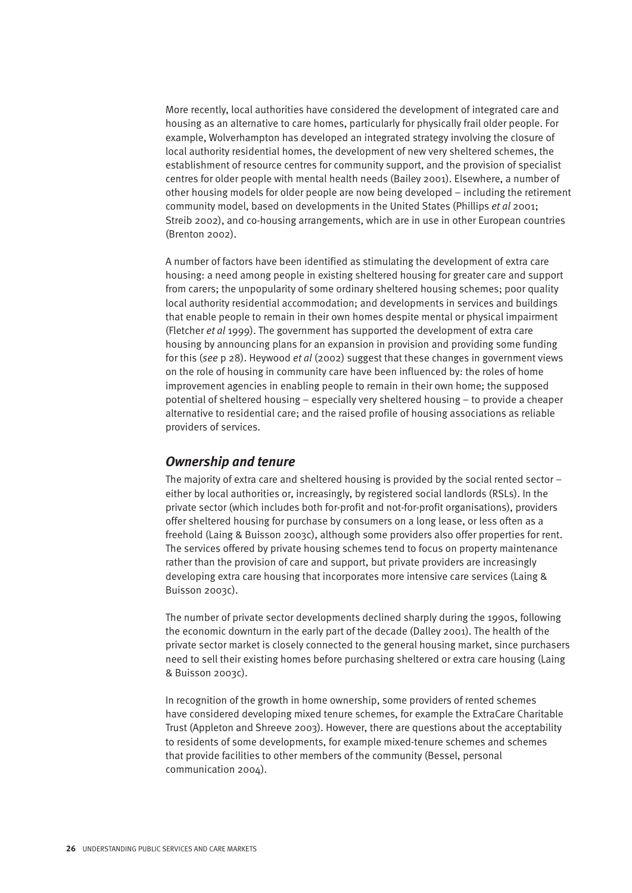More recently, local authorities have considered the development of integrated care and housing as an alternative to care homes, particularly for physically frail older people. For example, Wolverhampton has developed an integrated strategy involving the closure of local authority residential homes, the development of new very sheltered schemes, the establishment of resource centres for community support, and the provision of specialist centres for older people with mental health needs (Bailey 2001). Elsewhere, a number of other housing models for older people are now being developed – including the retirement community model, based on developments in the United States (Phillips *et al* 2001; Streib 2002), and co-housing arrangements, which are in use in other European countries (Brenton 2002).

A number of factors have been identified as stimulating the development of extra care housing: a need among people in existing sheltered housing for greater care and support from carers; the unpopularity of some ordinary sheltered housing schemes; poor quality local authority residential accommodation; and developments in services and buildings that enable people to remain in their own homes despite mental or physical impairment (Fletcher *et al* 1999). The government has supported the development of extra care housing by announcing plans for an expansion in provision and providing some funding for this (*see* p 28). Heywood *et al* (2002) suggest that these changes in government views on the role of housing in community care have been influenced by: the roles of home improvement agencies in enabling people to remain in their own home; the supposed potential of sheltered housing – especially very sheltered housing – to provide a cheaper alternative to residential care; and the raised profile of housing associations as reliable providers of services.

## *Ownership and tenure*

The majority of extra care and sheltered housing is provided by the social rented sector – either by local authorities or, increasingly, by registered social landlords (RSLs). In the private sector (which includes both for-profit and not-for-profit organisations), providers offer sheltered housing for purchase by consumers on a long lease, or less often as a freehold (Laing & Buisson 2003c), although some providers also offer properties for rent. The services offered by private housing schemes tend to focus on property maintenance rather than the provision of care and support, but private providers are increasingly developing extra care housing that incorporates more intensive care services (Laing & Buisson 2003c).

The number of private sector developments declined sharply during the 1990s, following the economic downturn in the early part of the decade (Dalley 2001). The health of the private sector market is closely connected to the general housing market, since purchasers need to sell their existing homes before purchasing sheltered or extra care housing (Laing & Buisson 2003c).

In recognition of the growth in home ownership, some providers of rented schemes have considered developing mixed tenure schemes, for example the ExtraCare Charitable Trust (Appleton and Shreeve 2003). However, there are questions about the acceptability to residents of some developments, for example mixed-tenure schemes and schemes that provide facilities to other members of the community (Bessel, personal communication 2004).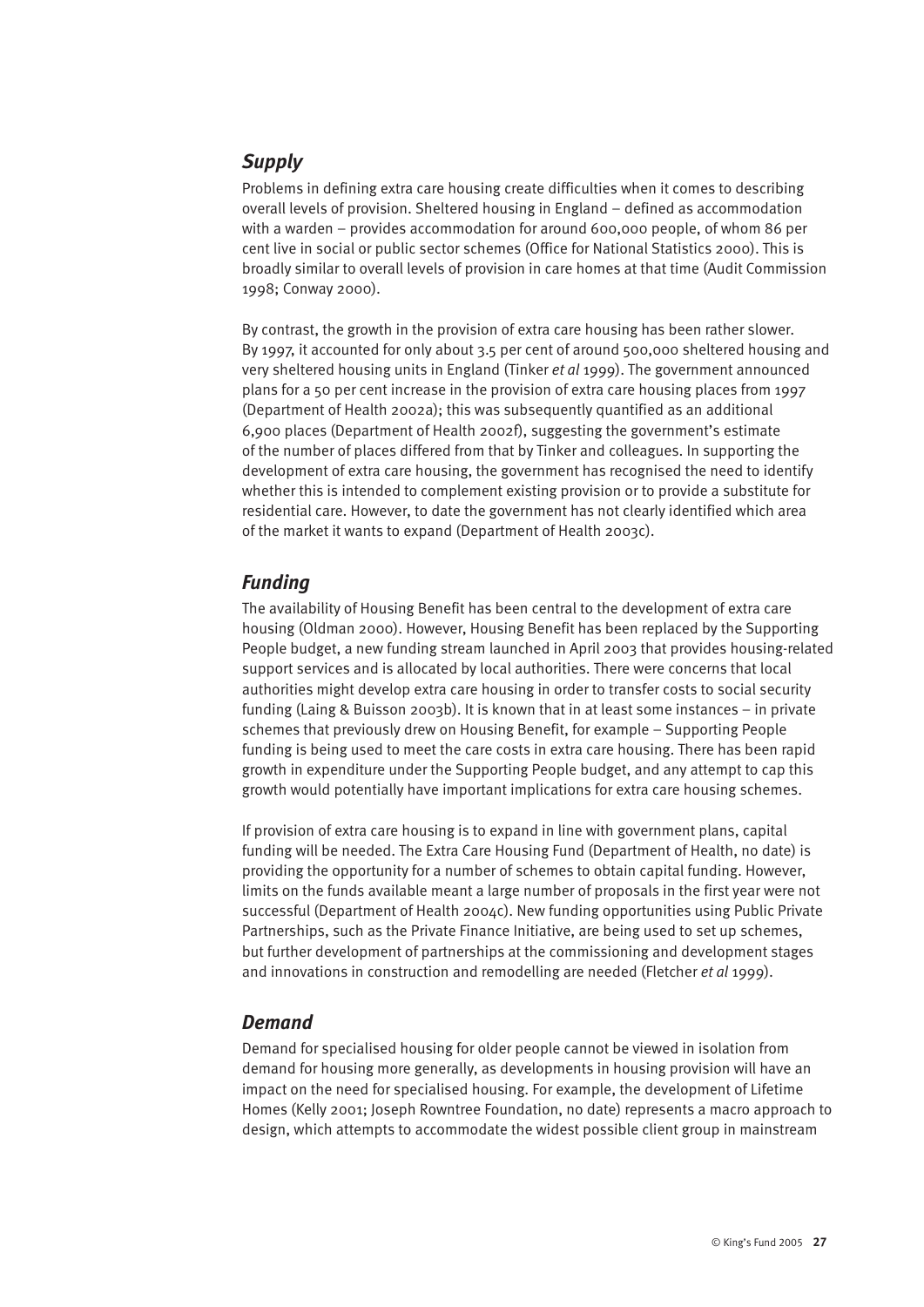### *Supply*

Problems in defining extra care housing create difficulties when it comes to describing overall levels of provision. Sheltered housing in England – defined as accommodation with a warden – provides accommodation for around 600,000 people, of whom 86 per cent live in social or public sector schemes (Office for National Statistics 2000). This is broadly similar to overall levels of provision in care homes at that time (Audit Commission 1998; Conway 2000).

By contrast, the growth in the provision of extra care housing has been rather slower. By 1997, it accounted for only about 3.5 per cent of around 500,000 sheltered housing and very sheltered housing units in England (Tinker *et al* 1999). The government announced plans for a 50 per cent increase in the provision of extra care housing places from 1997 (Department of Health 2002a); this was subsequently quantified as an additional 6,900 places (Department of Health 2002f), suggesting the government's estimate of the number of places differed from that by Tinker and colleagues. In supporting the development of extra care housing, the government has recognised the need to identify whether this is intended to complement existing provision or to provide a substitute for residential care. However, to date the government has not clearly identified which area of the market it wants to expand (Department of Health 2003c).

### *Funding*

The availability of Housing Benefit has been central to the development of extra care housing (Oldman 2000). However, Housing Benefit has been replaced by the Supporting People budget, a new funding stream launched in April 2003 that provides housing-related support services and is allocated by local authorities. There were concerns that local authorities might develop extra care housing in order to transfer costs to social security funding (Laing & Buisson 2003b). It is known that in at least some instances – in private schemes that previously drew on Housing Benefit, for example – Supporting People funding is being used to meet the care costs in extra care housing. There has been rapid growth in expenditure under the Supporting People budget, and any attempt to cap this growth would potentially have important implications for extra care housing schemes.

If provision of extra care housing is to expand in line with government plans, capital funding will be needed. The Extra Care Housing Fund (Department of Health, no date) is providing the opportunity for a number of schemes to obtain capital funding. However, limits on the funds available meant a large number of proposals in the first year were not successful (Department of Health 2004c). New funding opportunities using Public Private Partnerships, such as the Private Finance Initiative, are being used to set up schemes, but further development of partnerships at the commissioning and development stages and innovations in construction and remodelling are needed (Fletcher *et al* 1999).

### *Demand*

Demand for specialised housing for older people cannot be viewed in isolation from demand for housing more generally, as developments in housing provision will have an impact on the need for specialised housing. For example, the development of Lifetime Homes (Kelly 2001; Joseph Rowntree Foundation, no date) represents a macro approach to design, which attempts to accommodate the widest possible client group in mainstream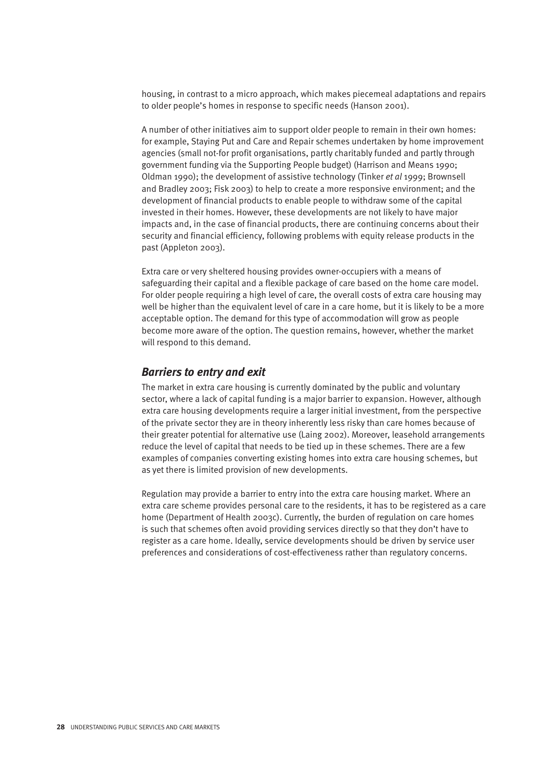housing, in contrast to a micro approach, which makes piecemeal adaptations and repairs to older people's homes in response to specific needs (Hanson 2001).

A number of other initiatives aim to support older people to remain in their own homes: for example, Staying Put and Care and Repair schemes undertaken by home improvement agencies (small not-for profit organisations, partly charitably funded and partly through government funding via the Supporting People budget) (Harrison and Means 1990; Oldman 1990); the development of assistive technology (Tinker *et al* 1999; Brownsell and Bradley 2003; Fisk 2003) to help to create a more responsive environment; and the development of financial products to enable people to withdraw some of the capital invested in their homes. However, these developments are not likely to have major impacts and, in the case of financial products, there are continuing concerns about their security and financial efficiency, following problems with equity release products in the past (Appleton 2003).

Extra care or very sheltered housing provides owner-occupiers with a means of safeguarding their capital and a flexible package of care based on the home care model. For older people requiring a high level of care, the overall costs of extra care housing may well be higher than the equivalent level of care in a care home, but it is likely to be a more acceptable option. The demand for this type of accommodation will grow as people become more aware of the option. The question remains, however, whether the market will respond to this demand.

### *Barriers to entry and exit*

The market in extra care housing is currently dominated by the public and voluntary sector, where a lack of capital funding is a major barrier to expansion. However, although extra care housing developments require a larger initial investment, from the perspective of the private sector they are in theory inherently less risky than care homes because of their greater potential for alternative use (Laing 2002). Moreover, leasehold arrangements reduce the level of capital that needs to be tied up in these schemes. There are a few examples of companies converting existing homes into extra care housing schemes, but as yet there is limited provision of new developments.

Regulation may provide a barrier to entry into the extra care housing market. Where an extra care scheme provides personal care to the residents, it has to be registered as a care home (Department of Health 2003c). Currently, the burden of regulation on care homes is such that schemes often avoid providing services directly so that they don't have to register as a care home. Ideally, service developments should be driven by service user preferences and considerations of cost-effectiveness rather than regulatory concerns.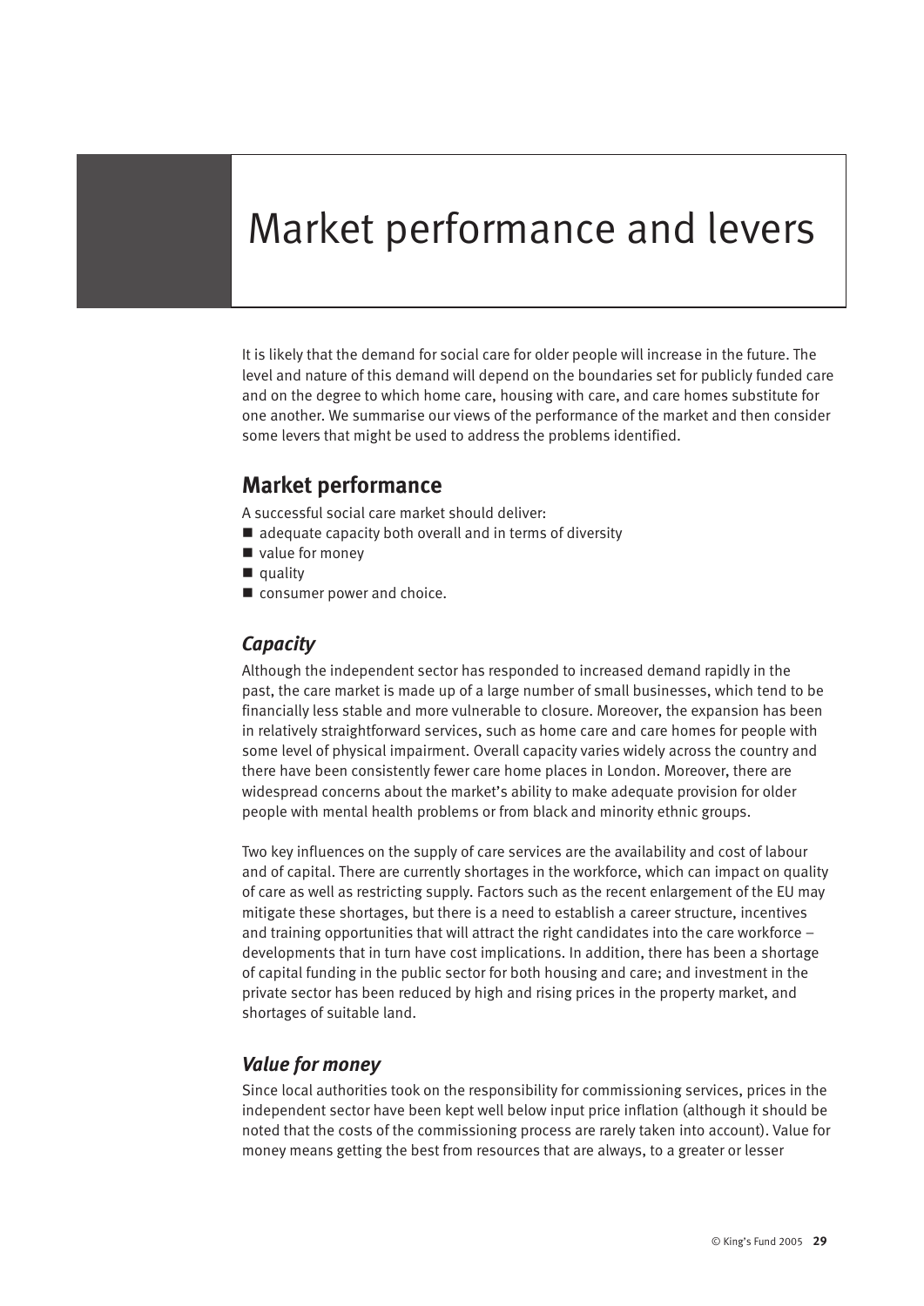# Market performance and levers

It is likely that the demand for social care for older people will increase in the future. The level and nature of this demand will depend on the boundaries set for publicly funded care and on the degree to which home care, housing with care, and care homes substitute for one another. We summarise our views of the performance of the market and then consider some levers that might be used to address the problems identified.

## Market performance

A successful social care market should deliver:

- adequate capacity both overall and in terms of diversity
- value for money
- quality
- consumer power and choice.

### *Capacity*

Although the independent sector has responded to increased demand rapidly in the past, the care market is made up of a large number of small businesses, which tend to be financially less stable and more vulnerable to closure. Moreover, the expansion has been in relatively straightforward services, such as home care and care homes for people with some level of physical impairment. Overall capacity varies widely across the country and there have been consistently fewer care home places in London. Moreover, there are widespread concerns about the market's ability to make adequate provision for older people with mental health problems or from black and minority ethnic groups.

Two key influences on the supply of care services are the availability and cost of labour and of capital. There are currently shortages in the workforce, which can impact on quality of care as well as restricting supply. Factors such as the recent enlargement of the EU may mitigate these shortages, but there is a need to establish a career structure, incentives and training opportunities that will attract the right candidates into the care workforce – developments that in turn have cost implications. In addition, there has been a shortage of capital funding in the public sector for both housing and care; and investment in the private sector has been reduced by high and rising prices in the property market, and shortages of suitable land.

### *Value for money*

Since local authorities took on the responsibility for commissioning services, prices in the independent sector have been kept well below input price inflation (although it should be noted that the costs of the commissioning process are rarely taken into account). Value for money means getting the best from resources that are always, to a greater or lesser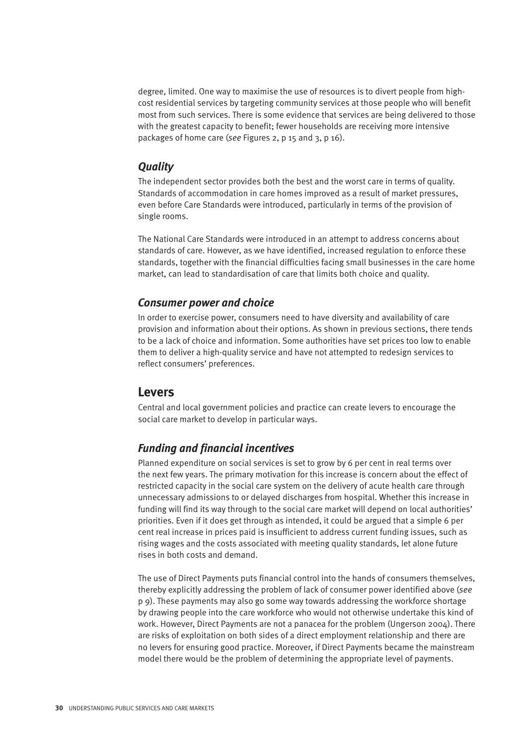degree, limited. One way to maximise the use of resources is to divert people from high-cost residential services by targeting community services at those people who will benefit most from such services. There is some evidence that services are being delivered to those with the greatest capacity to benefit; fewer households are receiving more intensive packages of home care (*see* Figures 2, p 15 and 3, p 16).

### *Quality*

The independent sector provides both the best and the worst care in terms of quality. Standards of accommodation in care homes improved as a result of market pressures, even before Care Standards were introduced, particularly in terms of the provision of single rooms.

The National Care Standards were introduced in an attempt to address concerns about standards of care. However, as we have identified, increased regulation to enforce these standards, together with the financial difficulties facing small businesses in the care home market, can lead to standardisation of care that limits both choice and quality.

### *Consumer power and choice*

In order to exercise power, consumers need to have diversity and availability of care provision and information about their options. As shown in previous sections, there tends to be a lack of choice and information. Some authorities have set prices too low to enable them to deliver a high-quality service and have not attempted to redesign services to reflect consumers' preferences.

## Levers

Central and local government policies and practice can create levers to encourage the social care market to develop in particular ways.

### *Funding and financial incentives*

Planned expenditure on social services is set to grow by 6 per cent in real terms over the next few years. The primary motivation for this increase is concern about the effect of restricted capacity in the social care system on the delivery of acute health care through unnecessary admissions to or delayed discharges from hospital. Whether this increase in funding will find its way through to the social care market will depend on local authorities' priorities. Even if it does get through as intended, it could be argued that a simple 6 per cent real increase in prices paid is insufficient to address current funding issues, such as rising wages and the costs associated with meeting quality standards, let alone future rises in both costs and demand.

The use of Direct Payments puts financial control into the hands of consumers themselves, thereby explicitly addressing the problem of lack of consumer power identified above (*see* p 9). These payments may also go some way towards addressing the workforce shortage by drawing people into the care workforce who would not otherwise undertake this kind of work. However, Direct Payments are not a panacea for the problem (Ungerson 2004). There are risks of exploitation on both sides of a direct employment relationship and there are no levers for ensuring good practice. Moreover, if Direct Payments became the mainstream model there would be the problem of determining the appropriate level of payments.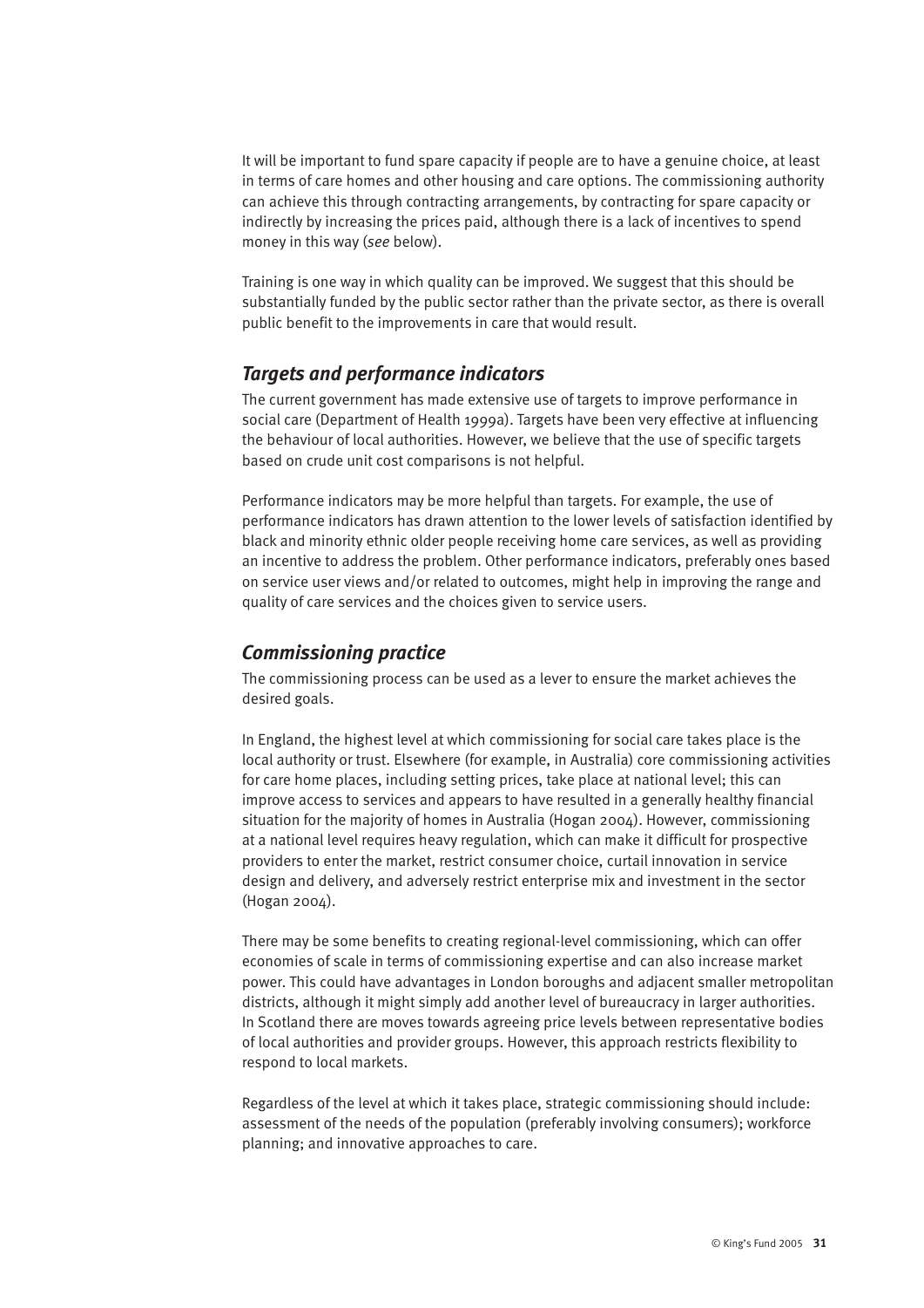It will be important to fund spare capacity if people are to have a genuine choice, at least in terms of care homes and other housing and care options. The commissioning authority can achieve this through contracting arrangements, by contracting for spare capacity or indirectly by increasing the prices paid, although there is a lack of incentives to spend money in this way (*see* below).

Training is one way in which quality can be improved. We suggest that this should be substantially funded by the public sector rather than the private sector, as there is overall public benefit to the improvements in care that would result.

### *Targets and performance indicators*

The current government has made extensive use of targets to improve performance in social care (Department of Health 1999a). Targets have been very effective at influencing the behaviour of local authorities. However, we believe that the use of specific targets based on crude unit cost comparisons is not helpful.

Performance indicators may be more helpful than targets. For example, the use of performance indicators has drawn attention to the lower levels of satisfaction identified by black and minority ethnic older people receiving home care services, as well as providing an incentive to address the problem. Other performance indicators, preferably ones based on service user views and/or related to outcomes, might help in improving the range and quality of care services and the choices given to service users.

### *Commissioning practice*

The commissioning process can be used as a lever to ensure the market achieves the desired goals.

In England, the highest level at which commissioning for social care takes place is the local authority or trust. Elsewhere (for example, in Australia) core commissioning activities for care home places, including setting prices, take place at national level; this can improve access to services and appears to have resulted in a generally healthy financial situation for the majority of homes in Australia (Hogan 2004). However, commissioning at a national level requires heavy regulation, which can make it difficult for prospective providers to enter the market, restrict consumer choice, curtail innovation in service design and delivery, and adversely restrict enterprise mix and investment in the sector (Hogan 2004).

There may be some benefits to creating regional-level commissioning, which can offer economies of scale in terms of commissioning expertise and can also increase market power. This could have advantages in London boroughs and adjacent smaller metropolitan districts, although it might simply add another level of bureaucracy in larger authorities. In Scotland there are moves towards agreeing price levels between representative bodies of local authorities and provider groups. However, this approach restricts flexibility to respond to local markets.

Regardless of the level at which it takes place, strategic commissioning should include: assessment of the needs of the population (preferably involving consumers); workforce planning; and innovative approaches to care.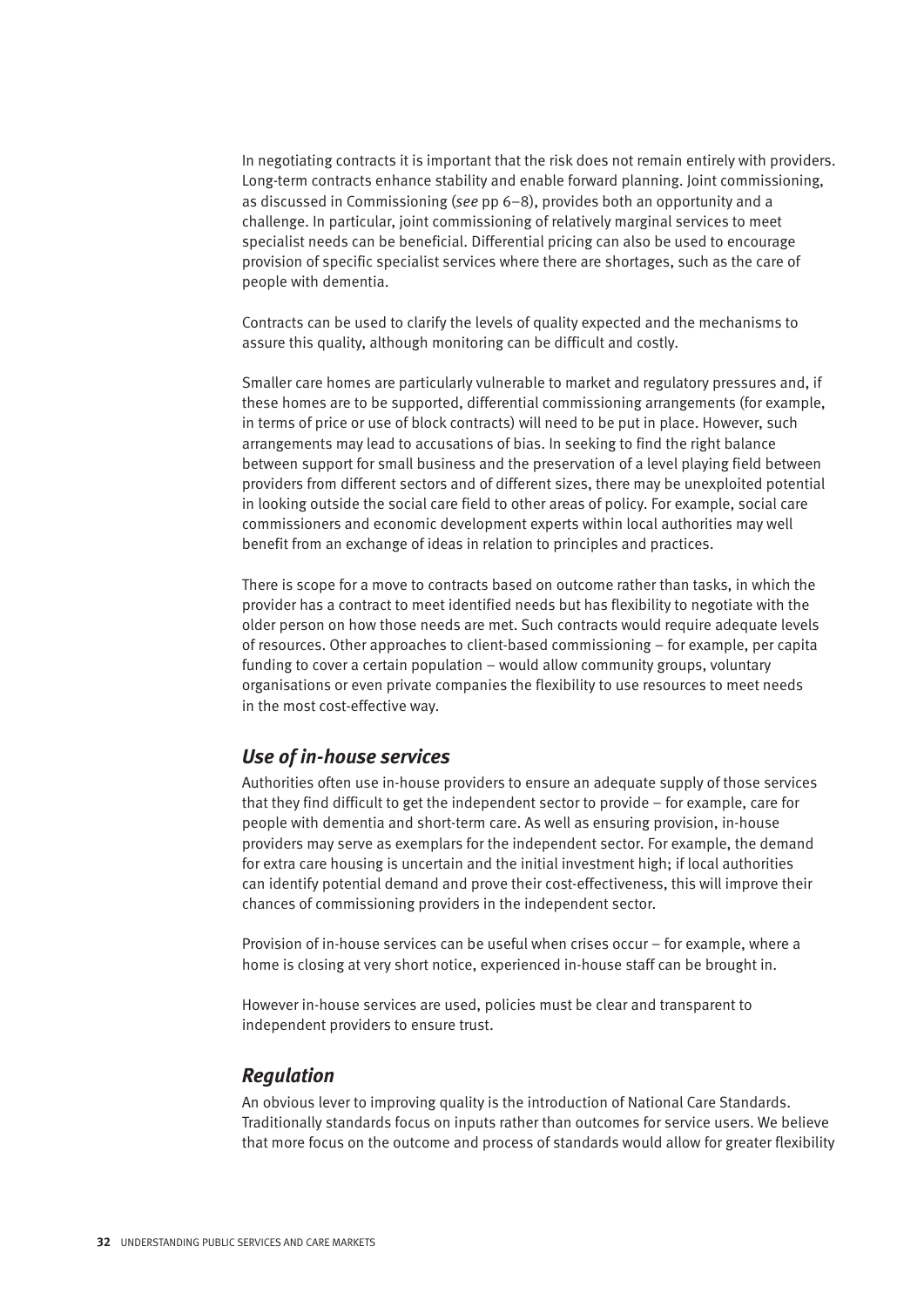In negotiating contracts it is important that the risk does not remain entirely with providers. Long-term contracts enhance stability and enable forward planning. Joint commissioning, as discussed in Commissioning (*see* pp 6–8), provides both an opportunity and a challenge. In particular, joint commissioning of relatively marginal services to meet specialist needs can be beneficial. Differential pricing can also be used to encourage provision of specific specialist services where there are shortages, such as the care of people with dementia.

Contracts can be used to clarify the levels of quality expected and the mechanisms to assure this quality, although monitoring can be difficult and costly.

Smaller care homes are particularly vulnerable to market and regulatory pressures and, if these homes are to be supported, differential commissioning arrangements (for example, in terms of price or use of block contracts) will need to be put in place. However, such arrangements may lead to accusations of bias. In seeking to find the right balance between support for small business and the preservation of a level playing field between providers from different sectors and of different sizes, there may be unexploited potential in looking outside the social care field to other areas of policy. For example, social care commissioners and economic development experts within local authorities may well benefit from an exchange of ideas in relation to principles and practices.

There is scope for a move to contracts based on outcome rather than tasks, in which the provider has a contract to meet identified needs but has flexibility to negotiate with the older person on how those needs are met. Such contracts would require adequate levels of resources. Other approaches to client-based commissioning – for example, per capita funding to cover a certain population – would allow community groups, voluntary organisations or even private companies the flexibility to use resources to meet needs in the most cost-effective way.

### *Use of in-house services*

Authorities often use in-house providers to ensure an adequate supply of those services that they find difficult to get the independent sector to provide – for example, care for people with dementia and short-term care. As well as ensuring provision, in-house providers may serve as exemplars for the independent sector. For example, the demand for extra care housing is uncertain and the initial investment high; if local authorities can identify potential demand and prove their cost-effectiveness, this will improve their chances of commissioning providers in the independent sector.

Provision of in-house services can be useful when crises occur – for example, where a home is closing at very short notice, experienced in-house staff can be brought in.

However in-house services are used, policies must be clear and transparent to independent providers to ensure trust.

### *Regulation*

An obvious lever to improving quality is the introduction of National Care Standards. Traditionally standards focus on inputs rather than outcomes for service users. We believe that more focus on the outcome and process of standards would allow for greater flexibility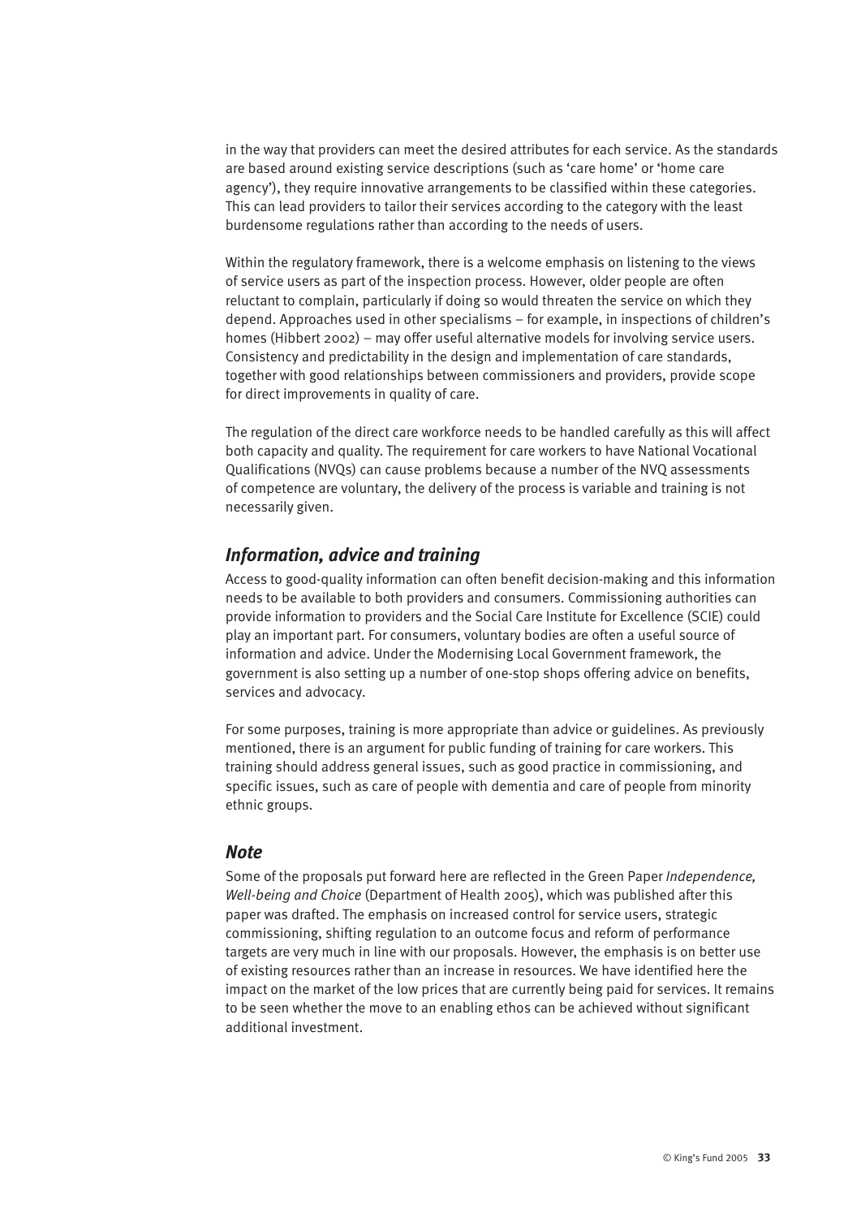in the way that providers can meet the desired attributes for each service. As the standards are based around existing service descriptions (such as 'care home' or 'home care agency'), they require innovative arrangements to be classified within these categories. This can lead providers to tailor their services according to the category with the least burdensome regulations rather than according to the needs of users.

Within the regulatory framework, there is a welcome emphasis on listening to the views of service users as part of the inspection process. However, older people are often reluctant to complain, particularly if doing so would threaten the service on which they depend. Approaches used in other specialisms – for example, in inspections of children's homes (Hibbert 2002) – may offer useful alternative models for involving service users. Consistency and predictability in the design and implementation of care standards, together with good relationships between commissioners and providers, provide scope for direct improvements in quality of care.

The regulation of the direct care workforce needs to be handled carefully as this will affect both capacity and quality. The requirement for care workers to have National Vocational Qualifications (NVQs) can cause problems because a number of the NVQ assessments of competence are voluntary, the delivery of the process is variable and training is not necessarily given.

## *Information, advice and training*

Access to good-quality information can often benefit decision-making and this information needs to be available to both providers and consumers. Commissioning authorities can provide information to providers and the Social Care Institute for Excellence (SCIE) could play an important part. For consumers, voluntary bodies are often a useful source of information and advice. Under the Modernising Local Government framework, the government is also setting up a number of one-stop shops offering advice on benefits, services and advocacy.

For some purposes, training is more appropriate than advice or guidelines. As previously mentioned, there is an argument for public funding of training for care workers. This training should address general issues, such as good practice in commissioning, and specific issues, such as care of people with dementia and care of people from minority ethnic groups.

## *Note*

Some of the proposals put forward here are reflected in the Green Paper *Independence, Well-being and Choice* (Department of Health 2005), which was published after this paper was drafted. The emphasis on increased control for service users, strategic commissioning, shifting regulation to an outcome focus and reform of performance targets are very much in line with our proposals. However, the emphasis is on better use of existing resources rather than an increase in resources. We have identified here the impact on the market of the low prices that are currently being paid for services. It remains to be seen whether the move to an enabling ethos can be achieved without significant additional investment.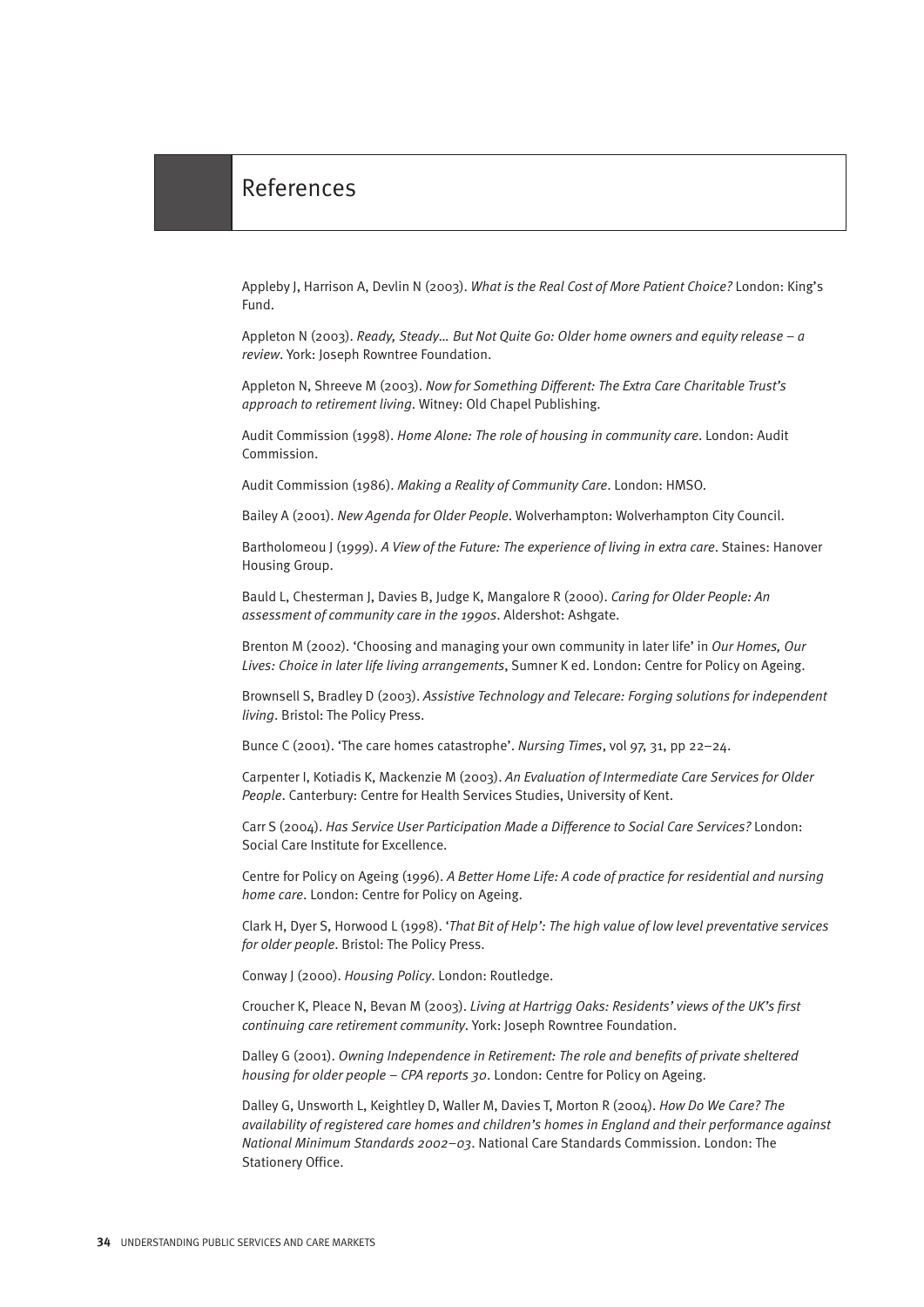# References

Appleby J, Harrison A, Devlin N (2003). *What is the Real Cost of More Patient Choice?* London: King's Fund.

Appleton N (2003). *Ready, Steady… But Not Quite Go: Older home owners and equity release – a review*. York: Joseph Rowntree Foundation.

Appleton N, Shreeve M (2003). *Now for Something Different: The Extra Care Charitable Trust's approach to retirement living*. Witney: Old Chapel Publishing.

Audit Commission (1998). *Home Alone: The role of housing in community care*. London: Audit Commission.

Audit Commission (1986). *Making a Reality of Community Care*. London: HMSO.

Bailey A (2001). *New Agenda for Older People*. Wolverhampton: Wolverhampton City Council.

Bartholomeou J (1999). *A View of the Future: The experience of living in extra care*. Staines: Hanover Housing Group.

Bauld L, Chesterman J, Davies B, Judge K, Mangalore R (2000). *Caring for Older People: An assessment of community care in the 1990s*. Aldershot: Ashgate.

Brenton M (2002). 'Choosing and managing your own community in later life' in *Our Homes, Our Lives: Choice in later life living arrangements*, Sumner K ed. London: Centre for Policy on Ageing.

Brownsell S, Bradley D (2003). *Assistive Technology and Telecare: Forging solutions for independent living*. Bristol: The Policy Press.

Bunce C (2001). 'The care homes catastrophe'. *Nursing Times*, vol 97, 31, pp 22–24.

Carpenter I, Kotiadis K, Mackenzie M (2003). *An Evaluation of Intermediate Care Services for Older People*. Canterbury: Centre for Health Services Studies, University of Kent.

Carr S (2004). *Has Service User Participation Made a Difference to Social Care Services?* London: Social Care Institute for Excellence.

Centre for Policy on Ageing (1996). *A Better Home Life: A code of practice for residential and nursing home care*. London: Centre for Policy on Ageing.

Clark H, Dyer S, Horwood L (1998). *'That Bit of Help': The high value of low level preventative services for older people*. Bristol: The Policy Press.

Conway J (2000). *Housing Policy*. London: Routledge.

Croucher K, Pleace N, Bevan M (2003). *Living at Hartrigg Oaks: Residents' views of the UK's first continuing care retirement community*. York: Joseph Rowntree Foundation.

Dalley G (2001). *Owning Independence in Retirement: The role and benefits of private sheltered housing for older people – CPA reports 30*. London: Centre for Policy on Ageing.

Dalley G, Unsworth L, Keightley D, Waller M, Davies T, Morton R (2004). *How Do We Care? The availability of registered care homes and children's homes in England and their performance against National Minimum Standards 2002–03*. National Care Standards Commission. London: The Stationery Office.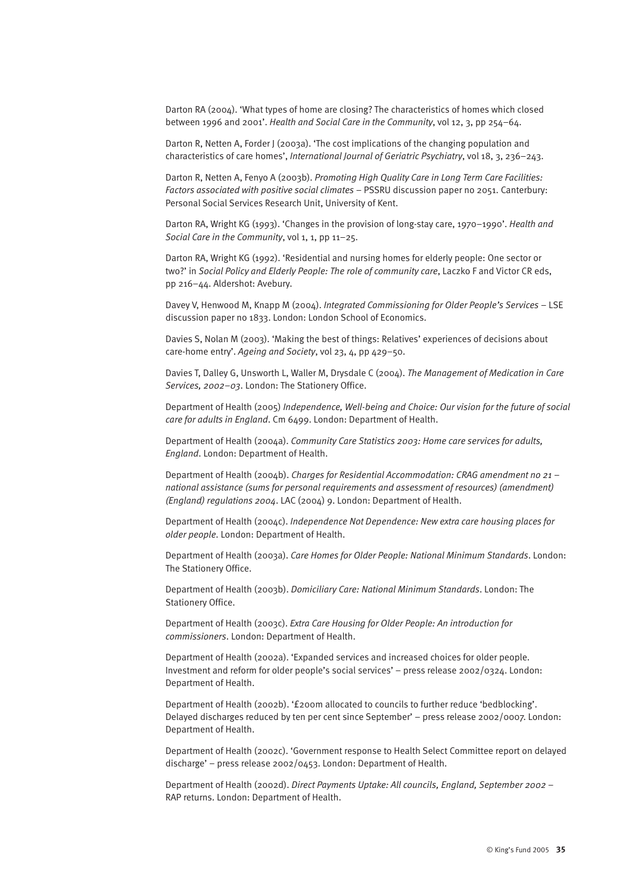Darton RA (2004). 'What types of home are closing? The characteristics of homes which closed between 1996 and 2001'. *Health and Social Care in the Community*, vol 12, 3, pp 254–64.

Darton R, Netten A, Forder J (2003a). 'The cost implications of the changing population and characteristics of care homes', *International Journal of Geriatric Psychiatry*, vol 18, 3, 236–243.

Darton R, Netten A, Fenyo A (2003b). *Promoting High Quality Care in Long Term Care Facilities: Factors associated with positive social climates* – PSSRU discussion paper no 2051. Canterbury: Personal Social Services Research Unit, University of Kent.

Darton RA, Wright KG (1993). 'Changes in the provision of long-stay care, 1970–1990'. *Health and Social Care in the Community*, vol 1, 1, pp 11–25.

Darton RA, Wright KG (1992). 'Residential and nursing homes for elderly people: One sector or two?' in *Social Policy and Elderly People: The role of community care*, Laczko F and Victor CR eds, pp 216–44. Aldershot: Avebury.

Davey V, Henwood M, Knapp M (2004). *Integrated Commissioning for Older People's Services* – LSE discussion paper no 1833. London: London School of Economics.

Davies S, Nolan M (2003). 'Making the best of things: Relatives' experiences of decisions about care-home entry'. *Ageing and Society*, vol 23, 4, pp 429–50.

Davies T, Dalley G, Unsworth L, Waller M, Drysdale C (2004). *The Management of Medication in Care Services, 2002–03*. London: The Stationery Office.

Department of Health (2005) *Independence, Well-being and Choice: Our vision for the future of social care for adults in England*. Cm 6499. London: Department of Health.

Department of Health (2004a). *Community Care Statistics 2003: Home care services for adults, England*. London: Department of Health.

Department of Health (2004b). *Charges for Residential Accommodation: CRAG amendment no 21 – national assistance (sums for personal requirements and assessment of resources) (amendment) (England) regulations 2004*. LAC (2004) 9. London: Department of Health.

Department of Health (2004c). *Independence Not Dependence: New extra care housing places for older people*. London: Department of Health.

Department of Health (2003a). *Care Homes for Older People: National Minimum Standards*. London: The Stationery Office.

Department of Health (2003b). *Domiciliary Care: National Minimum Standards*. London: The Stationery Office.

Department of Health (2003c). *Extra Care Housing for Older People: An introduction for commissioners*. London: Department of Health.

Department of Health (2002a). 'Expanded services and increased choices for older people. Investment and reform for older people's social services' – press release 2002/0324. London: Department of Health.

Department of Health (2002b). '£200m allocated to councils to further reduce 'bedblocking'. Delayed discharges reduced by ten per cent since September' – press release 2002/0007. London: Department of Health.

Department of Health (2002c). 'Government response to Health Select Committee report on delayed discharge' – press release 2002/0453. London: Department of Health.

Department of Health (2002d). *Direct Payments Uptake: All councils, England, September 2002* – RAP returns. London: Department of Health.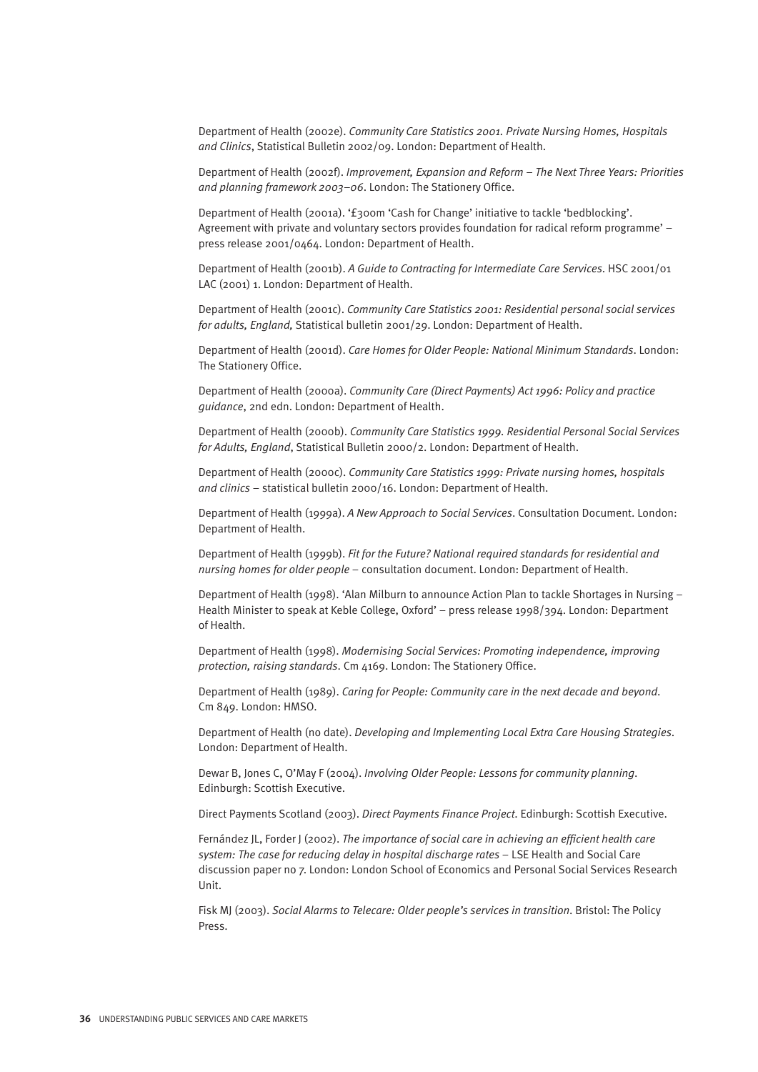Department of Health (2002e). *Community Care Statistics 2001. Private Nursing Homes, Hospitals and Clinics*, Statistical Bulletin 2002/09. London: Department of Health.

Department of Health (2002f). *Improvement, Expansion and Reform – The Next Three Years: Priorities and planning framework 2003–06*. London: The Stationery Office.

Department of Health (2001a). '£300m 'Cash for Change' initiative to tackle 'bedblocking'. Agreement with private and voluntary sectors provides foundation for radical reform programme' – press release 2001/0464. London: Department of Health.

Department of Health (2001b). *A Guide to Contracting for Intermediate Care Services*. HSC 2001/01 LAC (2001) 1. London: Department of Health.

Department of Health (2001c). *Community Care Statistics 2001: Residential personal social services for adults, England,* Statistical bulletin 2001/29. London: Department of Health.

Department of Health (2001d). *Care Homes for Older People: National Minimum Standards*. London: The Stationery Office.

Department of Health (2000a). *Community Care (Direct Payments) Act 1996: Policy and practice guidance*, 2nd edn. London: Department of Health.

Department of Health (2000b). *Community Care Statistics 1999. Residential Personal Social Services for Adults, England*, Statistical Bulletin 2000/2. London: Department of Health.

Department of Health (2000c). *Community Care Statistics 1999: Private nursing homes, hospitals and clinics* – statistical bulletin 2000/16. London: Department of Health.

Department of Health (1999a). *A New Approach to Social Services*. Consultation Document. London: Department of Health.

Department of Health (1999b). *Fit for the Future? National required standards for residential and nursing homes for older people* – consultation document. London: Department of Health.

Department of Health (1998). 'Alan Milburn to announce Action Plan to tackle Shortages in Nursing – Health Minister to speak at Keble College, Oxford' – press release 1998/394. London: Department of Health.

Department of Health (1998). *Modernising Social Services: Promoting independence, improving protection, raising standards*. Cm 4169. London: The Stationery Office.

Department of Health (1989). *Caring for People: Community care in the next decade and beyond*. Cm 849. London: HMSO.

Department of Health (no date). *Developing and Implementing Local Extra Care Housing Strategies*. London: Department of Health.

Dewar B, Jones C, O'May F (2004). *Involving Older People: Lessons for community planning*. Edinburgh: Scottish Executive.

Direct Payments Scotland (2003). *Direct Payments Finance Project*. Edinburgh: Scottish Executive.

Fernández JL, Forder J (2002). *The importance of social care in achieving an efficient health care system: The case for reducing delay in hospital discharge rates* – LSE Health and Social Care discussion paper no 7. London: London School of Economics and Personal Social Services Research Unit.

Fisk MJ (2003). *Social Alarms to Telecare: Older people's services in transition*. Bristol: The Policy Press.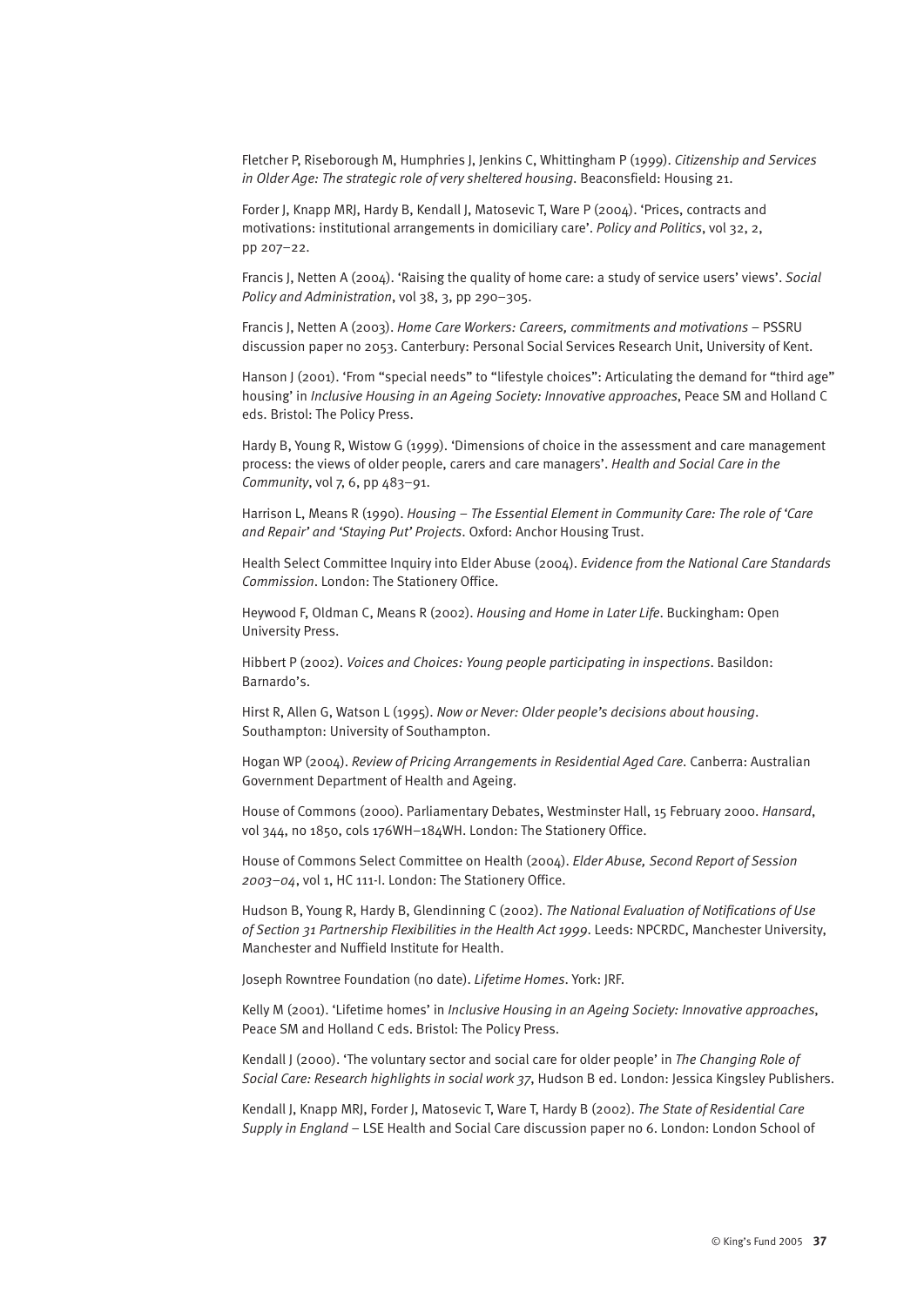Fletcher P, Riseborough M, Humphries J, Jenkins C, Whittingham P (1999). *Citizenship and Services in Older Age: The strategic role of very sheltered housing*. Beaconsfield: Housing 21.

Forder J, Knapp MRJ, Hardy B, Kendall J, Matosevic T, Ware P (2004). 'Prices, contracts and motivations: institutional arrangements in domiciliary care'. *Policy and Politics*, vol 32, 2, pp 207–22.

Francis J, Netten A (2004). 'Raising the quality of home care: a study of service users' views'. *Social Policy and Administration*, vol 38, 3, pp 290–305.

Francis J, Netten A (2003). *Home Care Workers: Careers, commitments and motivations* – PSSRU discussion paper no 2053. Canterbury: Personal Social Services Research Unit, University of Kent.

Hanson J (2001). 'From "special needs" to "lifestyle choices": Articulating the demand for "third age" housing' in *Inclusive Housing in an Ageing Society: Innovative approaches*, Peace SM and Holland C eds. Bristol: The Policy Press.

Hardy B, Young R, Wistow G (1999). 'Dimensions of choice in the assessment and care management process: the views of older people, carers and care managers'. *Health and Social Care in the Community*, vol 7, 6, pp 483–91.

Harrison L, Means R (1990). *Housing – The Essential Element in Community Care: The role of 'Care and Repair' and 'Staying Put' Projects*. Oxford: Anchor Housing Trust.

Health Select Committee Inquiry into Elder Abuse (2004). *Evidence from the National Care Standards Commission*. London: The Stationery Office.

Heywood F, Oldman C, Means R (2002). *Housing and Home in Later Life*. Buckingham: Open University Press.

Hibbert P (2002). *Voices and Choices: Young people participating in inspections*. Basildon: Barnardo's.

Hirst R, Allen G, Watson L (1995). *Now or Never: Older people's decisions about housing*. Southampton: University of Southampton.

Hogan WP (2004). *Review of Pricing Arrangements in Residential Aged Care*. Canberra: Australian Government Department of Health and Ageing.

House of Commons (2000). Parliamentary Debates, Westminster Hall, 15 February 2000. *Hansard*, vol 344, no 1850, cols 176WH–184WH. London: The Stationery Office.

House of Commons Select Committee on Health (2004). *Elder Abuse, Second Report of Session 2003–04*, vol 1, HC 111-I. London: The Stationery Office.

Hudson B, Young R, Hardy B, Glendinning C (2002). *The National Evaluation of Notifications of Use of Section 31 Partnership Flexibilities in the Health Act 1999*. Leeds: NPCRDC, Manchester University, Manchester and Nuffield Institute for Health.

Joseph Rowntree Foundation (no date). *Lifetime Homes*. York: JRF.

Kelly M (2001). 'Lifetime homes' in *Inclusive Housing in an Ageing Society: Innovative approaches*, Peace SM and Holland C eds. Bristol: The Policy Press.

Kendall J (2000). 'The voluntary sector and social care for older people' in *The Changing Role of Social Care: Research highlights in social work 37*, Hudson B ed. London: Jessica Kingsley Publishers.

Kendall J, Knapp MRJ, Forder J, Matosevic T, Ware T, Hardy B (2002). *The State of Residential Care Supply in England* – LSE Health and Social Care discussion paper no 6. London: London School of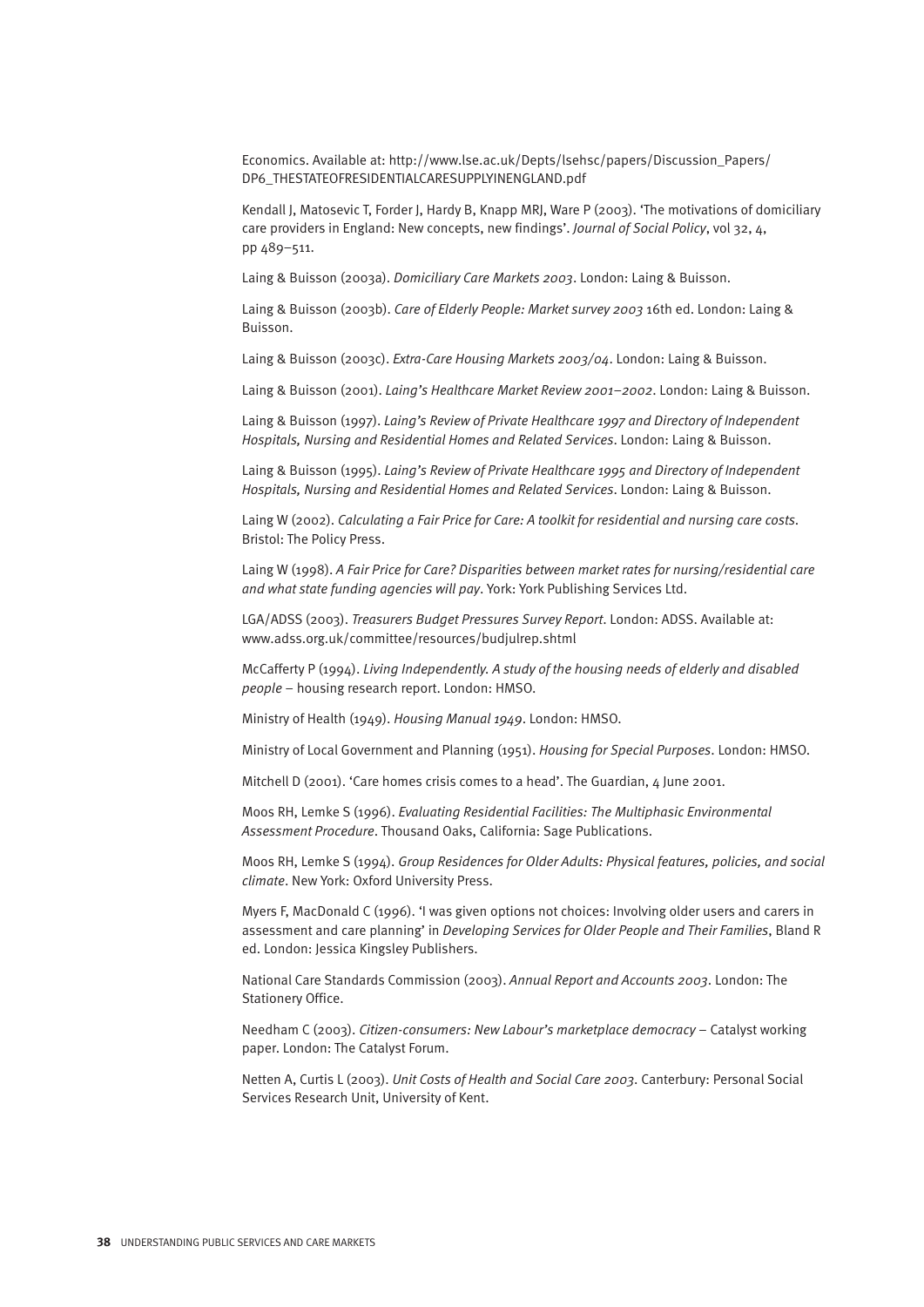Economics. Available at: http://www.lse.ac.uk/Depts/lsehsc/papers/Discussion_Papers/DP6_THESTATEOFRESIDENTIALCARESUPPLYINENGLAND.pdf

Kendall J, Matosevic T, Forder J, Hardy B, Knapp MRJ, Ware P (2003). 'The motivations of domiciliary care providers in England: New concepts, new findings'. *Journal of Social Policy*, vol 32, 4, pp 489–511.

Laing & Buisson (2003a). *Domiciliary Care Markets 2003*. London: Laing & Buisson.

Laing & Buisson (2003b). *Care of Elderly People: Market survey 2003* 16th ed. London: Laing & Buisson.

Laing & Buisson (2003c). *Extra-Care Housing Markets 2003/04*. London: Laing & Buisson.

Laing & Buisson (2001). *Laing's Healthcare Market Review 2001–2002*. London: Laing & Buisson.

Laing & Buisson (1997). *Laing's Review of Private Healthcare 1997 and Directory of Independent Hospitals, Nursing and Residential Homes and Related Services*. London: Laing & Buisson.

Laing & Buisson (1995). *Laing's Review of Private Healthcare 1995 and Directory of Independent Hospitals, Nursing and Residential Homes and Related Services*. London: Laing & Buisson.

Laing W (2002). *Calculating a Fair Price for Care: A toolkit for residential and nursing care costs*. Bristol: The Policy Press.

Laing W (1998). *A Fair Price for Care? Disparities between market rates for nursing/residential care and what state funding agencies will pay*. York: York Publishing Services Ltd.

LGA/ADSS (2003). *Treasurers Budget Pressures Survey Report*. London: ADSS. Available at: www.adss.org.uk/committee/resources/budjulrep.shtml

McCafferty P (1994). *Living Independently. A study of the housing needs of elderly and disabled people* – housing research report. London: HMSO.

Ministry of Health (1949). *Housing Manual 1949*. London: HMSO.

Ministry of Local Government and Planning (1951). *Housing for Special Purposes*. London: HMSO.

Mitchell D (2001). 'Care homes crisis comes to a head'. The Guardian, 4 June 2001.

Moos RH, Lemke S (1996). *Evaluating Residential Facilities: The Multiphasic Environmental Assessment Procedure*. Thousand Oaks, California: Sage Publications.

Moos RH, Lemke S (1994). *Group Residences for Older Adults: Physical features, policies, and social climate*. New York: Oxford University Press.

Myers F, MacDonald C (1996). 'I was given options not choices: Involving older users and carers in assessment and care planning' in *Developing Services for Older People and Their Families*, Bland R ed. London: Jessica Kingsley Publishers.

National Care Standards Commission (2003). *Annual Report and Accounts 2003*. London: The Stationery Office.

Needham C (2003). *Citizen-consumers: New Labour's marketplace democracy* – Catalyst working paper. London: The Catalyst Forum.

Netten A, Curtis L (2003). *Unit Costs of Health and Social Care 2003*. Canterbury: Personal Social Services Research Unit, University of Kent.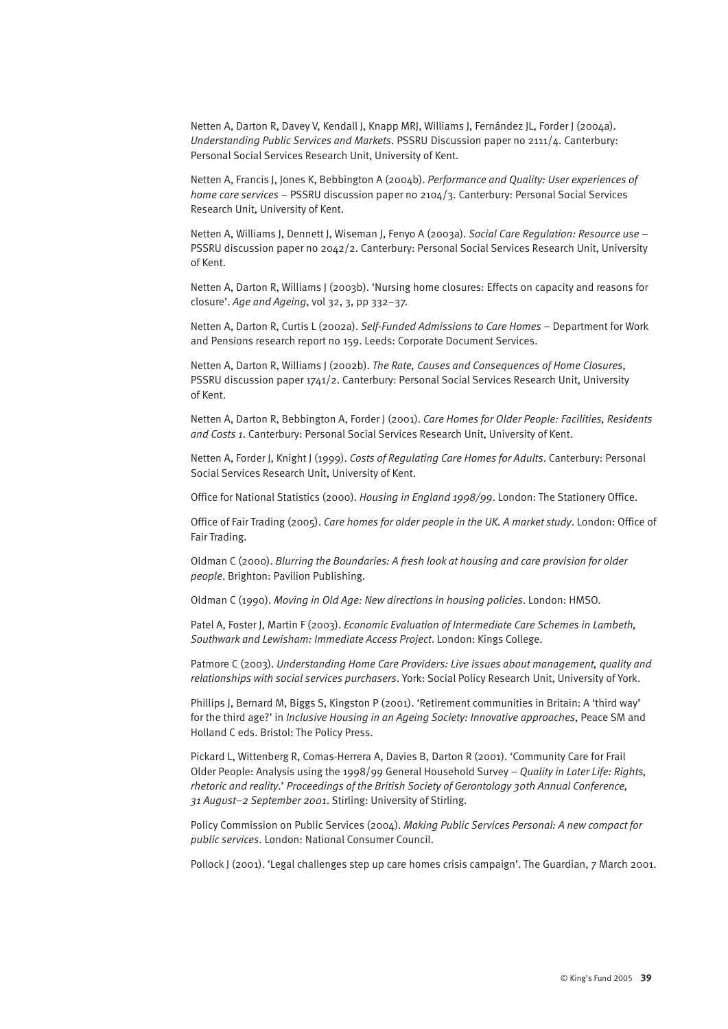Netten A, Darton R, Davey V, Kendall J, Knapp MRJ, Williams J, Fernández JL, Forder J (2004a). *Understanding Public Services and Markets*. PSSRU Discussion paper no 2111/4. Canterbury: Personal Social Services Research Unit, University of Kent.

Netten A, Francis J, Jones K, Bebbington A (2004b). *Performance and Quality: User experiences of home care services* – PSSRU discussion paper no 2104/3. Canterbury: Personal Social Services Research Unit, University of Kent.

Netten A, Williams J, Dennett J, Wiseman J, Fenyo A (2003a). *Social Care Regulation: Resource use* – PSSRU discussion paper no 2042/2. Canterbury: Personal Social Services Research Unit, University of Kent.

Netten A, Darton R, Williams J (2003b). 'Nursing home closures: Effects on capacity and reasons for closure'. *Age and Ageing*, vol 32, 3, pp 332–37.

Netten A, Darton R, Curtis L (2002a). *Self-Funded Admissions to Care Homes* – Department for Work and Pensions research report no 159. Leeds: Corporate Document Services.

Netten A, Darton R, Williams J (2002b). *The Rate, Causes and Consequences of Home Closures*, PSSRU discussion paper 1741/2. Canterbury: Personal Social Services Research Unit, University of Kent.

Netten A, Darton R, Bebbington A, Forder J (2001). *Care Homes for Older People: Facilities, Residents and Costs 1*. Canterbury: Personal Social Services Research Unit, University of Kent.

Netten A, Forder J, Knight J (1999). *Costs of Regulating Care Homes for Adults*. Canterbury: Personal Social Services Research Unit, University of Kent.

Office for National Statistics (2000). *Housing in England 1998/99*. London: The Stationery Office.

Office of Fair Trading (2005). *Care homes for older people in the UK. A market study*. London: Office of Fair Trading.

Oldman C (2000). *Blurring the Boundaries: A fresh look at housing and care provision for older people*. Brighton: Pavilion Publishing.

Oldman C (1990). *Moving in Old Age: New directions in housing policies*. London: HMSO.

Patel A, Foster J, Martin F (2003). *Economic Evaluation of Intermediate Care Schemes in Lambeth, Southwark and Lewisham: Immediate Access Project*. London: Kings College.

Patmore C (2003). *Understanding Home Care Providers: Live issues about management, quality and relationships with social services purchasers*. York: Social Policy Research Unit, University of York.

Phillips J, Bernard M, Biggs S, Kingston P (2001). 'Retirement communities in Britain: A 'third way' for the third age?' in *Inclusive Housing in an Ageing Society: Innovative approaches*, Peace SM and Holland C eds. Bristol: The Policy Press.

Pickard L, Wittenberg R, Comas-Herrera A, Davies B, Darton R (2001). 'Community Care for Frail Older People: Analysis using the 1998/99 General Household Survey – *Quality in Later Life: Rights, rhetoric and reality*.' *Proceedings of the British Society of Gerontology 30th Annual Conference, 31 August–2 September 2001*. Stirling: University of Stirling.

Policy Commission on Public Services (2004). *Making Public Services Personal: A new compact for public services*. London: National Consumer Council.

Pollock J (2001). 'Legal challenges step up care homes crisis campaign'. The Guardian, 7 March 2001.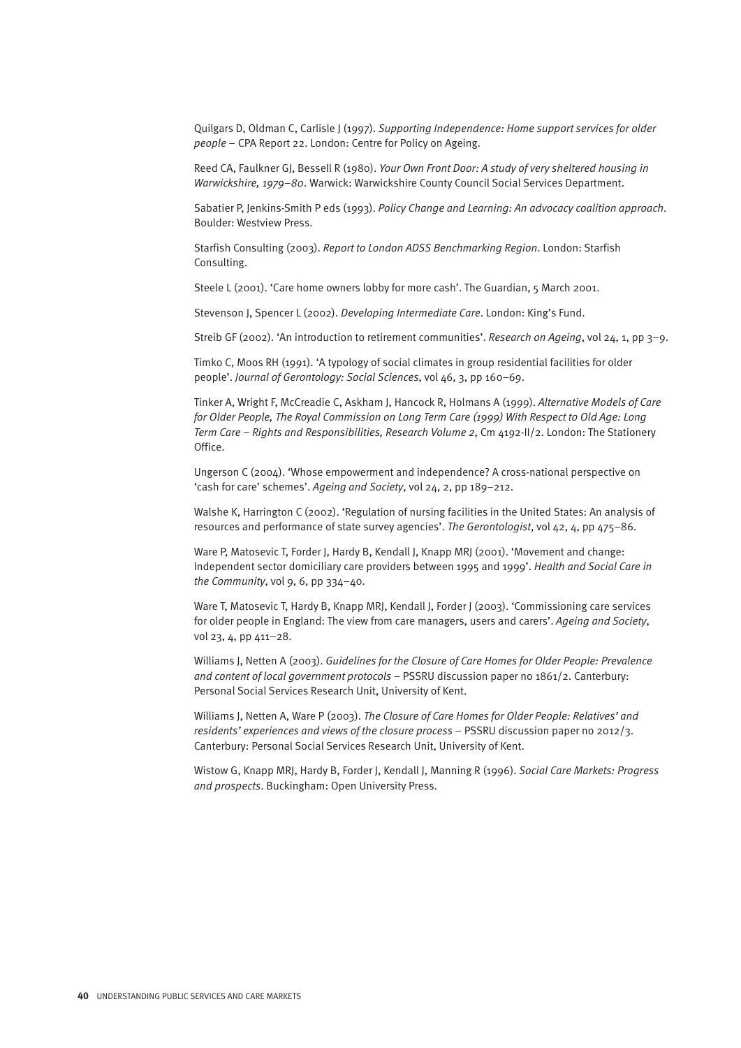Quilgars D, Oldman C, Carlisle J (1997). *Supporting Independence: Home support services for older people* – CPA Report 22. London: Centre for Policy on Ageing.

Reed CA, Faulkner GJ, Bessell R (1980). *Your Own Front Door: A study of very sheltered housing in Warwickshire, 1979–80*. Warwick: Warwickshire County Council Social Services Department.

Sabatier P, Jenkins-Smith P eds (1993). *Policy Change and Learning: An advocacy coalition approach*. Boulder: Westview Press.

Starfish Consulting (2003). *Report to London ADSS Benchmarking Region*. London: Starfish Consulting.

Steele L (2001). 'Care home owners lobby for more cash'. The Guardian, 5 March 2001.

Stevenson J, Spencer L (2002). *Developing Intermediate Care*. London: King's Fund.

Streib GF (2002). 'An introduction to retirement communities'. *Research on Ageing*, vol 24, 1, pp 3–9.

Timko C, Moos RH (1991). 'A typology of social climates in group residential facilities for older people'. *Journal of Gerontology: Social Sciences*, vol 46, 3, pp 160–69.

Tinker A, Wright F, McCreadie C, Askham J, Hancock R, Holmans A (1999). *Alternative Models of Care for Older People, The Royal Commission on Long Term Care (1999) With Respect to Old Age: Long Term Care – Rights and Responsibilities, Research Volume 2*, Cm 4192-II/2. London: The Stationery Office.

Ungerson C (2004). 'Whose empowerment and independence? A cross-national perspective on 'cash for care' schemes'. *Ageing and Society*, vol 24, 2, pp 189–212.

Walshe K, Harrington C (2002). 'Regulation of nursing facilities in the United States: An analysis of resources and performance of state survey agencies'. *The Gerontologist*, vol 42, 4, pp 475–86.

Ware P, Matosevic T, Forder J, Hardy B, Kendall J, Knapp MRJ (2001). 'Movement and change: Independent sector domiciliary care providers between 1995 and 1999'. *Health and Social Care in the Community*, vol 9, 6, pp 334–40.

Ware T, Matosevic T, Hardy B, Knapp MRJ, Kendall J, Forder J (2003). 'Commissioning care services for older people in England: The view from care managers, users and carers'. *Ageing and Society*, vol 23, 4, pp 411–28.

Williams J, Netten A (2003). *Guidelines for the Closure of Care Homes for Older People: Prevalence and content of local government protocols* – PSSRU discussion paper no 1861/2. Canterbury: Personal Social Services Research Unit, University of Kent.

Williams J, Netten A, Ware P (2003). *The Closure of Care Homes for Older People: Relatives' and residents' experiences and views of the closure process* – PSSRU discussion paper no 2012/3. Canterbury: Personal Social Services Research Unit, University of Kent.

Wistow G, Knapp MRJ, Hardy B, Forder J, Kendall J, Manning R (1996). *Social Care Markets: Progress and prospects*. Buckingham: Open University Press.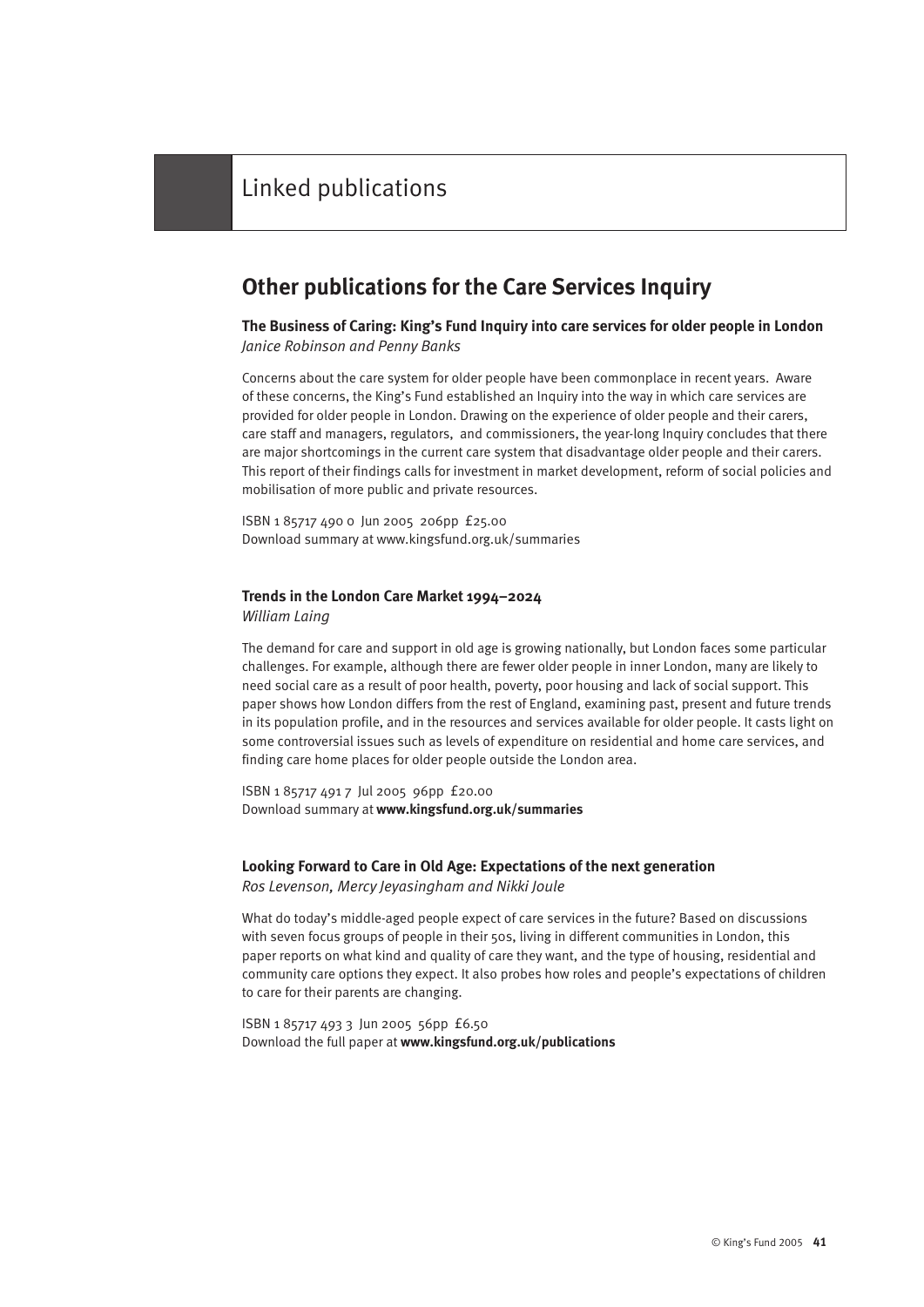# Linked publications

## Other publications for the Care Services Inquiry

**The Business of Caring: King's Fund Inquiry into care services for older people in London**
*Janice Robinson and Penny Banks*

Concerns about the care system for older people have been commonplace in recent years. Aware of these concerns, the King's Fund established an Inquiry into the way in which care services are provided for older people in London. Drawing on the experience of older people and their carers, care staff and managers, regulators, and commissioners, the year-long Inquiry concludes that there are major shortcomings in the current care system that disadvantage older people and their carers. This report of their findings calls for investment in market development, reform of social policies and mobilisation of more public and private resources.

ISBN 1 85717 490 0 Jun 2005 206pp £25.00
Download summary at www.kingsfund.org.uk/summaries

**Trends in the London Care Market 1994–2024**
*William Laing*

The demand for care and support in old age is growing nationally, but London faces some particular challenges. For example, although there are fewer older people in inner London, many are likely to need social care as a result of poor health, poverty, poor housing and lack of social support. This paper shows how London differs from the rest of England, examining past, present and future trends in its population profile, and in the resources and services available for older people. It casts light on some controversial issues such as levels of expenditure on residential and home care services, and finding care home places for older people outside the London area.

ISBN 1 85717 491 7 Jul 2005 96pp £20.00
Download summary at **www.kingsfund.org.uk/summaries**

**Looking Forward to Care in Old Age: Expectations of the next generation**
*Ros Levenson, Mercy Jeyasingham and Nikki Joule*

What do today's middle-aged people expect of care services in the future? Based on discussions with seven focus groups of people in their 50s, living in different communities in London, this paper reports on what kind and quality of care they want, and the type of housing, residential and community care options they expect. It also probes how roles and people's expectations of children to care for their parents are changing.

ISBN 1 85717 493 3 Jun 2005 56pp £6.50
Download the full paper at **www.kingsfund.org.uk/publications**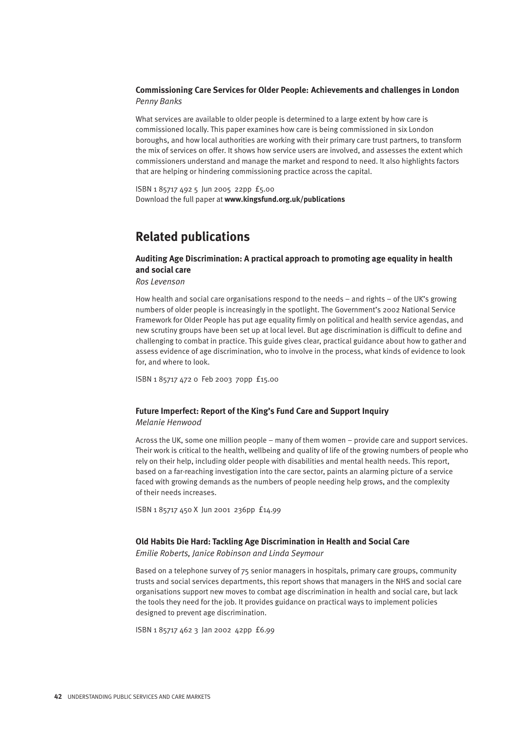### Commissioning Care Services for Older People: Achievements and challenges in London

*Penny Banks*

What services are available to older people is determined to a large extent by how care is commissioned locally. This paper examines how care is being commissioned in six London boroughs, and how local authorities are working with their primary care trust partners, to transform the mix of services on offer. It shows how service users are involved, and assesses the extent which commissioners understand and manage the market and respond to need. It also highlights factors that are helping or hindering commissioning practice across the capital.

ISBN 1 85717 492 5 Jun 2005 22pp £5.00
Download the full paper at **www.kingsfund.org.uk/publications**

## Related publications

### Auditing Age Discrimination: A practical approach to promoting age equality in health and social care

*Ros Levenson*

How health and social care organisations respond to the needs – and rights – of the UK's growing numbers of older people is increasingly in the spotlight. The Government's 2002 National Service Framework for Older People has put age equality firmly on political and health service agendas, and new scrutiny groups have been set up at local level. But age discrimination is difficult to define and challenging to combat in practice. This guide gives clear, practical guidance about how to gather and assess evidence of age discrimination, who to involve in the process, what kinds of evidence to look for, and where to look.

ISBN 1 85717 472 0 Feb 2003 70pp £15.00

### Future Imperfect: Report of the King's Fund Care and Support Inquiry

*Melanie Henwood*

Across the UK, some one million people – many of them women – provide care and support services. Their work is critical to the health, wellbeing and quality of life of the growing numbers of people who rely on their help, including older people with disabilities and mental health needs. This report, based on a far-reaching investigation into the care sector, paints an alarming picture of a service faced with growing demands as the numbers of people needing help grows, and the complexity of their needs increases.

ISBN 1 85717 450 X Jun 2001 236pp £14.99

### Old Habits Die Hard: Tackling Age Discrimination in Health and Social Care

*Emilie Roberts, Janice Robinson and Linda Seymour*

Based on a telephone survey of 75 senior managers in hospitals, primary care groups, community trusts and social services departments, this report shows that managers in the NHS and social care organisations support new moves to combat age discrimination in health and social care, but lack the tools they need for the job. It provides guidance on practical ways to implement policies designed to prevent age discrimination.

ISBN 1 85717 462 3 Jan 2002 42pp £6.99